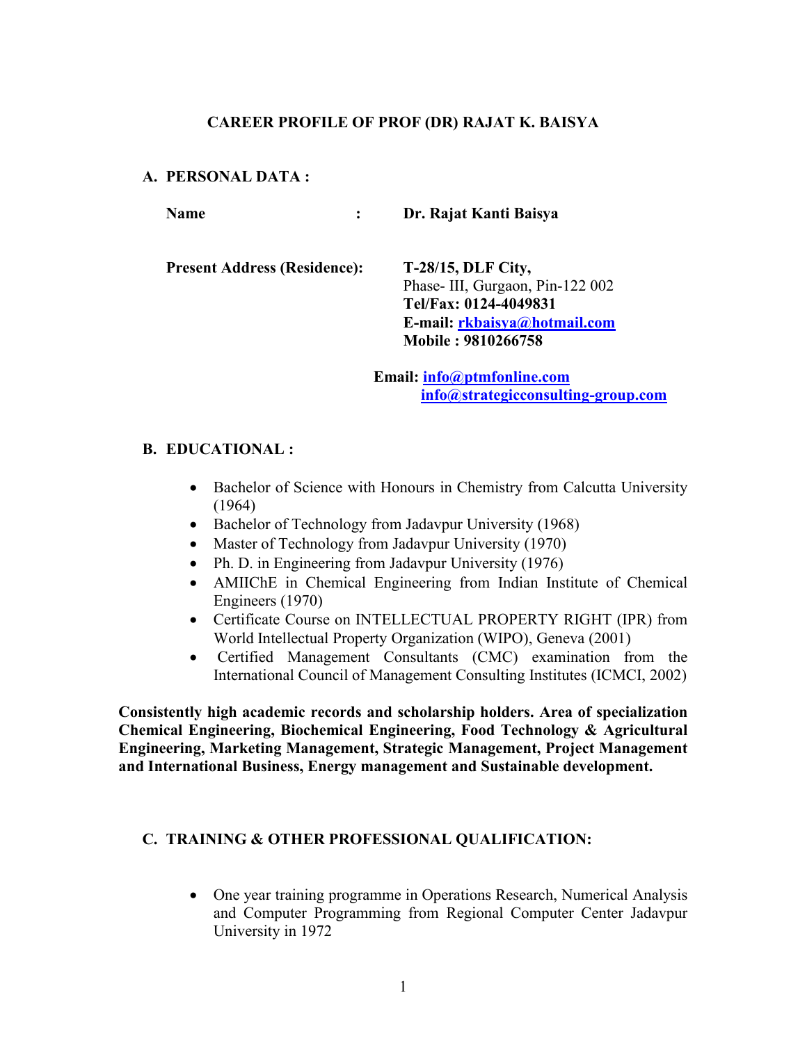# CAREER PROFILE OF PROF (DR) RAJAT K. BAISYA

## A. PERSONAL DATA :

**Name** : **Dr. Rajat Kanti Baisya**

**Present Address (Residence):** **T-28/15, DLF City,**
Phase- III, Gurgaon, Pin-122 002
**Tel/Fax: 0124-4049831**
**E-mail: rkbaisya@hotmail.com**
**Mobile : 9810266758**

**Email: info@ptmfonline.com**
**info@strategicconsulting-group.com**

## B. EDUCATIONAL :

- Bachelor of Science with Honours in Chemistry from Calcutta University (1964)
- Bachelor of Technology from Jadavpur University (1968)
- Master of Technology from Jadavpur University (1970)
- Ph. D. in Engineering from Jadavpur University (1976)
- AMIIChE in Chemical Engineering from Indian Institute of Chemical Engineers (1970)
- Certificate Course on INTELLECTUAL PROPERTY RIGHT (IPR) from World Intellectual Property Organization (WIPO), Geneva (2001)
- Certified Management Consultants (CMC) examination from the International Council of Management Consulting Institutes (ICMCI, 2002)

**Consistently high academic records and scholarship holders. Area of specialization Chemical Engineering, Biochemical Engineering, Food Technology & Agricultural Engineering, Marketing Management, Strategic Management, Project Management and International Business, Energy management and Sustainable development.**

## C. TRAINING & OTHER PROFESSIONAL QUALIFICATION:

- One year training programme in Operations Research, Numerical Analysis and Computer Programming from Regional Computer Center Jadavpur University in 1972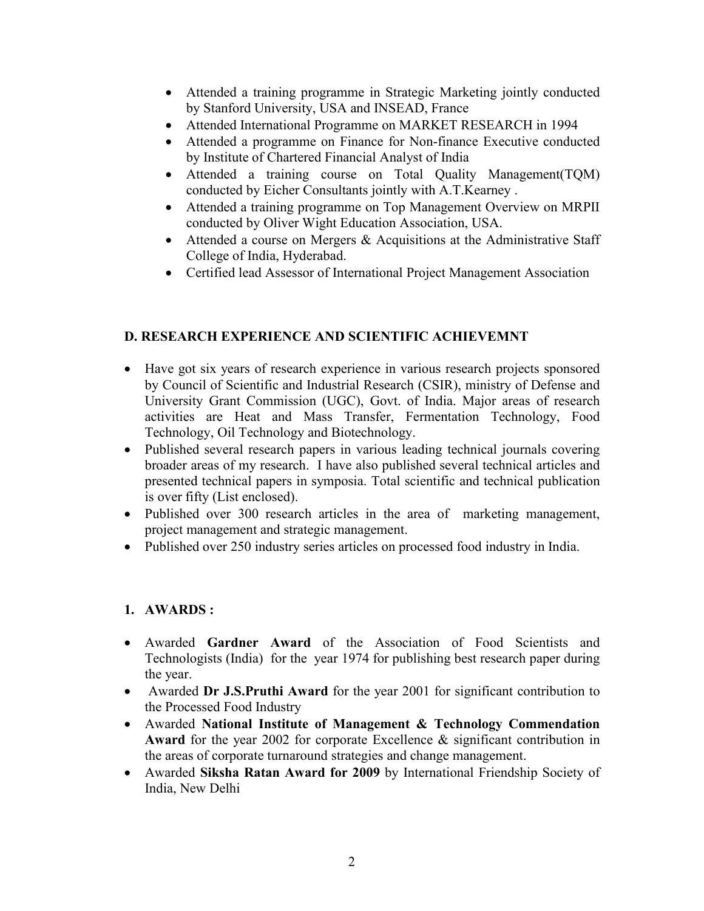- Attended a training programme in Strategic Marketing jointly conducted by Stanford University, USA and INSEAD, France
- Attended International Programme on MARKET RESEARCH in 1994
- Attended a programme on Finance for Non-finance Executive conducted by Institute of Chartered Financial Analyst of India
- Attended a training course on Total Quality Management(TQM) conducted by Eicher Consultants jointly with A.T.Kearney .
- Attended a training programme on Top Management Overview on MRPII conducted by Oliver Wight Education Association, USA.
- Attended a course on Mergers & Acquisitions at the Administrative Staff College of India, Hyderabad.
- Certified lead Assessor of International Project Management Association

## D. RESEARCH EXPERIENCE AND SCIENTIFIC ACHIEVEMNT

- Have got six years of research experience in various research projects sponsored by Council of Scientific and Industrial Research (CSIR), ministry of Defense and University Grant Commission (UGC), Govt. of India. Major areas of research activities are Heat and Mass Transfer, Fermentation Technology, Food Technology, Oil Technology and Biotechnology.
- Published several research papers in various leading technical journals covering broader areas of my research. I have also published several technical articles and presented technical papers in symposia. Total scientific and technical publication is over fifty (List enclosed).
- Published over 300 research articles in the area of marketing management, project management and strategic management.
- Published over 250 industry series articles on processed food industry in India.

## 1. AWARDS :

- Awarded **Gardner Award** of the Association of Food Scientists and Technologists (India) for the year 1974 for publishing best research paper during the year.
- Awarded **Dr J.S.Pruthi Award** for the year 2001 for significant contribution to the Processed Food Industry
- Awarded **National Institute of Management & Technology Commendation Award** for the year 2002 for corporate Excellence & significant contribution in the areas of corporate turnaround strategies and change management.
- Awarded **Siksha Ratan Award for 2009** by International Friendship Society of India, New Delhi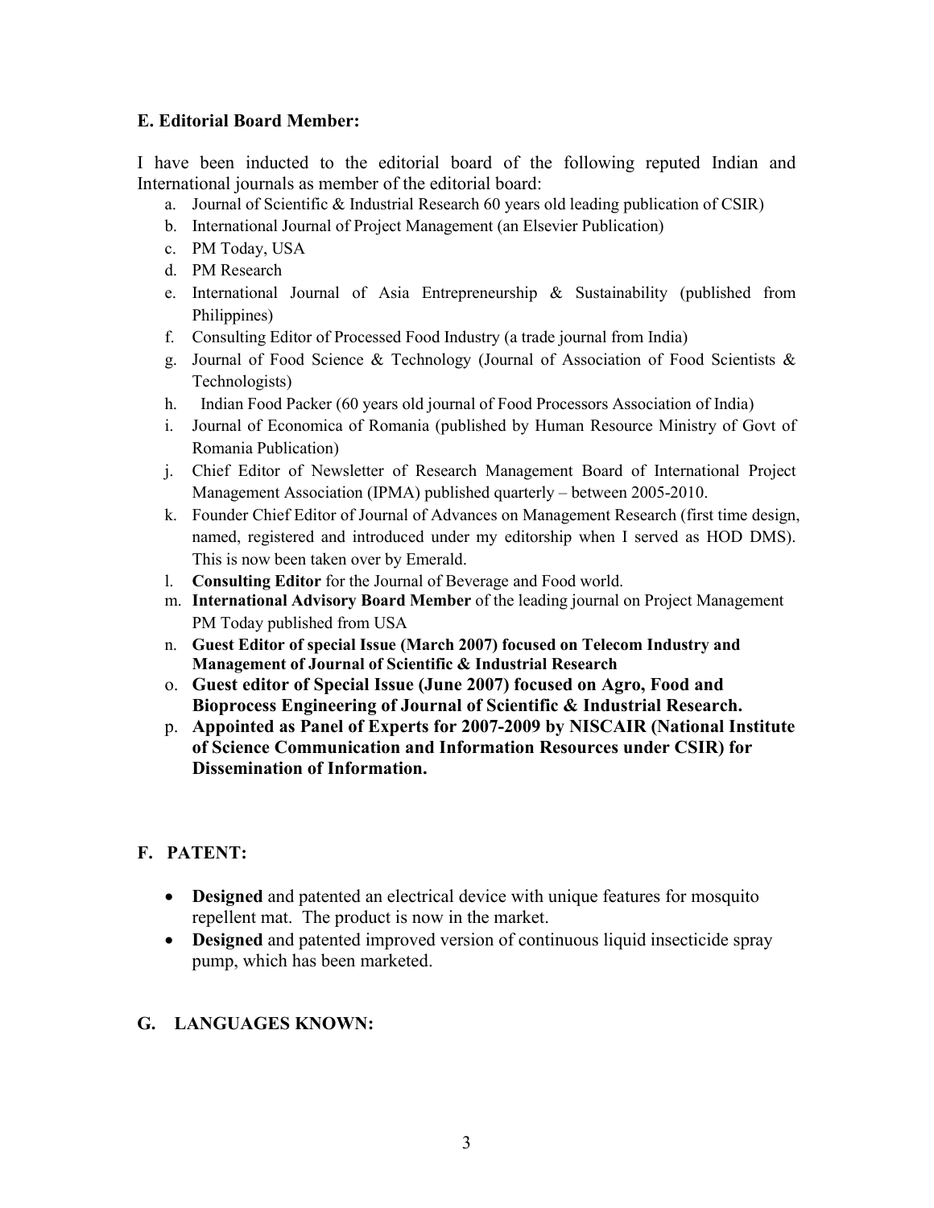**E. Editorial Board Member:**

I have been inducted to the editorial board of the following reputed Indian and International journals as member of the editorial board:

a. Journal of Scientific & Industrial Research 60 years old leading publication of CSIR)
b. International Journal of Project Management (an Elsevier Publication)
c. PM Today, USA
d. PM Research
e. International Journal of Asia Entrepreneurship & Sustainability (published from Philippines)
f. Consulting Editor of Processed Food Industry (a trade journal from India)
g. Journal of Food Science & Technology (Journal of Association of Food Scientists & Technologists)
h. Indian Food Packer (60 years old journal of Food Processors Association of India)
i. Journal of Economica of Romania (published by Human Resource Ministry of Govt of Romania Publication)
j. Chief Editor of Newsletter of Research Management Board of International Project Management Association (IPMA) published quarterly – between 2005-2010.
k. Founder Chief Editor of Journal of Advances on Management Research (first time design, named, registered and introduced under my editorship when I served as HOD DMS). This is now been taken over by Emerald.
l. **Consulting Editor** for the Journal of Beverage and Food world.
m. **International Advisory Board Member** of the leading journal on Project Management PM Today published from USA
n. **Guest Editor of special Issue (March 2007) focused on Telecom Industry and Management of Journal of Scientific & Industrial Research**
o. **Guest editor of Special Issue (June 2007) focused on Agro, Food and Bioprocess Engineering of Journal of Scientific & Industrial Research.**
p. **Appointed as Panel of Experts for 2007-2009 by NISCAIR (National Institute of Science Communication and Information Resources under CSIR) for Dissemination of Information.**

**F. PATENT:**

- **Designed** and patented an electrical device with unique features for mosquito repellent mat. The product is now in the market.
- **Designed** and patented improved version of continuous liquid insecticide spray pump, which has been marketed.

**G. LANGUAGES KNOWN:**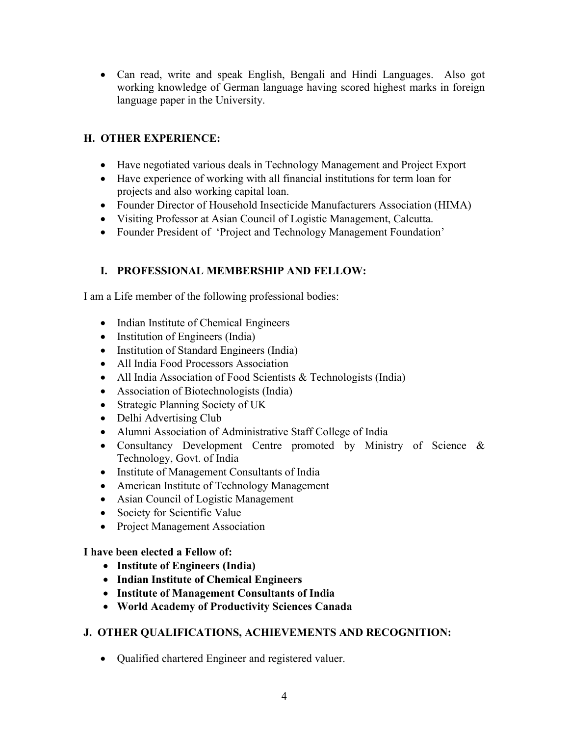- Can read, write and speak English, Bengali and Hindi Languages. Also got working knowledge of German language having scored highest marks in foreign language paper in the University.

## H. OTHER EXPERIENCE:

- Have negotiated various deals in Technology Management and Project Export
- Have experience of working with all financial institutions for term loan for projects and also working capital loan.
- Founder Director of Household Insecticide Manufacturers Association (HIMA)
- Visiting Professor at Asian Council of Logistic Management, Calcutta.
- Founder President of 'Project and Technology Management Foundation'

## I. PROFESSIONAL MEMBERSHIP AND FELLOW:

I am a Life member of the following professional bodies:

- Indian Institute of Chemical Engineers
- Institution of Engineers (India)
- Institution of Standard Engineers (India)
- All India Food Processors Association
- All India Association of Food Scientists & Technologists (India)
- Association of Biotechnologists (India)
- Strategic Planning Society of UK
- Delhi Advertising Club
- Alumni Association of Administrative Staff College of India
- Consultancy Development Centre promoted by Ministry of Science & Technology, Govt. of India
- Institute of Management Consultants of India
- American Institute of Technology Management
- Asian Council of Logistic Management
- Society for Scientific Value
- Project Management Association

**I have been elected a Fellow of:**

- **Institute of Engineers (India)**
- **Indian Institute of Chemical Engineers**
- **Institute of Management Consultants of India**
- **World Academy of Productivity Sciences Canada**

## J. OTHER QUALIFICATIONS, ACHIEVEMENTS AND RECOGNITION:

- Qualified chartered Engineer and registered valuer.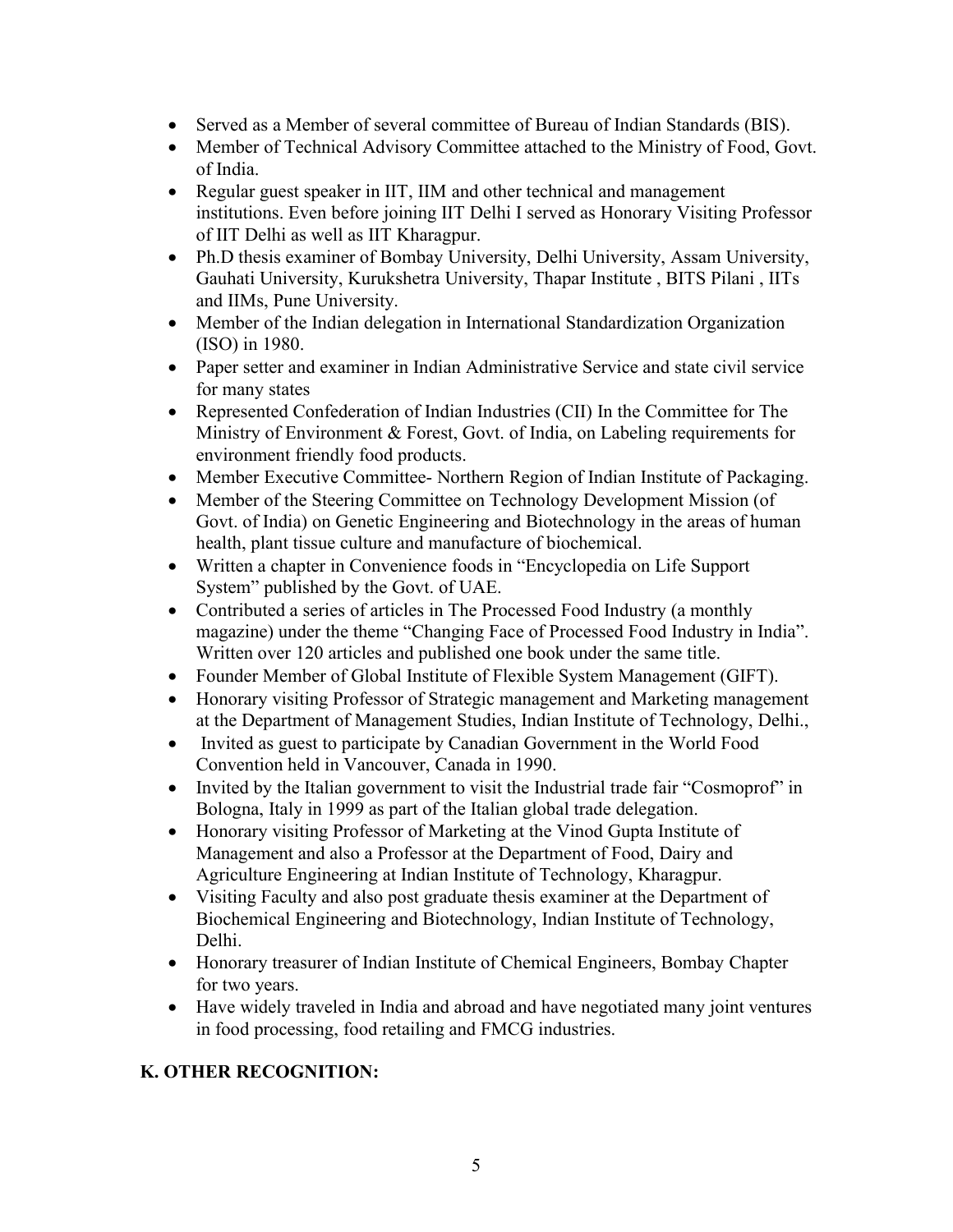- Served as a Member of several committee of Bureau of Indian Standards (BIS).
- Member of Technical Advisory Committee attached to the Ministry of Food, Govt. of India.
- Regular guest speaker in IIT, IIM and other technical and management institutions. Even before joining IIT Delhi I served as Honorary Visiting Professor of IIT Delhi as well as IIT Kharagpur.
- Ph.D thesis examiner of Bombay University, Delhi University, Assam University, Gauhati University, Kurukshetra University, Thapar Institute , BITS Pilani , IITs and IIMs, Pune University.
- Member of the Indian delegation in International Standardization Organization (ISO) in 1980.
- Paper setter and examiner in Indian Administrative Service and state civil service for many states
- Represented Confederation of Indian Industries (CII) In the Committee for The Ministry of Environment & Forest, Govt. of India, on Labeling requirements for environment friendly food products.
- Member Executive Committee- Northern Region of Indian Institute of Packaging.
- Member of the Steering Committee on Technology Development Mission (of Govt. of India) on Genetic Engineering and Biotechnology in the areas of human health, plant tissue culture and manufacture of biochemical.
- Written a chapter in Convenience foods in "Encyclopedia on Life Support System" published by the Govt. of UAE.
- Contributed a series of articles in The Processed Food Industry (a monthly magazine) under the theme "Changing Face of Processed Food Industry in India". Written over 120 articles and published one book under the same title.
- Founder Member of Global Institute of Flexible System Management (GIFT).
- Honorary visiting Professor of Strategic management and Marketing management at the Department of Management Studies, Indian Institute of Technology, Delhi.,
- Invited as guest to participate by Canadian Government in the World Food Convention held in Vancouver, Canada in 1990.
- Invited by the Italian government to visit the Industrial trade fair "Cosmoprof" in Bologna, Italy in 1999 as part of the Italian global trade delegation.
- Honorary visiting Professor of Marketing at the Vinod Gupta Institute of Management and also a Professor at the Department of Food, Dairy and Agriculture Engineering at Indian Institute of Technology, Kharagpur.
- Visiting Faculty and also post graduate thesis examiner at the Department of Biochemical Engineering and Biotechnology, Indian Institute of Technology, Delhi.
- Honorary treasurer of Indian Institute of Chemical Engineers, Bombay Chapter for two years.
- Have widely traveled in India and abroad and have negotiated many joint ventures in food processing, food retailing and FMCG industries.

## K. OTHER RECOGNITION: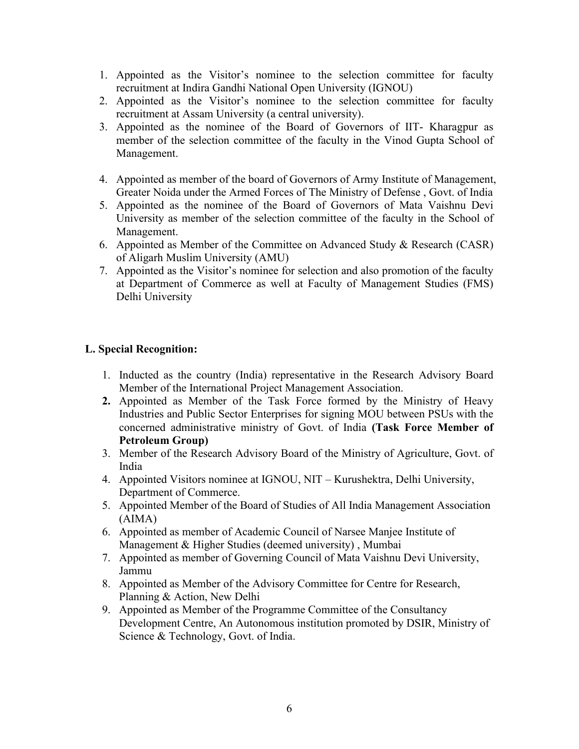1. Appointed as the Visitor's nominee to the selection committee for faculty recruitment at Indira Gandhi National Open University (IGNOU)
2. Appointed as the Visitor's nominee to the selection committee for faculty recruitment at Assam University (a central university).
3. Appointed as the nominee of the Board of Governors of IIT- Kharagpur as member of the selection committee of the faculty in the Vinod Gupta School of Management.
4. Appointed as member of the board of Governors of Army Institute of Management, Greater Noida under the Armed Forces of The Ministry of Defense , Govt. of India
5. Appointed as the nominee of the Board of Governors of Mata Vaishnu Devi University as member of the selection committee of the faculty in the School of Management.
6. Appointed as Member of the Committee on Advanced Study & Research (CASR) of Aligarh Muslim University (AMU)
7. Appointed as the Visitor's nominee for selection and also promotion of the faculty at Department of Commerce as well at Faculty of Management Studies (FMS) Delhi University

**L. Special Recognition:**

1. Inducted as the country (India) representative in the Research Advisory Board Member of the International Project Management Association.
2. Appointed as Member of the Task Force formed by the Ministry of Heavy Industries and Public Sector Enterprises for signing MOU between PSUs with the concerned administrative ministry of Govt. of India **(Task Force Member of Petroleum Group)**
3. Member of the Research Advisory Board of the Ministry of Agriculture, Govt. of India
4. Appointed Visitors nominee at IGNOU, NIT – Kurushektra, Delhi University, Department of Commerce.
5. Appointed Member of the Board of Studies of All India Management Association (AIMA)
6. Appointed as member of Academic Council of Narsee Manjee Institute of Management & Higher Studies (deemed university) , Mumbai
7. Appointed as member of Governing Council of Mata Vaishnu Devi University, Jammu
8. Appointed as Member of the Advisory Committee for Centre for Research, Planning & Action, New Delhi
9. Appointed as Member of the Programme Committee of the Consultancy Development Centre, An Autonomous institution promoted by DSIR, Ministry of Science & Technology, Govt. of India.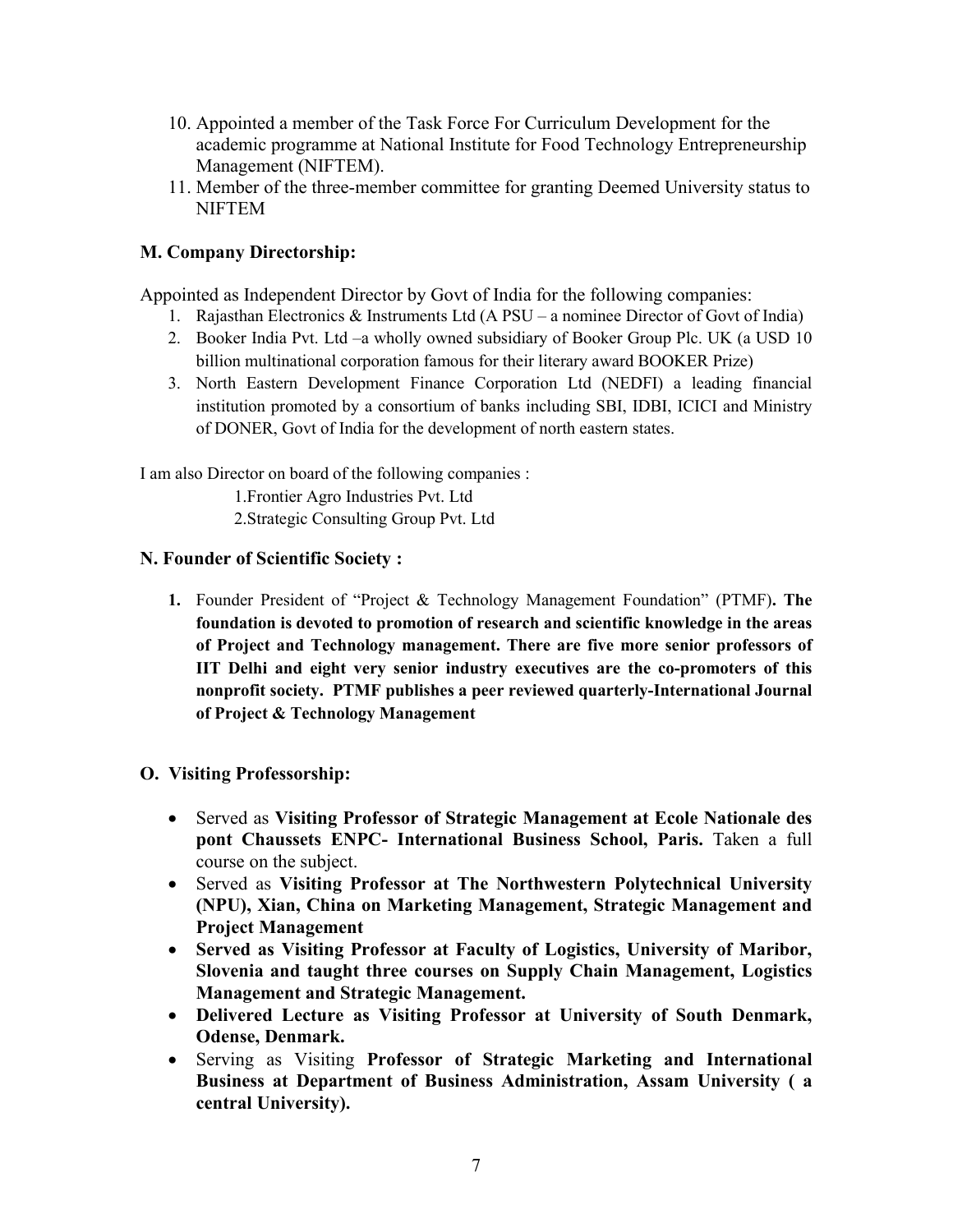10. Appointed a member of the Task Force For Curriculum Development for the academic programme at National Institute for Food Technology Entrepreneurship Management (NIFTEM).
11. Member of the three-member committee for granting Deemed University status to NIFTEM

### M. Company Directorship:

Appointed as Independent Director by Govt of India for the following companies:

1. Rajasthan Electronics & Instruments Ltd (A PSU – a nominee Director of Govt of India)
2. Booker India Pvt. Ltd –a wholly owned subsidiary of Booker Group Plc. UK (a USD 10 billion multinational corporation famous for their literary award BOOKER Prize)
3. North Eastern Development Finance Corporation Ltd (NEDFI) a leading financial institution promoted by a consortium of banks including SBI, IDBI, ICICI and Ministry of DONER, Govt of India for the development of north eastern states.

I am also Director on board of the following companies :

1. Frontier Agro Industries Pvt. Ltd
2. Strategic Consulting Group Pvt. Ltd

### N. Founder of Scientific Society :

1. Founder President of "Project & Technology Management Foundation" (PTMF)**. The foundation is devoted to promotion of research and scientific knowledge in the areas of Project and Technology management. There are five more senior professors of IIT Delhi and eight very senior industry executives are the co-promoters of this nonprofit society. PTMF publishes a peer reviewed quarterly-International Journal of Project & Technology Management**

### O. Visiting Professorship:

- Served as **Visiting Professor of Strategic Management at Ecole Nationale des pont Chaussets ENPC- International Business School, Paris.** Taken a full course on the subject.
- Served as **Visiting Professor at The Northwestern Polytechnical University (NPU), Xian, China on Marketing Management, Strategic Management and Project Management**
- **Served as Visiting Professor at Faculty of Logistics, University of Maribor, Slovenia and taught three courses on Supply Chain Management, Logistics Management and Strategic Management.**
- **Delivered Lecture as Visiting Professor at University of South Denmark, Odense, Denmark.**
- Serving as Visiting **Professor of Strategic Marketing and International Business at Department of Business Administration, Assam University ( a central University).**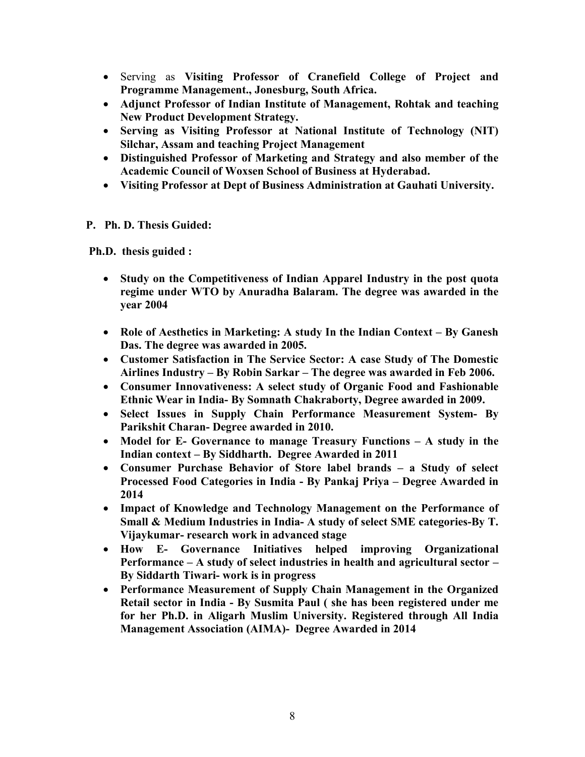- Serving as **Visiting Professor of Cranefield College of Project and Programme Management., Jonesburg, South Africa.**
- **Adjunct Professor of Indian Institute of Management, Rohtak and teaching New Product Development Strategy.**
- **Serving as Visiting Professor at National Institute of Technology (NIT) Silchar, Assam and teaching Project Management**
- **Distinguished Professor of Marketing and Strategy and also member of the Academic Council of Woxsen School of Business at Hyderabad.**
- **Visiting Professor at Dept of Business Administration at Gauhati University.**

**P. Ph. D. Thesis Guided:**

**Ph.D. thesis guided :**

- **Study on the Competitiveness of Indian Apparel Industry in the post quota regime under WTO by Anuradha Balaram. The degree was awarded in the year 2004**
- **Role of Aesthetics in Marketing: A study In the Indian Context – By Ganesh Das. The degree was awarded in 2005.**
- **Customer Satisfaction in The Service Sector: A case Study of The Domestic Airlines Industry – By Robin Sarkar – The degree was awarded in Feb 2006.**
- **Consumer Innovativeness: A select study of Organic Food and Fashionable Ethnic Wear in India- By Somnath Chakraborty, Degree awarded in 2009.**
- **Select Issues in Supply Chain Performance Measurement System- By Parikshit Charan- Degree awarded in 2010.**
- **Model for E- Governance to manage Treasury Functions – A study in the Indian context – By Siddharth. Degree Awarded in 2011**
- **Consumer Purchase Behavior of Store label brands – a Study of select Processed Food Categories in India - By Pankaj Priya – Degree Awarded in 2014**
- **Impact of Knowledge and Technology Management on the Performance of Small & Medium Industries in India- A study of select SME categories-By T. Vijaykumar- research work in advanced stage**
- **How E- Governance Initiatives helped improving Organizational Performance – A study of select industries in health and agricultural sector – By Siddarth Tiwari- work is in progress**
- **Performance Measurement of Supply Chain Management in the Organized Retail sector in India - By Susmita Paul ( she has been registered under me for her Ph.D. in Aligarh Muslim University. Registered through All India Management Association (AIMA)- Degree Awarded in 2014**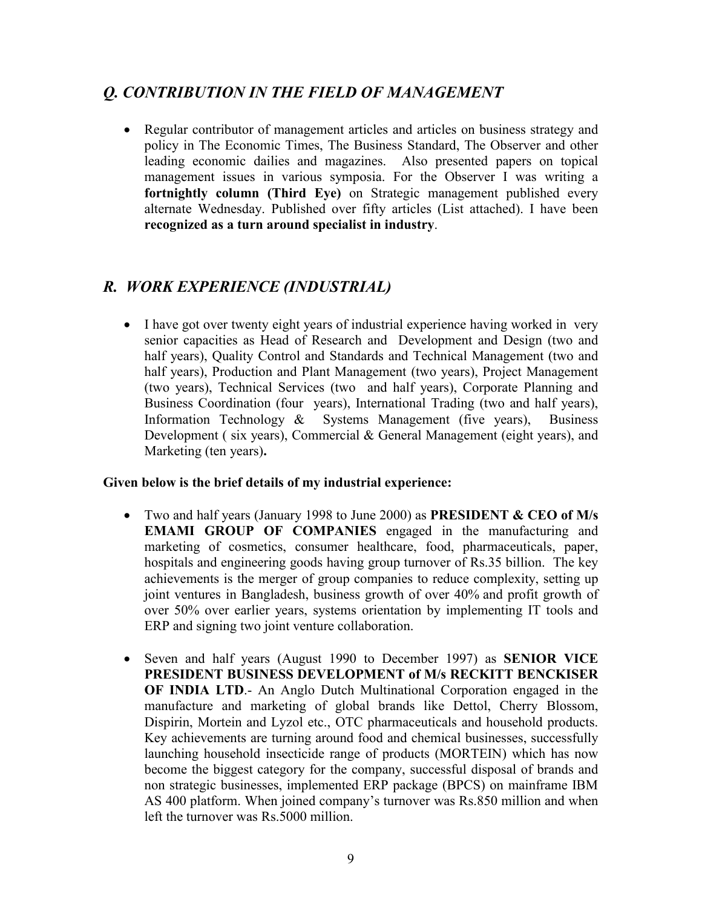## *Q. CONTRIBUTION IN THE FIELD OF MANAGEMENT*

- Regular contributor of management articles and articles on business strategy and policy in The Economic Times, The Business Standard, The Observer and other leading economic dailies and magazines. Also presented papers on topical management issues in various symposia. For the Observer I was writing a **fortnightly column (Third Eye)** on Strategic management published every alternate Wednesday. Published over fifty articles (List attached). I have been **recognized as a turn around specialist in industry**.

## *R. WORK EXPERIENCE (INDUSTRIAL)*

- I have got over twenty eight years of industrial experience having worked in very senior capacities as Head of Research and Development and Design (two and half years), Quality Control and Standards and Technical Management (two and half years), Production and Plant Management (two years), Project Management (two years), Technical Services (two and half years), Corporate Planning and Business Coordination (four years), International Trading (two and half years), Information Technology & Systems Management (five years), Business Development ( six years), Commercial & General Management (eight years), and Marketing (ten years)**.**

**Given below is the brief details of my industrial experience:**

- Two and half years (January 1998 to June 2000) as **PRESIDENT & CEO of M/s EMAMI GROUP OF COMPANIES** engaged in the manufacturing and marketing of cosmetics, consumer healthcare, food, pharmaceuticals, paper, hospitals and engineering goods having group turnover of Rs.35 billion. The key achievements is the merger of group companies to reduce complexity, setting up joint ventures in Bangladesh, business growth of over 40% and profit growth of over 50% over earlier years, systems orientation by implementing IT tools and ERP and signing two joint venture collaboration.

- Seven and half years (August 1990 to December 1997) as **SENIOR VICE PRESIDENT BUSINESS DEVELOPMENT of M/s RECKITT BENCKISER OF INDIA LTD**.- An Anglo Dutch Multinational Corporation engaged in the manufacture and marketing of global brands like Dettol, Cherry Blossom, Dispirin, Mortein and Lyzol etc., OTC pharmaceuticals and household products. Key achievements are turning around food and chemical businesses, successfully launching household insecticide range of products (MORTEIN) which has now become the biggest category for the company, successful disposal of brands and non strategic businesses, implemented ERP package (BPCS) on mainframe IBM AS 400 platform. When joined company's turnover was Rs.850 million and when left the turnover was Rs.5000 million.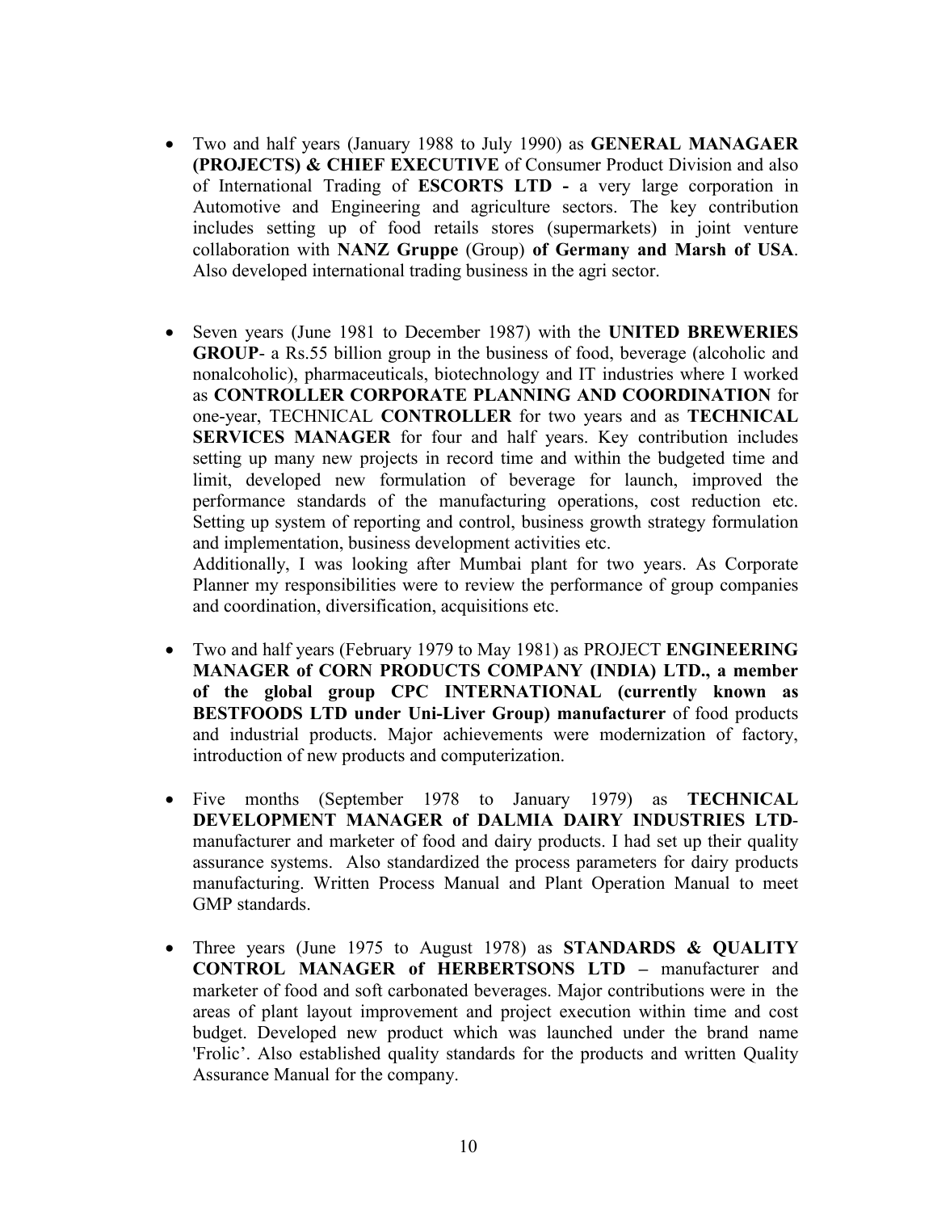- Two and half years (January 1988 to July 1990) as **GENERAL MANAGAER (PROJECTS) & CHIEF EXECUTIVE** of Consumer Product Division and also of International Trading of **ESCORTS LTD -** a very large corporation in Automotive and Engineering and agriculture sectors. The key contribution includes setting up of food retails stores (supermarkets) in joint venture collaboration with **NANZ Gruppe** (Group) **of Germany and Marsh of USA**. Also developed international trading business in the agri sector.

- Seven years (June 1981 to December 1987) with the **UNITED BREWERIES GROUP**- a Rs.55 billion group in the business of food, beverage (alcoholic and nonalcoholic), pharmaceuticals, biotechnology and IT industries where I worked as **CONTROLLER CORPORATE PLANNING AND COORDINATION** for one-year, TECHNICAL **CONTROLLER** for two years and as **TECHNICAL SERVICES MANAGER** for four and half years. Key contribution includes setting up many new projects in record time and within the budgeted time and limit, developed new formulation of beverage for launch, improved the performance standards of the manufacturing operations, cost reduction etc. Setting up system of reporting and control, business growth strategy formulation and implementation, business development activities etc.
  Additionally, I was looking after Mumbai plant for two years. As Corporate Planner my responsibilities were to review the performance of group companies and coordination, diversification, acquisitions etc.

- Two and half years (February 1979 to May 1981) as PROJECT **ENGINEERING MANAGER of CORN PRODUCTS COMPANY (INDIA) LTD., a member of the global group CPC INTERNATIONAL (currently known as BESTFOODS LTD under Uni-Liver Group) manufacturer** of food products and industrial products. Major achievements were modernization of factory, introduction of new products and computerization.

- Five months (September 1978 to January 1979) as **TECHNICAL DEVELOPMENT MANAGER of DALMIA DAIRY INDUSTRIES LTD**- manufacturer and marketer of food and dairy products. I had set up their quality assurance systems. Also standardized the process parameters for dairy products manufacturing. Written Process Manual and Plant Operation Manual to meet GMP standards.

- Three years (June 1975 to August 1978) as **STANDARDS & QUALITY CONTROL MANAGER of HERBERTSONS LTD –** manufacturer and marketer of food and soft carbonated beverages. Major contributions were in the areas of plant layout improvement and project execution within time and cost budget. Developed new product which was launched under the brand name 'Frolic'. Also established quality standards for the products and written Quality Assurance Manual for the company.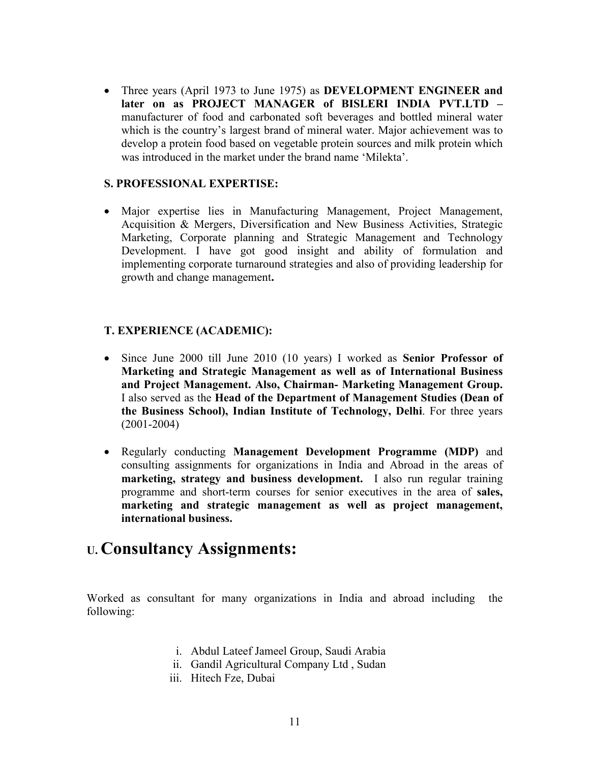- Three years (April 1973 to June 1975) as **DEVELOPMENT ENGINEER and later on as PROJECT MANAGER of BISLERI INDIA PVT.LTD –** manufacturer of food and carbonated soft beverages and bottled mineral water which is the country's largest brand of mineral water. Major achievement was to develop a protein food based on vegetable protein sources and milk protein which was introduced in the market under the brand name 'Milekta'.

**S. PROFESSIONAL EXPERTISE:**

- Major expertise lies in Manufacturing Management, Project Management, Acquisition & Mergers, Diversification and New Business Activities, Strategic Marketing, Corporate planning and Strategic Management and Technology Development. I have got good insight and ability of formulation and implementing corporate turnaround strategies and also of providing leadership for growth and change management**.**

**T. EXPERIENCE (ACADEMIC):**

- Since June 2000 till June 2010 (10 years) I worked as **Senior Professor of Marketing and Strategic Management as well as of International Business and Project Management. Also, Chairman- Marketing Management Group.** I also served as the **Head of the Department of Management Studies (Dean of the Business School), Indian Institute of Technology, Delhi**. For three years (2001-2004)

- Regularly conducting **Management Development Programme (MDP)** and consulting assignments for organizations in India and Abroad in the areas of **marketing, strategy and business development.** I also run regular training programme and short-term courses for senior executives in the area of **sales, marketing and strategic management as well as project management, international business.**

## U. Consultancy Assignments:

Worked as consultant for many organizations in India and abroad including the following:

i. Abdul Lateef Jameel Group, Saudi Arabia
ii. Gandil Agricultural Company Ltd , Sudan
iii. Hitech Fze, Dubai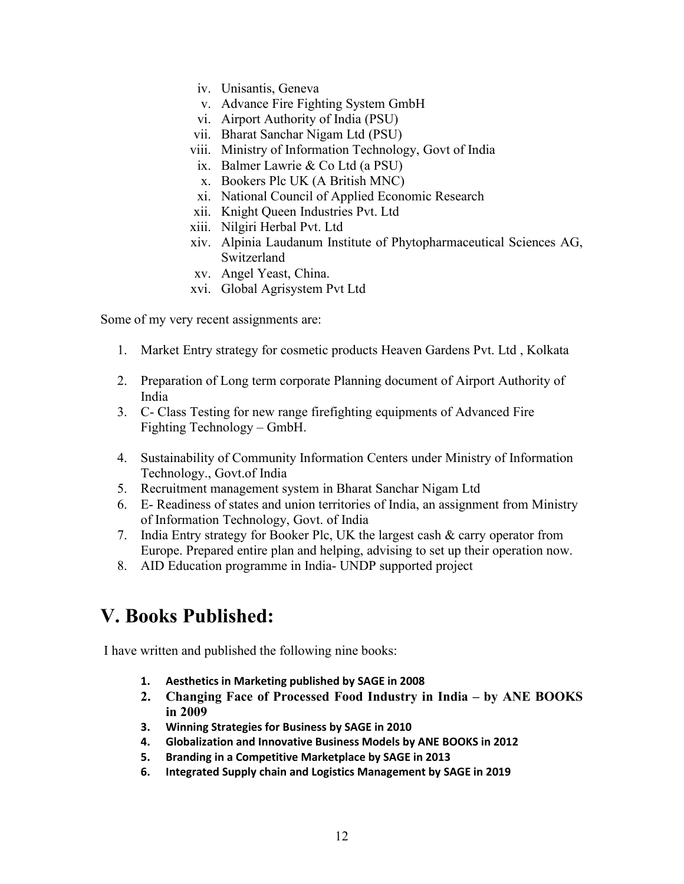iv. Unisantis, Geneva
v. Advance Fire Fighting System GmbH
vi. Airport Authority of India (PSU)
vii. Bharat Sanchar Nigam Ltd (PSU)
viii. Ministry of Information Technology, Govt of India
ix. Balmer Lawrie & Co Ltd (a PSU)
x. Bookers Plc UK (A British MNC)
xi. National Council of Applied Economic Research
xii. Knight Queen Industries Pvt. Ltd
xiii. Nilgiri Herbal Pvt. Ltd
xiv. Alpinia Laudanum Institute of Phytopharmaceutical Sciences AG, Switzerland
xv. Angel Yeast, China.
xvi. Global Agrisystem Pvt Ltd

Some of my very recent assignments are:

1. Market Entry strategy for cosmetic products Heaven Gardens Pvt. Ltd , Kolkata
2. Preparation of Long term corporate Planning document of Airport Authority of India
3. C- Class Testing for new range firefighting equipments of Advanced Fire Fighting Technology – GmbH.
4. Sustainability of Community Information Centers under Ministry of Information Technology., Govt.of India
5. Recruitment management system in Bharat Sanchar Nigam Ltd
6. E- Readiness of states and union territories of India, an assignment from Ministry of Information Technology, Govt. of India
7. India Entry strategy for Booker Plc, UK the largest cash & carry operator from Europe. Prepared entire plan and helping, advising to set up their operation now.
8. AID Education programme in India- UNDP supported project

# V. Books Published:

I have written and published the following nine books:

1. **Aesthetics in Marketing published by SAGE in 2008**
2. **Changing Face of Processed Food Industry in India – by ANE BOOKS in 2009**
3. **Winning Strategies for Business by SAGE in 2010**
4. **Globalization and Innovative Business Models by ANE BOOKS in 2012**
5. **Branding in a Competitive Marketplace by SAGE in 2013**
6. **Integrated Supply chain and Logistics Management by SAGE in 2019**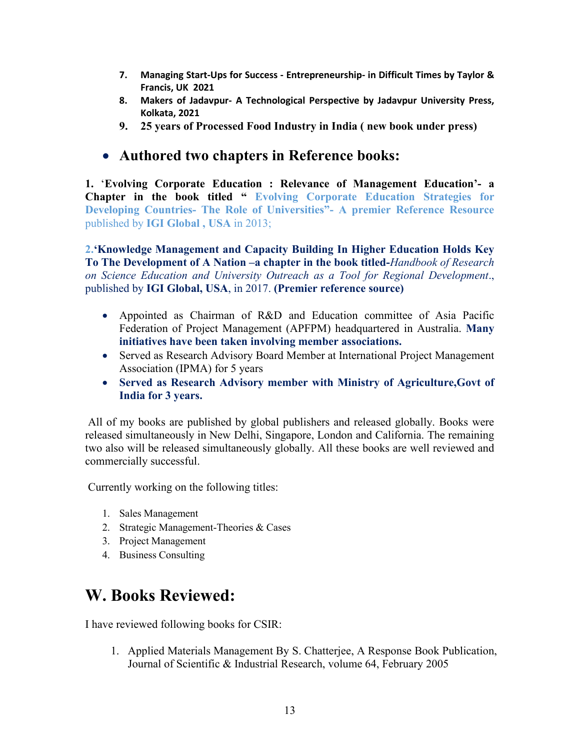7. **Managing Start-Ups for Success - Entrepreneurship- in Difficult Times by Taylor & Francis, UK 2021**
8. **Makers of Jadavpur- A Technological Perspective by Jadavpur University Press, Kolkata, 2021**
9. **25 years of Processed Food Industry in India ( new book under press)**

- ## Authored two chapters in Reference books:

**1.** '**Evolving Corporate Education : Relevance of Management Education'- a Chapter in the book titled " Evolving Corporate Education Strategies for Developing Countries- The Role of Universities"- A premier Reference Resource** published by **IGI Global , USA** in 2013;

**2.'Knowledge Management and Capacity Building In Higher Education Holds Key To The Development of A Nation –a chapter in the book titled-***Handbook of Research on Science Education and University Outreach as a Tool for Regional Development*., published by **IGI Global, USA**, in 2017. **(Premier reference source)**

- Appointed as Chairman of R&D and Education committee of Asia Pacific Federation of Project Management (APFPM) headquartered in Australia. **Many initiatives have been taken involving member associations.**
- Served as Research Advisory Board Member at International Project Management Association (IPMA) for 5 years
- **Served as Research Advisory member with Ministry of Agriculture,Govt of India for 3 years.**

All of my books are published by global publishers and released globally. Books were released simultaneously in New Delhi, Singapore, London and California. The remaining two also will be released simultaneously globally. All these books are well reviewed and commercially successful.

Currently working on the following titles:

1. Sales Management
2. Strategic Management-Theories & Cases
3. Project Management
4. Business Consulting

# W. Books Reviewed:

I have reviewed following books for CSIR:

1. Applied Materials Management By S. Chatterjee, A Response Book Publication, Journal of Scientific & Industrial Research, volume 64, February 2005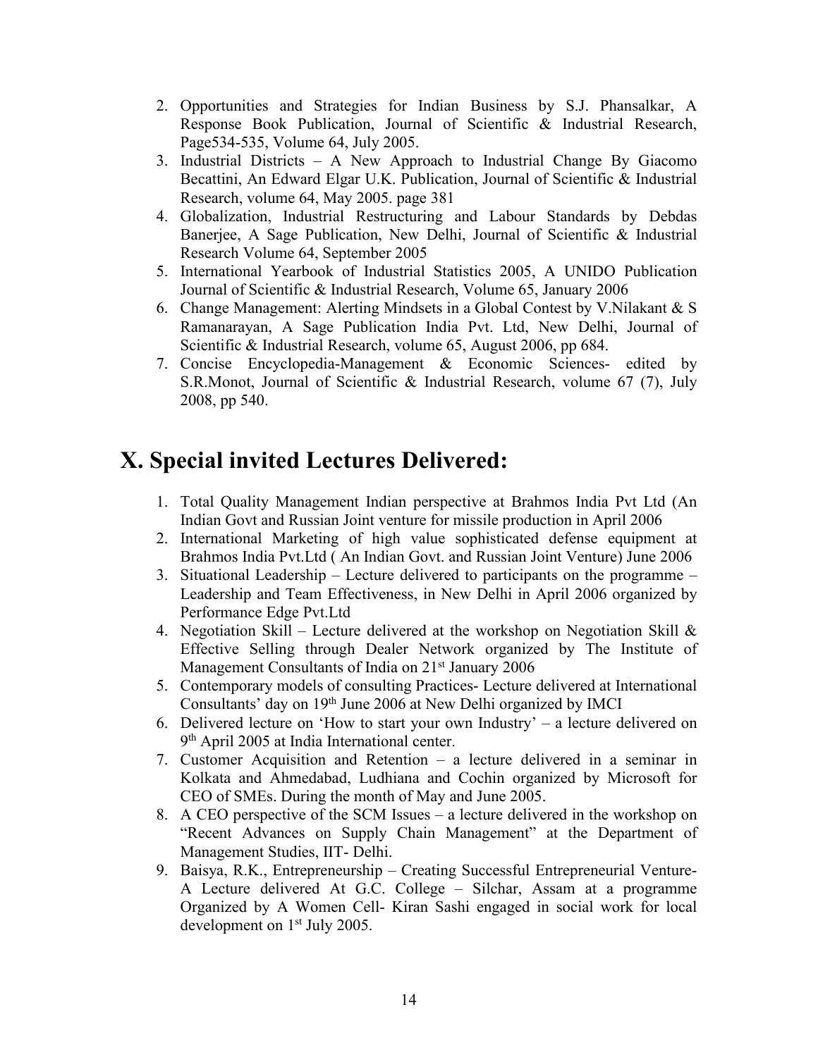2. Opportunities and Strategies for Indian Business by S.J. Phansalkar, A Response Book Publication, Journal of Scientific & Industrial Research, Page534-535, Volume 64, July 2005.
3. Industrial Districts – A New Approach to Industrial Change By Giacomo Becattini, An Edward Elgar U.K. Publication, Journal of Scientific & Industrial Research, volume 64, May 2005. page 381
4. Globalization, Industrial Restructuring and Labour Standards by Debdas Banerjee, A Sage Publication, New Delhi, Journal of Scientific & Industrial Research Volume 64, September 2005
5. International Yearbook of Industrial Statistics 2005, A UNIDO Publication Journal of Scientific & Industrial Research, Volume 65, January 2006
6. Change Management: Alerting Mindsets in a Global Contest by V.Nilakant & S Ramanarayan, A Sage Publication India Pvt. Ltd, New Delhi, Journal of Scientific & Industrial Research, volume 65, August 2006, pp 684.
7. Concise Encyclopedia-Management & Economic Sciences- edited by S.R.Monot, Journal of Scientific & Industrial Research, volume 67 (7), July 2008, pp 540.

# X. Special invited Lectures Delivered:

1. Total Quality Management Indian perspective at Brahmos India Pvt Ltd (An Indian Govt and Russian Joint venture for missile production in April 2006
2. International Marketing of high value sophisticated defense equipment at Brahmos India Pvt.Ltd ( An Indian Govt. and Russian Joint Venture) June 2006
3. Situational Leadership – Lecture delivered to participants on the programme – Leadership and Team Effectiveness, in New Delhi in April 2006 organized by Performance Edge Pvt.Ltd
4. Negotiation Skill – Lecture delivered at the workshop on Negotiation Skill & Effective Selling through Dealer Network organized by The Institute of Management Consultants of India on 21st January 2006
5. Contemporary models of consulting Practices- Lecture delivered at International Consultants' day on 19th June 2006 at New Delhi organized by IMCI
6. Delivered lecture on 'How to start your own Industry' – a lecture delivered on 9th April 2005 at India International center.
7. Customer Acquisition and Retention – a lecture delivered in a seminar in Kolkata and Ahmedabad, Ludhiana and Cochin organized by Microsoft for CEO of SMEs. During the month of May and June 2005.
8. A CEO perspective of the SCM Issues – a lecture delivered in the workshop on "Recent Advances on Supply Chain Management" at the Department of Management Studies, IIT- Delhi.
9. Baisya, R.K., Entrepreneurship – Creating Successful Entrepreneurial Venture- A Lecture delivered At G.C. College – Silchar, Assam at a programme Organized by A Women Cell- Kiran Sashi engaged in social work for local development on 1st July 2005.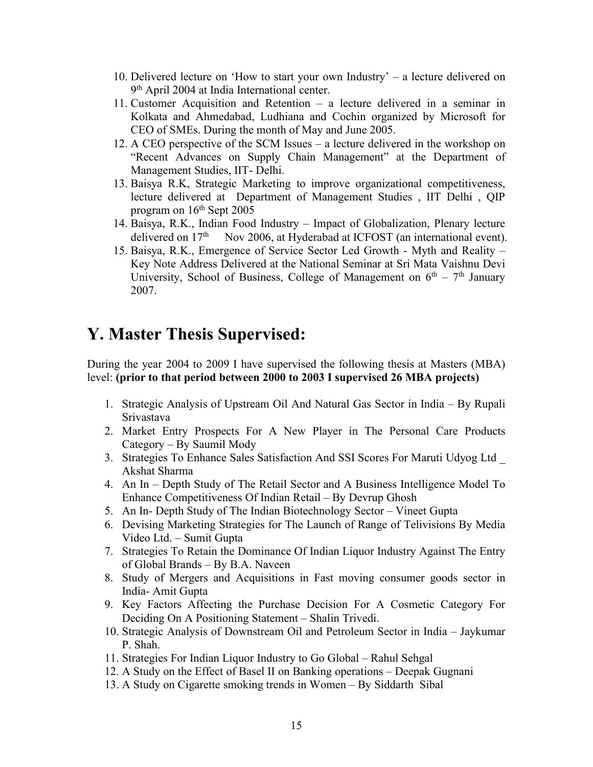10. Delivered lecture on 'How to start your own Industry' – a lecture delivered on 9th April 2004 at India International center.
11. Customer Acquisition and Retention – a lecture delivered in a seminar in Kolkata and Ahmedabad, Ludhiana and Cochin organized by Microsoft for CEO of SMEs. During the month of May and June 2005.
12. A CEO perspective of the SCM Issues – a lecture delivered in the workshop on "Recent Advances on Supply Chain Management" at the Department of Management Studies, IIT- Delhi.
13. Baisya R.K, Strategic Marketing to improve organizational competitiveness, lecture delivered at Department of Management Studies , IIT Delhi , QIP program on 16th Sept 2005
14. Baisya, R.K., Indian Food Industry – Impact of Globalization, Plenary lecture delivered on 17th Nov 2006, at Hyderabad at ICFOST (an international event).
15. Baisya, R.K., Emergence of Service Sector Led Growth - Myth and Reality – Key Note Address Delivered at the National Seminar at Sri Mata Vaishnu Devi University, School of Business, College of Management on 6th – 7th January 2007.

# Y. Master Thesis Supervised:

During the year 2004 to 2009 I have supervised the following thesis at Masters (MBA) level: **(prior to that period between 2000 to 2003 I supervised 26 MBA projects)**

1. Strategic Analysis of Upstream Oil And Natural Gas Sector in India – By Rupali Srivastava
2. Market Entry Prospects For A New Player in The Personal Care Products Category – By Saumil Mody
3. Strategies To Enhance Sales Satisfaction And SSI Scores For Maruti Udyog Ltd _ Akshat Sharma
4. An In – Depth Study of The Retail Sector and A Business Intelligence Model To Enhance Competitiveness Of Indian Retail – By Devrup Ghosh
5. An In- Depth Study of The Indian Biotechnology Sector – Vineet Gupta
6. Devising Marketing Strategies for The Launch of Range of Telivisions By Media Video Ltd. – Sumit Gupta
7. Strategies To Retain the Dominance Of Indian Liquor Industry Against The Entry of Global Brands – By B.A. Naveen
8. Study of Mergers and Acquisitions in Fast moving consumer goods sector in India- Amit Gupta
9. Key Factors Affecting the Purchase Decision For A Cosmetic Category For Deciding On A Positioning Statement – Shalin Trivedi.
10. Strategic Analysis of Downstream Oil and Petroleum Sector in India – Jaykumar P. Shah.
11. Strategies For Indian Liquor Industry to Go Global – Rahul Sehgal
12. A Study on the Effect of Basel II on Banking operations – Deepak Gugnani
13. A Study on Cigarette smoking trends in Women – By Siddarth Sibal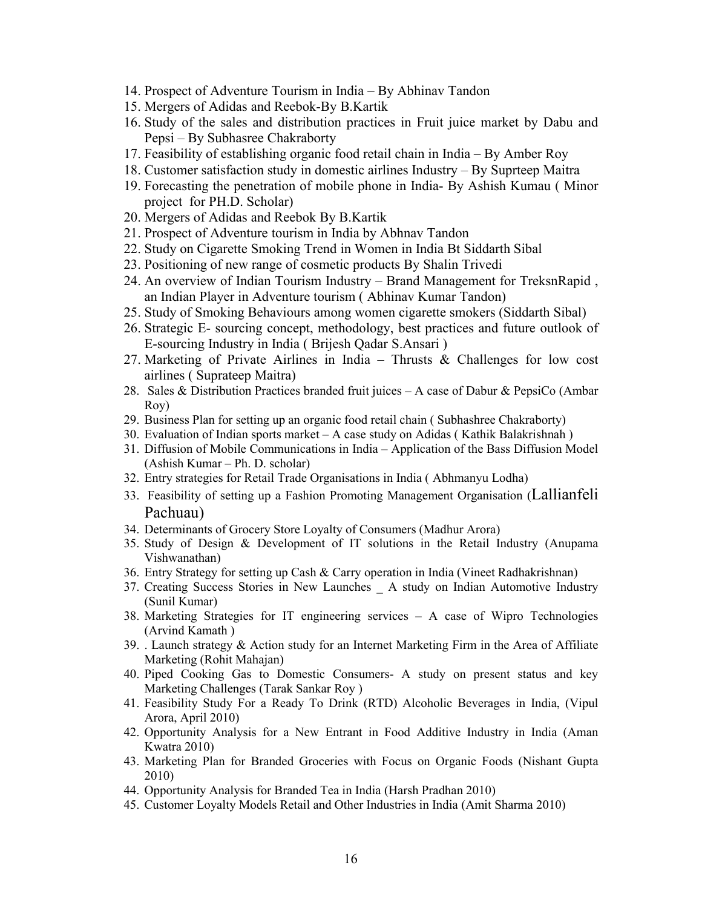14. Prospect of Adventure Tourism in India – By Abhinav Tandon
15. Mergers of Adidas and Reebok-By B.Kartik
16. Study of the sales and distribution practices in Fruit juice market by Dabu and Pepsi – By Subhasree Chakraborty
17. Feasibility of establishing organic food retail chain in India – By Amber Roy
18. Customer satisfaction study in domestic airlines Industry – By Suprteep Maitra
19. Forecasting the penetration of mobile phone in India- By Ashish Kumau ( Minor project for PH.D. Scholar)
20. Mergers of Adidas and Reebok By B.Kartik
21. Prospect of Adventure tourism in India by Abhnav Tandon
22. Study on Cigarette Smoking Trend in Women in India Bt Siddarth Sibal
23. Positioning of new range of cosmetic products By Shalin Trivedi
24. An overview of Indian Tourism Industry – Brand Management for TreksnRapid , an Indian Player in Adventure tourism ( Abhinav Kumar Tandon)
25. Study of Smoking Behaviours among women cigarette smokers (Siddarth Sibal)
26. Strategic E- sourcing concept, methodology, best practices and future outlook of E-sourcing Industry in India ( Brijesh Qadar S.Ansari )
27. Marketing of Private Airlines in India – Thrusts & Challenges for low cost airlines ( Suprateep Maitra)
28. Sales & Distribution Practices branded fruit juices – A case of Dabur & PepsiCo (Ambar Roy)
29. Business Plan for setting up an organic food retail chain ( Subhashree Chakraborty)
30. Evaluation of Indian sports market – A case study on Adidas ( Kathik Balakrishnah )
31. Diffusion of Mobile Communications in India – Application of the Bass Diffusion Model (Ashish Kumar – Ph. D. scholar)
32. Entry strategies for Retail Trade Organisations in India ( Abhmanyu Lodha)
33. Feasibility of setting up a Fashion Promoting Management Organisation (Lallianfeli Pachuau)
34. Determinants of Grocery Store Loyalty of Consumers (Madhur Arora)
35. Study of Design & Development of IT solutions in the Retail Industry (Anupama Vishwanathan)
36. Entry Strategy for setting up Cash & Carry operation in India (Vineet Radhakrishnan)
37. Creating Success Stories in New Launches _ A study on Indian Automotive Industry (Sunil Kumar)
38. Marketing Strategies for IT engineering services – A case of Wipro Technologies (Arvind Kamath )
39. . Launch strategy & Action study for an Internet Marketing Firm in the Area of Affiliate Marketing (Rohit Mahajan)
40. Piped Cooking Gas to Domestic Consumers- A study on present status and key Marketing Challenges (Tarak Sankar Roy )
41. Feasibility Study For a Ready To Drink (RTD) Alcoholic Beverages in India, (Vipul Arora, April 2010)
42. Opportunity Analysis for a New Entrant in Food Additive Industry in India (Aman Kwatra 2010)
43. Marketing Plan for Branded Groceries with Focus on Organic Foods (Nishant Gupta 2010)
44. Opportunity Analysis for Branded Tea in India (Harsh Pradhan 2010)
45. Customer Loyalty Models Retail and Other Industries in India (Amit Sharma 2010)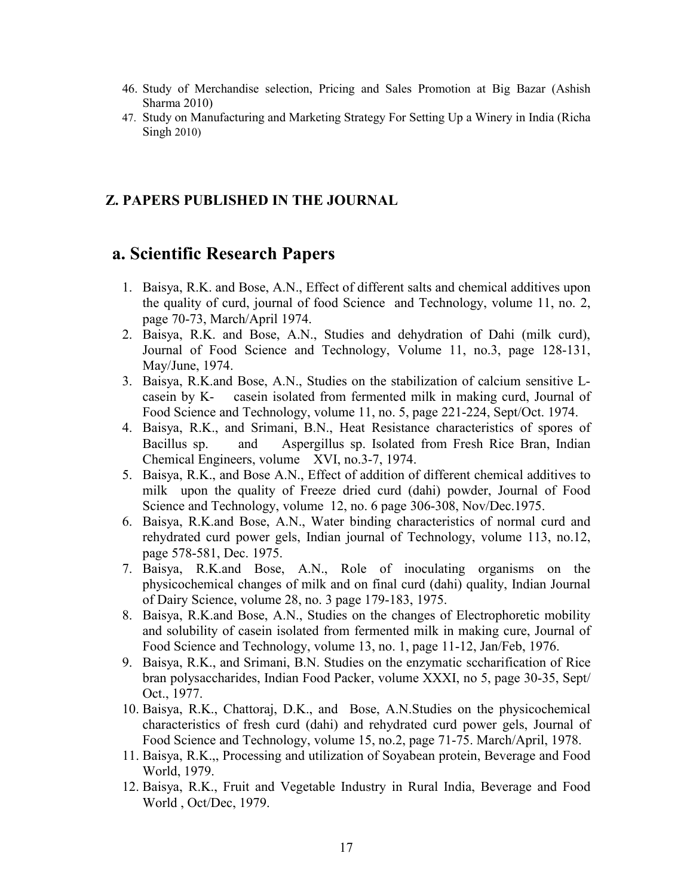46. Study of Merchandise selection, Pricing and Sales Promotion at Big Bazar (Ashish Sharma 2010)
47. Study on Manufacturing and Marketing Strategy For Setting Up a Winery in India (Richa Singh 2010)

### Z. PAPERS PUBLISHED IN THE JOURNAL

## a. Scientific Research Papers

1. Baisya, R.K. and Bose, A.N., Effect of different salts and chemical additives upon the quality of curd, journal of food Science and Technology, volume 11, no. 2, page 70-73, March/April 1974.
2. Baisya, R.K. and Bose, A.N., Studies and dehydration of Dahi (milk curd), Journal of Food Science and Technology, Volume 11, no.3, page 128-131, May/June, 1974.
3. Baisya, R.K.and Bose, A.N., Studies on the stabilization of calcium sensitive L-casein by K- casein isolated from fermented milk in making curd, Journal of Food Science and Technology, volume 11, no. 5, page 221-224, Sept/Oct. 1974.
4. Baisya, R.K., and Srimani, B.N., Heat Resistance characteristics of spores of Bacillus sp. and Aspergillus sp. Isolated from Fresh Rice Bran, Indian Chemical Engineers, volume XVI, no.3-7, 1974.
5. Baisya, R.K., and Bose A.N., Effect of addition of different chemical additives to milk upon the quality of Freeze dried curd (dahi) powder, Journal of Food Science and Technology, volume 12, no. 6 page 306-308, Nov/Dec.1975.
6. Baisya, R.K.and Bose, A.N., Water binding characteristics of normal curd and rehydrated curd power gels, Indian journal of Technology, volume 113, no.12, page 578-581, Dec. 1975.
7. Baisya, R.K.and Bose, A.N., Role of inoculating organisms on the physicochemical changes of milk and on final curd (dahi) quality, Indian Journal of Dairy Science, volume 28, no. 3 page 179-183, 1975.
8. Baisya, R.K.and Bose, A.N., Studies on the changes of Electrophoretic mobility and solubility of casein isolated from fermented milk in making cure, Journal of Food Science and Technology, volume 13, no. 1, page 11-12, Jan/Feb, 1976.
9. Baisya, R.K., and Srimani, B.N. Studies on the enzymatic sccharification of Rice bran polysaccharides, Indian Food Packer, volume XXXI, no 5, page 30-35, Sept/ Oct., 1977.
10. Baisya, R.K., Chattoraj, D.K., and Bose, A.N.Studies on the physicochemical characteristics of fresh curd (dahi) and rehydrated curd power gels, Journal of Food Science and Technology, volume 15, no.2, page 71-75. March/April, 1978.
11. Baisya, R.K.,, Processing and utilization of Soyabean protein, Beverage and Food World, 1979.
12. Baisya, R.K., Fruit and Vegetable Industry in Rural India, Beverage and Food World , Oct/Dec, 1979.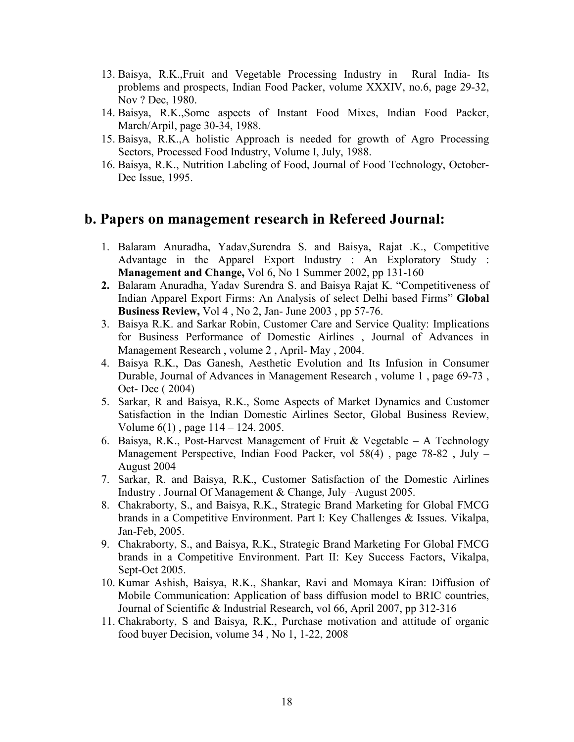13. Baisya, R.K.,Fruit and Vegetable Processing Industry in Rural India- Its problems and prospects, Indian Food Packer, volume XXXIV, no.6, page 29-32, Nov ? Dec, 1980.
14. Baisya, R.K.,Some aspects of Instant Food Mixes, Indian Food Packer, March/Arpil, page 30-34, 1988.
15. Baisya, R.K.,A holistic Approach is needed for growth of Agro Processing Sectors, Processed Food Industry, Volume I, July, 1988.
16. Baisya, R.K., Nutrition Labeling of Food, Journal of Food Technology, October-Dec Issue, 1995.

## b. Papers on management research in Refereed Journal:

1. Balaram Anuradha, Yadav,Surendra S. and Baisya, Rajat .K., Competitive Advantage in the Apparel Export Industry : An Exploratory Study : **Management and Change,** Vol 6, No 1 Summer 2002, pp 131-160
2. Balaram Anuradha, Yadav Surendra S. and Baisya Rajat K. "Competitiveness of Indian Apparel Export Firms: An Analysis of select Delhi based Firms" **Global Business Review,** Vol 4 , No 2, Jan- June 2003 , pp 57-76.
3. Baisya R.K. and Sarkar Robin, Customer Care and Service Quality: Implications for Business Performance of Domestic Airlines , Journal of Advances in Management Research , volume 2 , April- May , 2004.
4. Baisya R.K., Das Ganesh, Aesthetic Evolution and Its Infusion in Consumer Durable, Journal of Advances in Management Research , volume 1 , page 69-73 , Oct- Dec ( 2004)
5. Sarkar, R and Baisya, R.K., Some Aspects of Market Dynamics and Customer Satisfaction in the Indian Domestic Airlines Sector, Global Business Review, Volume 6(1) , page 114 – 124. 2005.
6. Baisya, R.K., Post-Harvest Management of Fruit & Vegetable – A Technology Management Perspective, Indian Food Packer, vol 58(4) , page 78-82 , July – August 2004
7. Sarkar, R. and Baisya, R.K., Customer Satisfaction of the Domestic Airlines Industry . Journal Of Management & Change, July –August 2005.
8. Chakraborty, S., and Baisya, R.K., Strategic Brand Marketing for Global FMCG brands in a Competitive Environment. Part I: Key Challenges & Issues. Vikalpa, Jan-Feb, 2005.
9. Chakraborty, S., and Baisya, R.K., Strategic Brand Marketing For Global FMCG brands in a Competitive Environment. Part II: Key Success Factors, Vikalpa, Sept-Oct 2005.
10. Kumar Ashish, Baisya, R.K., Shankar, Ravi and Momaya Kiran: Diffusion of Mobile Communication: Application of bass diffusion model to BRIC countries, Journal of Scientific & Industrial Research, vol 66, April 2007, pp 312-316
11. Chakraborty, S and Baisya, R.K., Purchase motivation and attitude of organic food buyer Decision, volume 34 , No 1, 1-22, 2008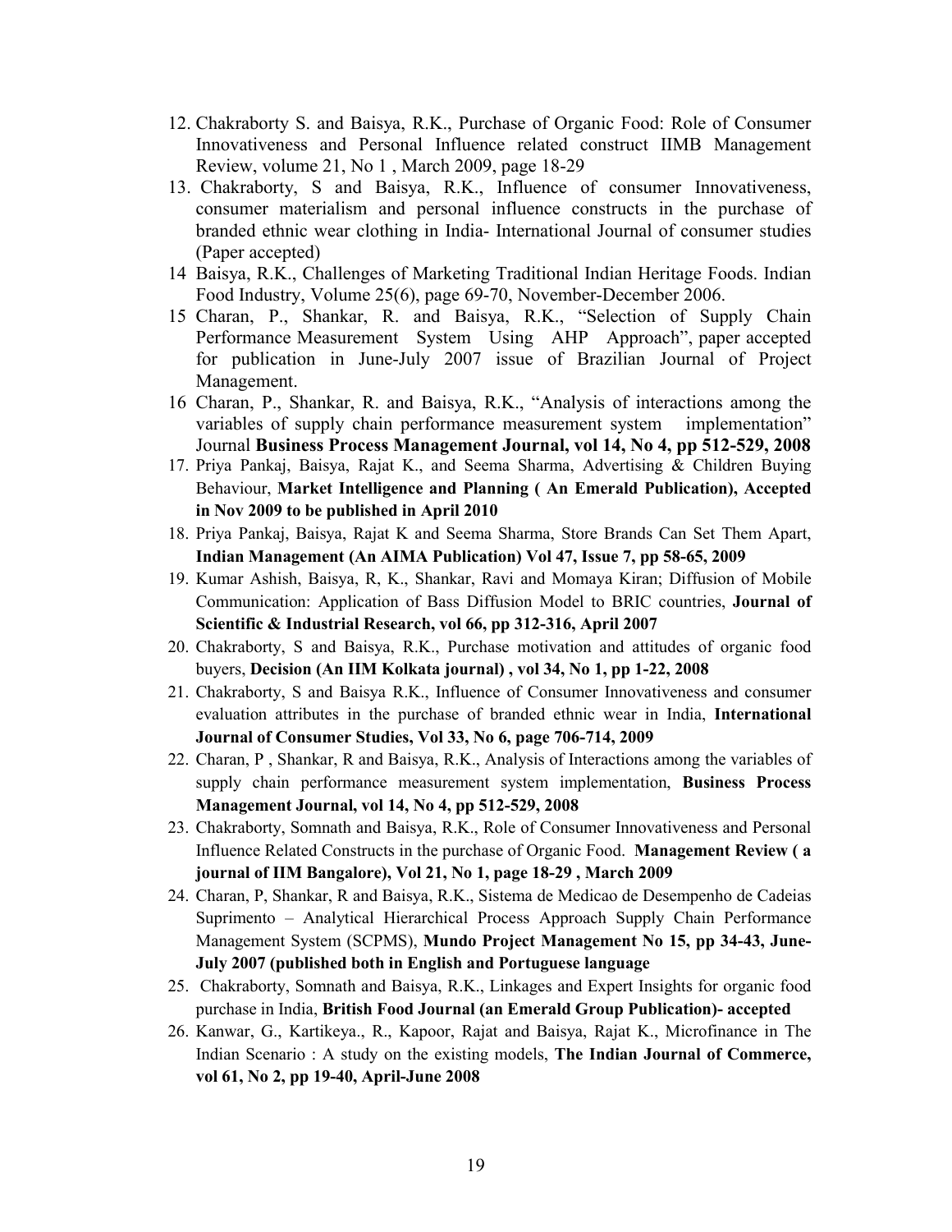12. Chakraborty S. and Baisya, R.K., Purchase of Organic Food: Role of Consumer Innovativeness and Personal Influence related construct IIMB Management Review, volume 21, No 1 , March 2009, page 18-29
13. Chakraborty, S and Baisya, R.K., Influence of consumer Innovativeness, consumer materialism and personal influence constructs in the purchase of branded ethnic wear clothing in India- International Journal of consumer studies (Paper accepted)
14. Baisya, R.K., Challenges of Marketing Traditional Indian Heritage Foods. Indian Food Industry, Volume 25(6), page 69-70, November-December 2006.
15. Charan, P., Shankar, R. and Baisya, R.K., "Selection of Supply Chain Performance Measurement System Using AHP Approach", paper accepted for publication in June-July 2007 issue of Brazilian Journal of Project Management.
16. Charan, P., Shankar, R. and Baisya, R.K., "Analysis of interactions among the variables of supply chain performance measurement system implementation" Journal **Business Process Management Journal, vol 14, No 4, pp 512-529, 2008**
17. Priya Pankaj, Baisya, Rajat K., and Seema Sharma, Advertising & Children Buying Behaviour, **Market Intelligence and Planning ( An Emerald Publication), Accepted in Nov 2009 to be published in April 2010**
18. Priya Pankaj, Baisya, Rajat K and Seema Sharma, Store Brands Can Set Them Apart, **Indian Management (An AIMA Publication) Vol 47, Issue 7, pp 58-65, 2009**
19. Kumar Ashish, Baisya, R, K., Shankar, Ravi and Momaya Kiran; Diffusion of Mobile Communication: Application of Bass Diffusion Model to BRIC countries, **Journal of Scientific & Industrial Research, vol 66, pp 312-316, April 2007**
20. Chakraborty, S and Baisya, R.K., Purchase motivation and attitudes of organic food buyers, **Decision (An IIM Kolkata journal) , vol 34, No 1, pp 1-22, 2008**
21. Chakraborty, S and Baisya R.K., Influence of Consumer Innovativeness and consumer evaluation attributes in the purchase of branded ethnic wear in India, **International Journal of Consumer Studies, Vol 33, No 6, page 706-714, 2009**
22. Charan, P , Shankar, R and Baisya, R.K., Analysis of Interactions among the variables of supply chain performance measurement system implementation, **Business Process Management Journal, vol 14, No 4, pp 512-529, 2008**
23. Chakraborty, Somnath and Baisya, R.K., Role of Consumer Innovativeness and Personal Influence Related Constructs in the purchase of Organic Food. **Management Review ( a journal of IIM Bangalore), Vol 21, No 1, page 18-29 , March 2009**
24. Charan, P, Shankar, R and Baisya, R.K., Sistema de Medicao de Desempenho de Cadeias Suprimento – Analytical Hierarchical Process Approach Supply Chain Performance Management System (SCPMS), **Mundo Project Management No 15, pp 34-43, June-July 2007 (published both in English and Portuguese language**
25. Chakraborty, Somnath and Baisya, R.K., Linkages and Expert Insights for organic food purchase in India, **British Food Journal (an Emerald Group Publication)- accepted**
26. Kanwar, G., Kartikeya., R., Kapoor, Rajat and Baisya, Rajat K., Microfinance in The Indian Scenario : A study on the existing models, **The Indian Journal of Commerce, vol 61, No 2, pp 19-40, April-June 2008**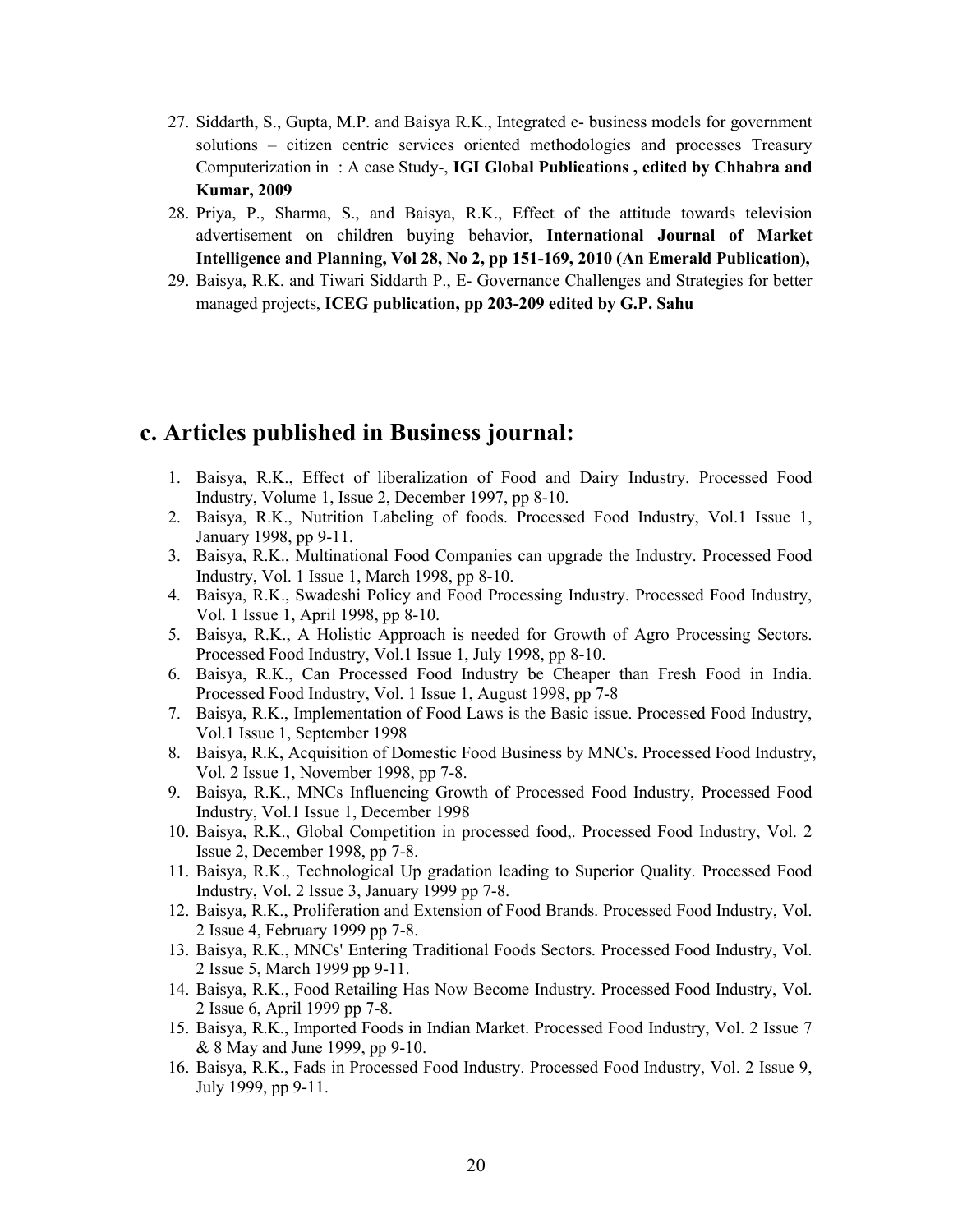27. Siddarth, S., Gupta, M.P. and Baisya R.K., Integrated e- business models for government solutions – citizen centric services oriented methodologies and processes Treasury Computerization in : A case Study-, **IGI Global Publications , edited by Chhabra and Kumar, 2009**
28. Priya, P., Sharma, S., and Baisya, R.K., Effect of the attitude towards television advertisement on children buying behavior, **International Journal of Market Intelligence and Planning, Vol 28, No 2, pp 151-169, 2010 (An Emerald Publication),**
29. Baisya, R.K. and Tiwari Siddarth P., E- Governance Challenges and Strategies for better managed projects, **ICEG publication, pp 203-209 edited by G.P. Sahu**

## c. Articles published in Business journal:

1. Baisya, R.K., Effect of liberalization of Food and Dairy Industry. Processed Food Industry, Volume 1, Issue 2, December 1997, pp 8-10.
2. Baisya, R.K., Nutrition Labeling of foods. Processed Food Industry, Vol.1 Issue 1, January 1998, pp 9-11.
3. Baisya, R.K., Multinational Food Companies can upgrade the Industry. Processed Food Industry, Vol. 1 Issue 1, March 1998, pp 8-10.
4. Baisya, R.K., Swadeshi Policy and Food Processing Industry. Processed Food Industry, Vol. 1 Issue 1, April 1998, pp 8-10.
5. Baisya, R.K., A Holistic Approach is needed for Growth of Agro Processing Sectors. Processed Food Industry, Vol.1 Issue 1, July 1998, pp 8-10.
6. Baisya, R.K., Can Processed Food Industry be Cheaper than Fresh Food in India. Processed Food Industry, Vol. 1 Issue 1, August 1998, pp 7-8
7. Baisya, R.K., Implementation of Food Laws is the Basic issue. Processed Food Industry, Vol.1 Issue 1, September 1998
8. Baisya, R.K, Acquisition of Domestic Food Business by MNCs. Processed Food Industry, Vol. 2 Issue 1, November 1998, pp 7-8.
9. Baisya, R.K., MNCs Influencing Growth of Processed Food Industry, Processed Food Industry, Vol.1 Issue 1, December 1998
10. Baisya, R.K., Global Competition in processed food,. Processed Food Industry, Vol. 2 Issue 2, December 1998, pp 7-8.
11. Baisya, R.K., Technological Up gradation leading to Superior Quality. Processed Food Industry, Vol. 2 Issue 3, January 1999 pp 7-8.
12. Baisya, R.K., Proliferation and Extension of Food Brands. Processed Food Industry, Vol. 2 Issue 4, February 1999 pp 7-8.
13. Baisya, R.K., MNCs' Entering Traditional Foods Sectors. Processed Food Industry, Vol. 2 Issue 5, March 1999 pp 9-11.
14. Baisya, R.K., Food Retailing Has Now Become Industry. Processed Food Industry, Vol. 2 Issue 6, April 1999 pp 7-8.
15. Baisya, R.K., Imported Foods in Indian Market. Processed Food Industry, Vol. 2 Issue 7 & 8 May and June 1999, pp 9-10.
16. Baisya, R.K., Fads in Processed Food Industry. Processed Food Industry, Vol. 2 Issue 9, July 1999, pp 9-11.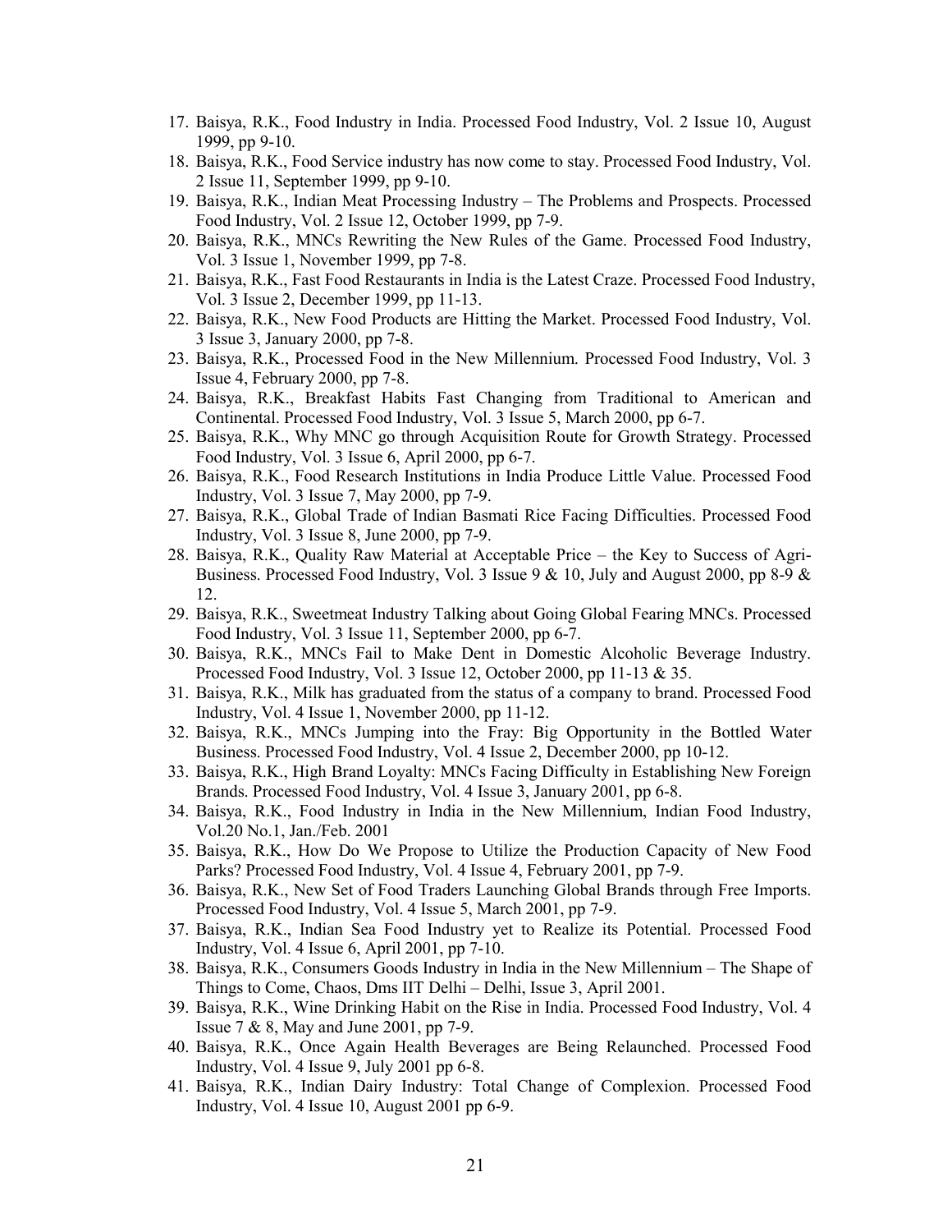17. Baisya, R.K., Food Industry in India. Processed Food Industry, Vol. 2 Issue 10, August 1999, pp 9-10.
18. Baisya, R.K., Food Service industry has now come to stay. Processed Food Industry, Vol. 2 Issue 11, September 1999, pp 9-10.
19. Baisya, R.K., Indian Meat Processing Industry – The Problems and Prospects. Processed Food Industry, Vol. 2 Issue 12, October 1999, pp 7-9.
20. Baisya, R.K., MNCs Rewriting the New Rules of the Game. Processed Food Industry, Vol. 3 Issue 1, November 1999, pp 7-8.
21. Baisya, R.K., Fast Food Restaurants in India is the Latest Craze. Processed Food Industry, Vol. 3 Issue 2, December 1999, pp 11-13.
22. Baisya, R.K., New Food Products are Hitting the Market. Processed Food Industry, Vol. 3 Issue 3, January 2000, pp 7-8.
23. Baisya, R.K., Processed Food in the New Millennium. Processed Food Industry, Vol. 3 Issue 4, February 2000, pp 7-8.
24. Baisya, R.K., Breakfast Habits Fast Changing from Traditional to American and Continental. Processed Food Industry, Vol. 3 Issue 5, March 2000, pp 6-7.
25. Baisya, R.K., Why MNC go through Acquisition Route for Growth Strategy. Processed Food Industry, Vol. 3 Issue 6, April 2000, pp 6-7.
26. Baisya, R.K., Food Research Institutions in India Produce Little Value. Processed Food Industry, Vol. 3 Issue 7, May 2000, pp 7-9.
27. Baisya, R.K., Global Trade of Indian Basmati Rice Facing Difficulties. Processed Food Industry, Vol. 3 Issue 8, June 2000, pp 7-9.
28. Baisya, R.K., Quality Raw Material at Acceptable Price – the Key to Success of Agri-Business. Processed Food Industry, Vol. 3 Issue 9 & 10, July and August 2000, pp 8-9 & 12.
29. Baisya, R.K., Sweetmeat Industry Talking about Going Global Fearing MNCs. Processed Food Industry, Vol. 3 Issue 11, September 2000, pp 6-7.
30. Baisya, R.K., MNCs Fail to Make Dent in Domestic Alcoholic Beverage Industry. Processed Food Industry, Vol. 3 Issue 12, October 2000, pp 11-13 & 35.
31. Baisya, R.K., Milk has graduated from the status of a company to brand. Processed Food Industry, Vol. 4 Issue 1, November 2000, pp 11-12.
32. Baisya, R.K., MNCs Jumping into the Fray: Big Opportunity in the Bottled Water Business. Processed Food Industry, Vol. 4 Issue 2, December 2000, pp 10-12.
33. Baisya, R.K., High Brand Loyalty: MNCs Facing Difficulty in Establishing New Foreign Brands. Processed Food Industry, Vol. 4 Issue 3, January 2001, pp 6-8.
34. Baisya, R.K., Food Industry in India in the New Millennium, Indian Food Industry, Vol.20 No.1, Jan./Feb. 2001
35. Baisya, R.K., How Do We Propose to Utilize the Production Capacity of New Food Parks? Processed Food Industry, Vol. 4 Issue 4, February 2001, pp 7-9.
36. Baisya, R.K., New Set of Food Traders Launching Global Brands through Free Imports. Processed Food Industry, Vol. 4 Issue 5, March 2001, pp 7-9.
37. Baisya, R.K., Indian Sea Food Industry yet to Realize its Potential. Processed Food Industry, Vol. 4 Issue 6, April 2001, pp 7-10.
38. Baisya, R.K., Consumers Goods Industry in India in the New Millennium – The Shape of Things to Come, Chaos, Dms IIT Delhi – Delhi, Issue 3, April 2001.
39. Baisya, R.K., Wine Drinking Habit on the Rise in India. Processed Food Industry, Vol. 4 Issue 7 & 8, May and June 2001, pp 7-9.
40. Baisya, R.K., Once Again Health Beverages are Being Relaunched. Processed Food Industry, Vol. 4 Issue 9, July 2001 pp 6-8.
41. Baisya, R.K., Indian Dairy Industry: Total Change of Complexion. Processed Food Industry, Vol. 4 Issue 10, August 2001 pp 6-9.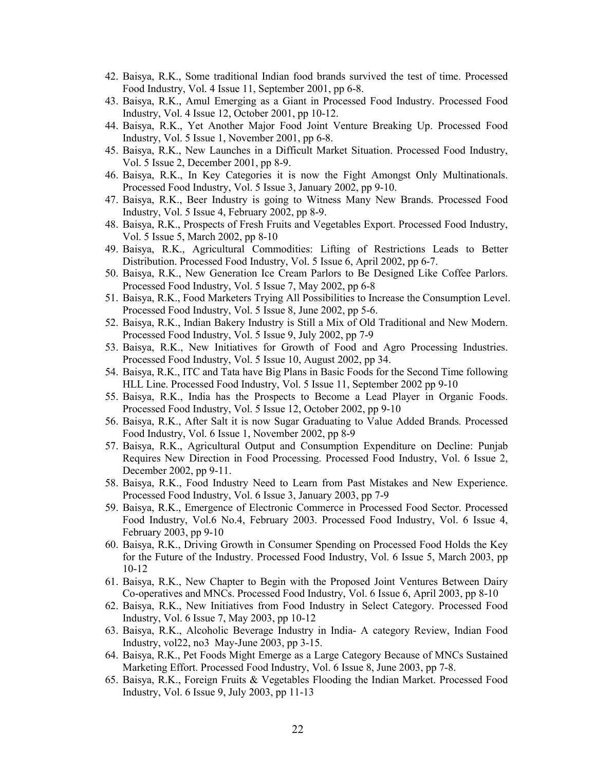42. Baisya, R.K., Some traditional Indian food brands survived the test of time. Processed Food Industry, Vol. 4 Issue 11, September 2001, pp 6-8.
43. Baisya, R.K., Amul Emerging as a Giant in Processed Food Industry. Processed Food Industry, Vol. 4 Issue 12, October 2001, pp 10-12.
44. Baisya, R.K., Yet Another Major Food Joint Venture Breaking Up. Processed Food Industry, Vol. 5 Issue 1, November 2001, pp 6-8.
45. Baisya, R.K., New Launches in a Difficult Market Situation. Processed Food Industry, Vol. 5 Issue 2, December 2001, pp 8-9.
46. Baisya, R.K., In Key Categories it is now the Fight Amongst Only Multinationals. Processed Food Industry, Vol. 5 Issue 3, January 2002, pp 9-10.
47. Baisya, R.K., Beer Industry is going to Witness Many New Brands. Processed Food Industry, Vol. 5 Issue 4, February 2002, pp 8-9.
48. Baisya, R.K., Prospects of Fresh Fruits and Vegetables Export. Processed Food Industry, Vol. 5 Issue 5, March 2002, pp 8-10
49. Baisya, R.K., Agricultural Commodities: Lifting of Restrictions Leads to Better Distribution. Processed Food Industry, Vol. 5 Issue 6, April 2002, pp 6-7.
50. Baisya, R.K., New Generation Ice Cream Parlors to Be Designed Like Coffee Parlors. Processed Food Industry, Vol. 5 Issue 7, May 2002, pp 6-8
51. Baisya, R.K., Food Marketers Trying All Possibilities to Increase the Consumption Level. Processed Food Industry, Vol. 5 Issue 8, June 2002, pp 5-6.
52. Baisya, R.K., Indian Bakery Industry is Still a Mix of Old Traditional and New Modern. Processed Food Industry, Vol. 5 Issue 9, July 2002, pp 7-9
53. Baisya, R.K., New Initiatives for Growth of Food and Agro Processing Industries. Processed Food Industry, Vol. 5 Issue 10, August 2002, pp 34.
54. Baisya, R.K., ITC and Tata have Big Plans in Basic Foods for the Second Time following HLL Line. Processed Food Industry, Vol. 5 Issue 11, September 2002 pp 9-10
55. Baisya, R.K., India has the Prospects to Become a Lead Player in Organic Foods. Processed Food Industry, Vol. 5 Issue 12, October 2002, pp 9-10
56. Baisya, R.K., After Salt it is now Sugar Graduating to Value Added Brands. Processed Food Industry, Vol. 6 Issue 1, November 2002, pp 8-9
57. Baisya, R.K., Agricultural Output and Consumption Expenditure on Decline: Punjab Requires New Direction in Food Processing. Processed Food Industry, Vol. 6 Issue 2, December 2002, pp 9-11.
58. Baisya, R.K., Food Industry Need to Learn from Past Mistakes and New Experience. Processed Food Industry, Vol. 6 Issue 3, January 2003, pp 7-9
59. Baisya, R.K., Emergence of Electronic Commerce in Processed Food Sector. Processed Food Industry, Vol.6 No.4, February 2003. Processed Food Industry, Vol. 6 Issue 4, February 2003, pp 9-10
60. Baisya, R.K., Driving Growth in Consumer Spending on Processed Food Holds the Key for the Future of the Industry. Processed Food Industry, Vol. 6 Issue 5, March 2003, pp 10-12
61. Baisya, R.K., New Chapter to Begin with the Proposed Joint Ventures Between Dairy Co-operatives and MNCs. Processed Food Industry, Vol. 6 Issue 6, April 2003, pp 8-10
62. Baisya, R.K., New Initiatives from Food Industry in Select Category. Processed Food Industry, Vol. 6 Issue 7, May 2003, pp 10-12
63. Baisya, R.K., Alcoholic Beverage Industry in India- A category Review, Indian Food Industry, vol22, no3 May-June 2003, pp 3-15.
64. Baisya, R.K., Pet Foods Might Emerge as a Large Category Because of MNCs Sustained Marketing Effort. Processed Food Industry, Vol. 6 Issue 8, June 2003, pp 7-8.
65. Baisya, R.K., Foreign Fruits & Vegetables Flooding the Indian Market. Processed Food Industry, Vol. 6 Issue 9, July 2003, pp 11-13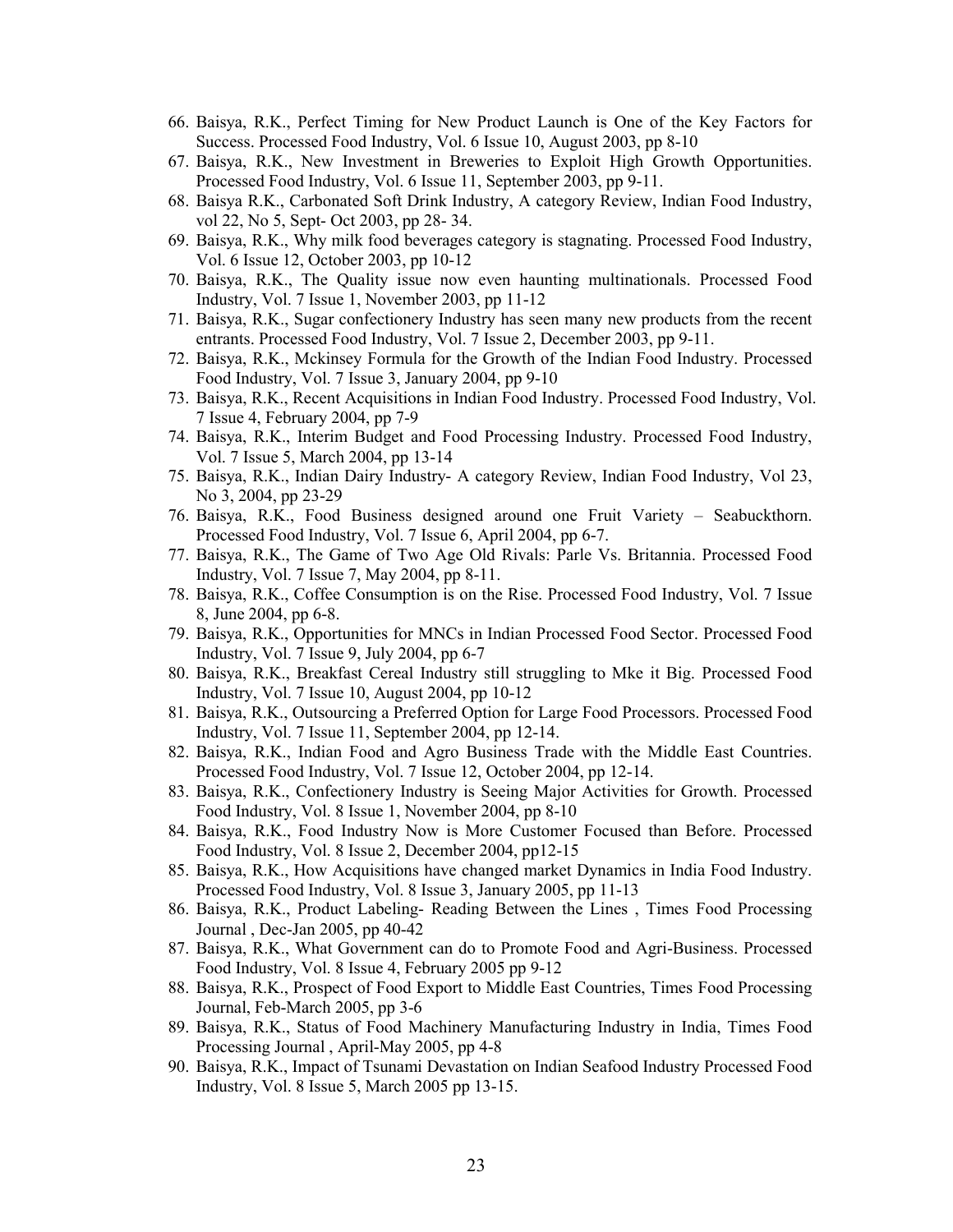66. Baisya, R.K., Perfect Timing for New Product Launch is One of the Key Factors for Success. Processed Food Industry, Vol. 6 Issue 10, August 2003, pp 8-10
67. Baisya, R.K., New Investment in Breweries to Exploit High Growth Opportunities. Processed Food Industry, Vol. 6 Issue 11, September 2003, pp 9-11.
68. Baisya R.K., Carbonated Soft Drink Industry, A category Review, Indian Food Industry, vol 22, No 5, Sept- Oct 2003, pp 28- 34.
69. Baisya, R.K., Why milk food beverages category is stagnating. Processed Food Industry, Vol. 6 Issue 12, October 2003, pp 10-12
70. Baisya, R.K., The Quality issue now even haunting multinationals. Processed Food Industry, Vol. 7 Issue 1, November 2003, pp 11-12
71. Baisya, R.K., Sugar confectionery Industry has seen many new products from the recent entrants. Processed Food Industry, Vol. 7 Issue 2, December 2003, pp 9-11.
72. Baisya, R.K., Mckinsey Formula for the Growth of the Indian Food Industry. Processed Food Industry, Vol. 7 Issue 3, January 2004, pp 9-10
73. Baisya, R.K., Recent Acquisitions in Indian Food Industry. Processed Food Industry, Vol. 7 Issue 4, February 2004, pp 7-9
74. Baisya, R.K., Interim Budget and Food Processing Industry. Processed Food Industry, Vol. 7 Issue 5, March 2004, pp 13-14
75. Baisya, R.K., Indian Dairy Industry- A category Review, Indian Food Industry, Vol 23, No 3, 2004, pp 23-29
76. Baisya, R.K., Food Business designed around one Fruit Variety – Seabuckthorn. Processed Food Industry, Vol. 7 Issue 6, April 2004, pp 6-7.
77. Baisya, R.K., The Game of Two Age Old Rivals: Parle Vs. Britannia. Processed Food Industry, Vol. 7 Issue 7, May 2004, pp 8-11.
78. Baisya, R.K., Coffee Consumption is on the Rise. Processed Food Industry, Vol. 7 Issue 8, June 2004, pp 6-8.
79. Baisya, R.K., Opportunities for MNCs in Indian Processed Food Sector. Processed Food Industry, Vol. 7 Issue 9, July 2004, pp 6-7
80. Baisya, R.K., Breakfast Cereal Industry still struggling to Mke it Big. Processed Food Industry, Vol. 7 Issue 10, August 2004, pp 10-12
81. Baisya, R.K., Outsourcing a Preferred Option for Large Food Processors. Processed Food Industry, Vol. 7 Issue 11, September 2004, pp 12-14.
82. Baisya, R.K., Indian Food and Agro Business Trade with the Middle East Countries. Processed Food Industry, Vol. 7 Issue 12, October 2004, pp 12-14.
83. Baisya, R.K., Confectionery Industry is Seeing Major Activities for Growth. Processed Food Industry, Vol. 8 Issue 1, November 2004, pp 8-10
84. Baisya, R.K., Food Industry Now is More Customer Focused than Before. Processed Food Industry, Vol. 8 Issue 2, December 2004, pp12-15
85. Baisya, R.K., How Acquisitions have changed market Dynamics in India Food Industry. Processed Food Industry, Vol. 8 Issue 3, January 2005, pp 11-13
86. Baisya, R.K., Product Labeling- Reading Between the Lines , Times Food Processing Journal , Dec-Jan 2005, pp 40-42
87. Baisya, R.K., What Government can do to Promote Food and Agri-Business. Processed Food Industry, Vol. 8 Issue 4, February 2005 pp 9-12
88. Baisya, R.K., Prospect of Food Export to Middle East Countries, Times Food Processing Journal, Feb-March 2005, pp 3-6
89. Baisya, R.K., Status of Food Machinery Manufacturing Industry in India, Times Food Processing Journal , April-May 2005, pp 4-8
90. Baisya, R.K., Impact of Tsunami Devastation on Indian Seafood Industry Processed Food Industry, Vol. 8 Issue 5, March 2005 pp 13-15.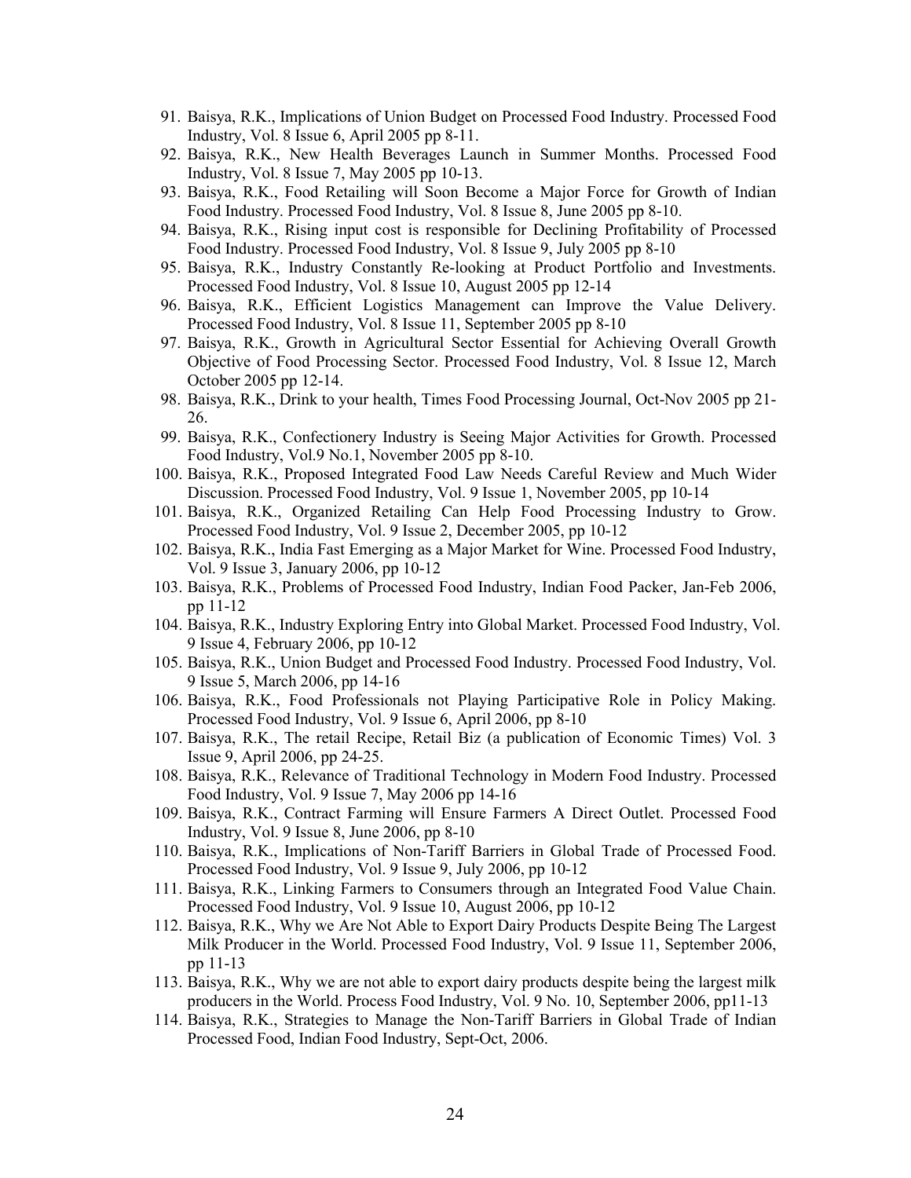91. Baisya, R.K., Implications of Union Budget on Processed Food Industry. Processed Food Industry, Vol. 8 Issue 6, April 2005 pp 8-11.
92. Baisya, R.K., New Health Beverages Launch in Summer Months. Processed Food Industry, Vol. 8 Issue 7, May 2005 pp 10-13.
93. Baisya, R.K., Food Retailing will Soon Become a Major Force for Growth of Indian Food Industry. Processed Food Industry, Vol. 8 Issue 8, June 2005 pp 8-10.
94. Baisya, R.K., Rising input cost is responsible for Declining Profitability of Processed Food Industry. Processed Food Industry, Vol. 8 Issue 9, July 2005 pp 8-10
95. Baisya, R.K., Industry Constantly Re-looking at Product Portfolio and Investments. Processed Food Industry, Vol. 8 Issue 10, August 2005 pp 12-14
96. Baisya, R.K., Efficient Logistics Management can Improve the Value Delivery. Processed Food Industry, Vol. 8 Issue 11, September 2005 pp 8-10
97. Baisya, R.K., Growth in Agricultural Sector Essential for Achieving Overall Growth Objective of Food Processing Sector. Processed Food Industry, Vol. 8 Issue 12, March October 2005 pp 12-14.
98. Baisya, R.K., Drink to your health, Times Food Processing Journal, Oct-Nov 2005 pp 21-26.
99. Baisya, R.K., Confectionery Industry is Seeing Major Activities for Growth. Processed Food Industry, Vol.9 No.1, November 2005 pp 8-10.
100. Baisya, R.K., Proposed Integrated Food Law Needs Careful Review and Much Wider Discussion. Processed Food Industry, Vol. 9 Issue 1, November 2005, pp 10-14
101. Baisya, R.K., Organized Retailing Can Help Food Processing Industry to Grow. Processed Food Industry, Vol. 9 Issue 2, December 2005, pp 10-12
102. Baisya, R.K., India Fast Emerging as a Major Market for Wine. Processed Food Industry, Vol. 9 Issue 3, January 2006, pp 10-12
103. Baisya, R.K., Problems of Processed Food Industry, Indian Food Packer, Jan-Feb 2006, pp 11-12
104. Baisya, R.K., Industry Exploring Entry into Global Market. Processed Food Industry, Vol. 9 Issue 4, February 2006, pp 10-12
105. Baisya, R.K., Union Budget and Processed Food Industry. Processed Food Industry, Vol. 9 Issue 5, March 2006, pp 14-16
106. Baisya, R.K., Food Professionals not Playing Participative Role in Policy Making. Processed Food Industry, Vol. 9 Issue 6, April 2006, pp 8-10
107. Baisya, R.K., The retail Recipe, Retail Biz (a publication of Economic Times) Vol. 3 Issue 9, April 2006, pp 24-25.
108. Baisya, R.K., Relevance of Traditional Technology in Modern Food Industry. Processed Food Industry, Vol. 9 Issue 7, May 2006 pp 14-16
109. Baisya, R.K., Contract Farming will Ensure Farmers A Direct Outlet. Processed Food Industry, Vol. 9 Issue 8, June 2006, pp 8-10
110. Baisya, R.K., Implications of Non-Tariff Barriers in Global Trade of Processed Food. Processed Food Industry, Vol. 9 Issue 9, July 2006, pp 10-12
111. Baisya, R.K., Linking Farmers to Consumers through an Integrated Food Value Chain. Processed Food Industry, Vol. 9 Issue 10, August 2006, pp 10-12
112. Baisya, R.K., Why we Are Not Able to Export Dairy Products Despite Being The Largest Milk Producer in the World. Processed Food Industry, Vol. 9 Issue 11, September 2006, pp 11-13
113. Baisya, R.K., Why we are not able to export dairy products despite being the largest milk producers in the World. Process Food Industry, Vol. 9 No. 10, September 2006, pp11-13
114. Baisya, R.K., Strategies to Manage the Non-Tariff Barriers in Global Trade of Indian Processed Food, Indian Food Industry, Sept-Oct, 2006.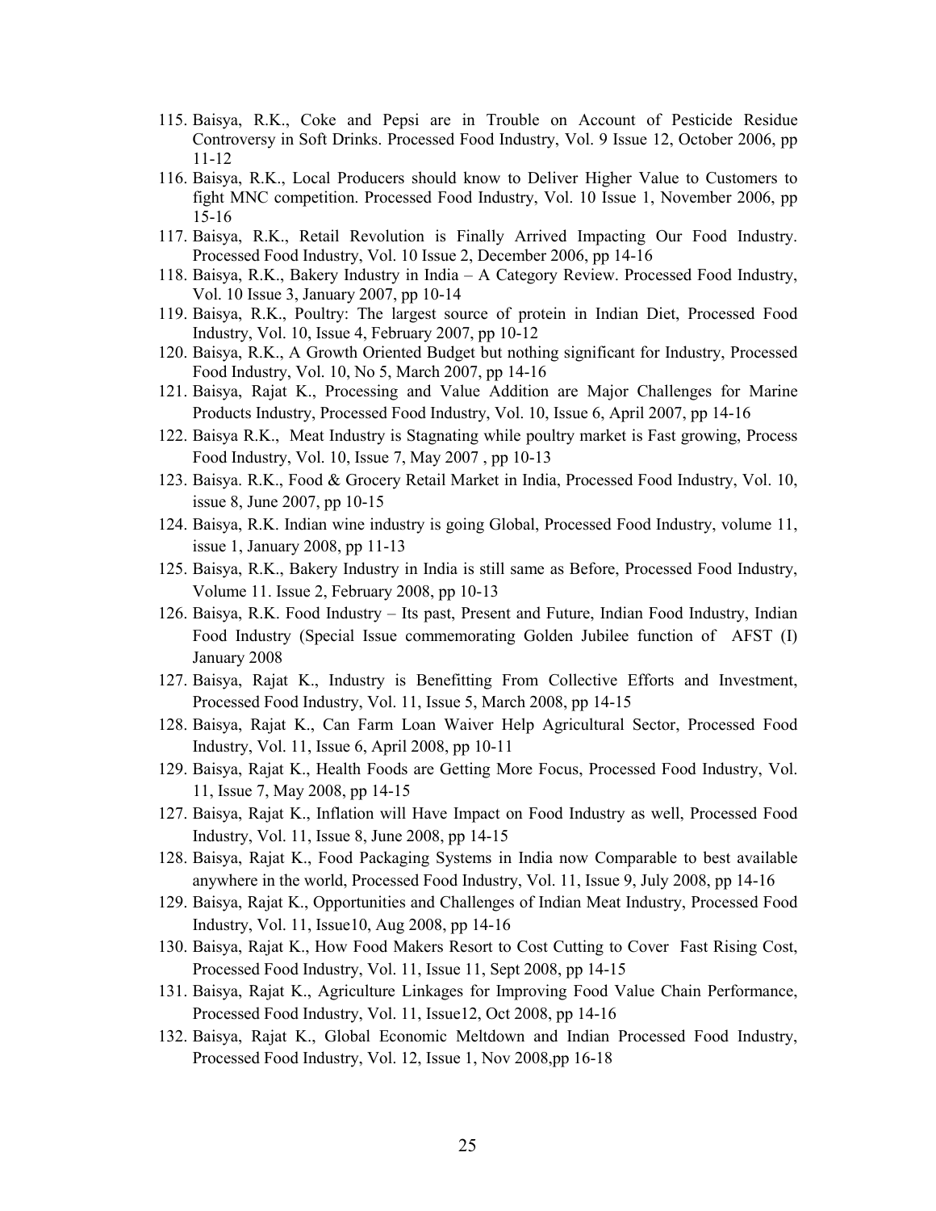115. Baisya, R.K., Coke and Pepsi are in Trouble on Account of Pesticide Residue Controversy in Soft Drinks. Processed Food Industry, Vol. 9 Issue 12, October 2006, pp 11-12
116. Baisya, R.K., Local Producers should know to Deliver Higher Value to Customers to fight MNC competition. Processed Food Industry, Vol. 10 Issue 1, November 2006, pp 15-16
117. Baisya, R.K., Retail Revolution is Finally Arrived Impacting Our Food Industry. Processed Food Industry, Vol. 10 Issue 2, December 2006, pp 14-16
118. Baisya, R.K., Bakery Industry in India – A Category Review. Processed Food Industry, Vol. 10 Issue 3, January 2007, pp 10-14
119. Baisya, R.K., Poultry: The largest source of protein in Indian Diet, Processed Food Industry, Vol. 10, Issue 4, February 2007, pp 10-12
120. Baisya, R.K., A Growth Oriented Budget but nothing significant for Industry, Processed Food Industry, Vol. 10, No 5, March 2007, pp 14-16
121. Baisya, Rajat K., Processing and Value Addition are Major Challenges for Marine Products Industry, Processed Food Industry, Vol. 10, Issue 6, April 2007, pp 14-16
122. Baisya R.K., Meat Industry is Stagnating while poultry market is Fast growing, Process Food Industry, Vol. 10, Issue 7, May 2007 , pp 10-13
123. Baisya. R.K., Food & Grocery Retail Market in India, Processed Food Industry, Vol. 10, issue 8, June 2007, pp 10-15
124. Baisya, R.K. Indian wine industry is going Global, Processed Food Industry, volume 11, issue 1, January 2008, pp 11-13
125. Baisya, R.K., Bakery Industry in India is still same as Before, Processed Food Industry, Volume 11. Issue 2, February 2008, pp 10-13
126. Baisya, R.K. Food Industry – Its past, Present and Future, Indian Food Industry, Indian Food Industry (Special Issue commemorating Golden Jubilee function of AFST (I) January 2008
127. Baisya, Rajat K., Industry is Benefitting From Collective Efforts and Investment, Processed Food Industry, Vol. 11, Issue 5, March 2008, pp 14-15
128. Baisya, Rajat K., Can Farm Loan Waiver Help Agricultural Sector, Processed Food Industry, Vol. 11, Issue 6, April 2008, pp 10-11
129. Baisya, Rajat K., Health Foods are Getting More Focus, Processed Food Industry, Vol. 11, Issue 7, May 2008, pp 14-15
127. Baisya, Rajat K., Inflation will Have Impact on Food Industry as well, Processed Food Industry, Vol. 11, Issue 8, June 2008, pp 14-15
128. Baisya, Rajat K., Food Packaging Systems in India now Comparable to best available anywhere in the world, Processed Food Industry, Vol. 11, Issue 9, July 2008, pp 14-16
129. Baisya, Rajat K., Opportunities and Challenges of Indian Meat Industry, Processed Food Industry, Vol. 11, Issue10, Aug 2008, pp 14-16
130. Baisya, Rajat K., How Food Makers Resort to Cost Cutting to Cover Fast Rising Cost, Processed Food Industry, Vol. 11, Issue 11, Sept 2008, pp 14-15
131. Baisya, Rajat K., Agriculture Linkages for Improving Food Value Chain Performance, Processed Food Industry, Vol. 11, Issue12, Oct 2008, pp 14-16
132. Baisya, Rajat K., Global Economic Meltdown and Indian Processed Food Industry, Processed Food Industry, Vol. 12, Issue 1, Nov 2008,pp 16-18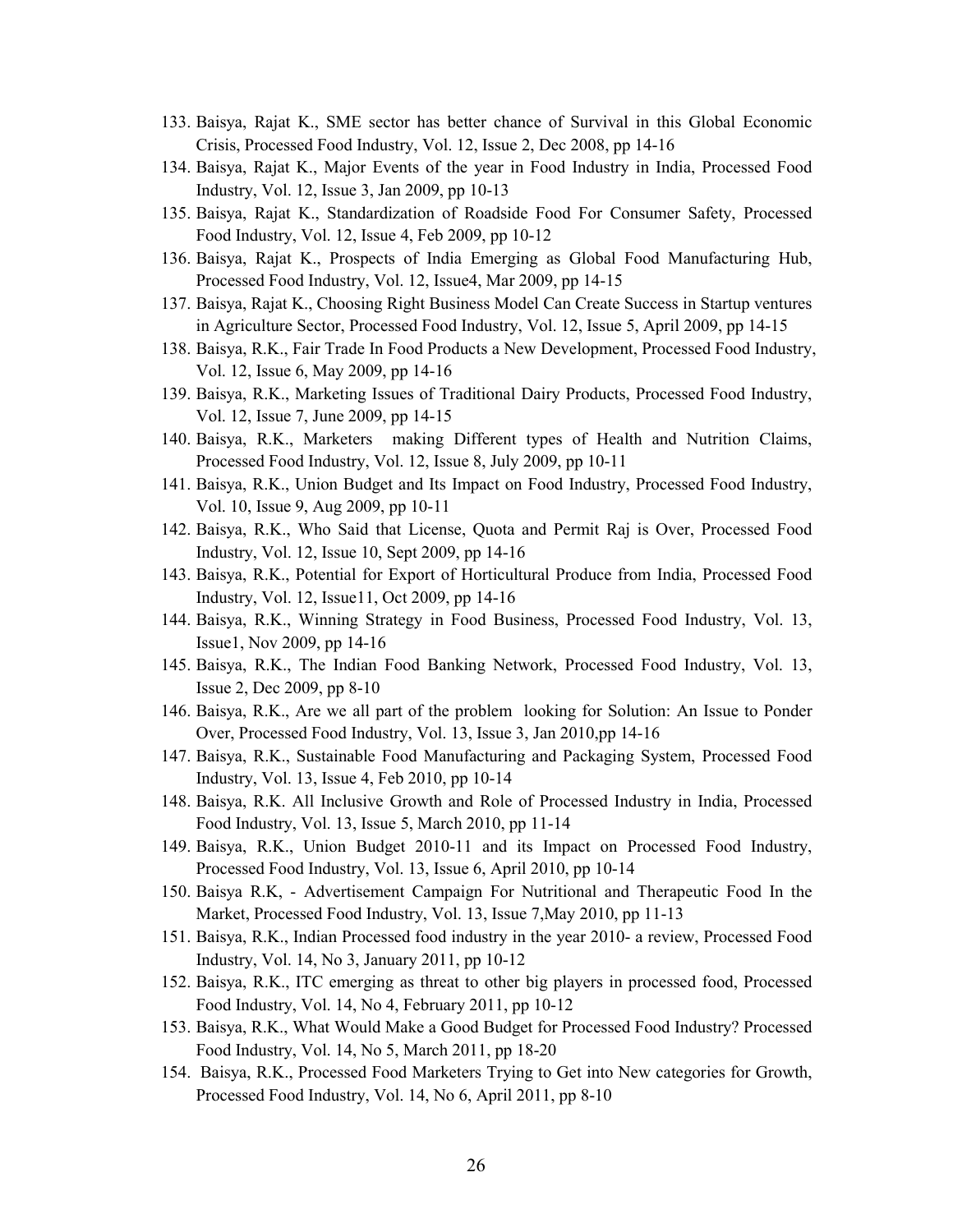133. Baisya, Rajat K., SME sector has better chance of Survival in this Global Economic Crisis, Processed Food Industry, Vol. 12, Issue 2, Dec 2008, pp 14-16
134. Baisya, Rajat K., Major Events of the year in Food Industry in India, Processed Food Industry, Vol. 12, Issue 3, Jan 2009, pp 10-13
135. Baisya, Rajat K., Standardization of Roadside Food For Consumer Safety, Processed Food Industry, Vol. 12, Issue 4, Feb 2009, pp 10-12
136. Baisya, Rajat K., Prospects of India Emerging as Global Food Manufacturing Hub, Processed Food Industry, Vol. 12, Issue4, Mar 2009, pp 14-15
137. Baisya, Rajat K., Choosing Right Business Model Can Create Success in Startup ventures in Agriculture Sector, Processed Food Industry, Vol. 12, Issue 5, April 2009, pp 14-15
138. Baisya, R.K., Fair Trade In Food Products a New Development, Processed Food Industry, Vol. 12, Issue 6, May 2009, pp 14-16
139. Baisya, R.K., Marketing Issues of Traditional Dairy Products, Processed Food Industry, Vol. 12, Issue 7, June 2009, pp 14-15
140. Baisya, R.K., Marketers making Different types of Health and Nutrition Claims, Processed Food Industry, Vol. 12, Issue 8, July 2009, pp 10-11
141. Baisya, R.K., Union Budget and Its Impact on Food Industry, Processed Food Industry, Vol. 10, Issue 9, Aug 2009, pp 10-11
142. Baisya, R.K., Who Said that License, Quota and Permit Raj is Over, Processed Food Industry, Vol. 12, Issue 10, Sept 2009, pp 14-16
143. Baisya, R.K., Potential for Export of Horticultural Produce from India, Processed Food Industry, Vol. 12, Issue11, Oct 2009, pp 14-16
144. Baisya, R.K., Winning Strategy in Food Business, Processed Food Industry, Vol. 13, Issue1, Nov 2009, pp 14-16
145. Baisya, R.K., The Indian Food Banking Network, Processed Food Industry, Vol. 13, Issue 2, Dec 2009, pp 8-10
146. Baisya, R.K., Are we all part of the problem looking for Solution: An Issue to Ponder Over, Processed Food Industry, Vol. 13, Issue 3, Jan 2010,pp 14-16
147. Baisya, R.K., Sustainable Food Manufacturing and Packaging System, Processed Food Industry, Vol. 13, Issue 4, Feb 2010, pp 10-14
148. Baisya, R.K. All Inclusive Growth and Role of Processed Industry in India, Processed Food Industry, Vol. 13, Issue 5, March 2010, pp 11-14
149. Baisya, R.K., Union Budget 2010-11 and its Impact on Processed Food Industry, Processed Food Industry, Vol. 13, Issue 6, April 2010, pp 10-14
150. Baisya R.K, - Advertisement Campaign For Nutritional and Therapeutic Food In the Market, Processed Food Industry, Vol. 13, Issue 7,May 2010, pp 11-13
151. Baisya, R.K., Indian Processed food industry in the year 2010- a review, Processed Food Industry, Vol. 14, No 3, January 2011, pp 10-12
152. Baisya, R.K., ITC emerging as threat to other big players in processed food, Processed Food Industry, Vol. 14, No 4, February 2011, pp 10-12
153. Baisya, R.K., What Would Make a Good Budget for Processed Food Industry? Processed Food Industry, Vol. 14, No 5, March 2011, pp 18-20
154. Baisya, R.K., Processed Food Marketers Trying to Get into New categories for Growth, Processed Food Industry, Vol. 14, No 6, April 2011, pp 8-10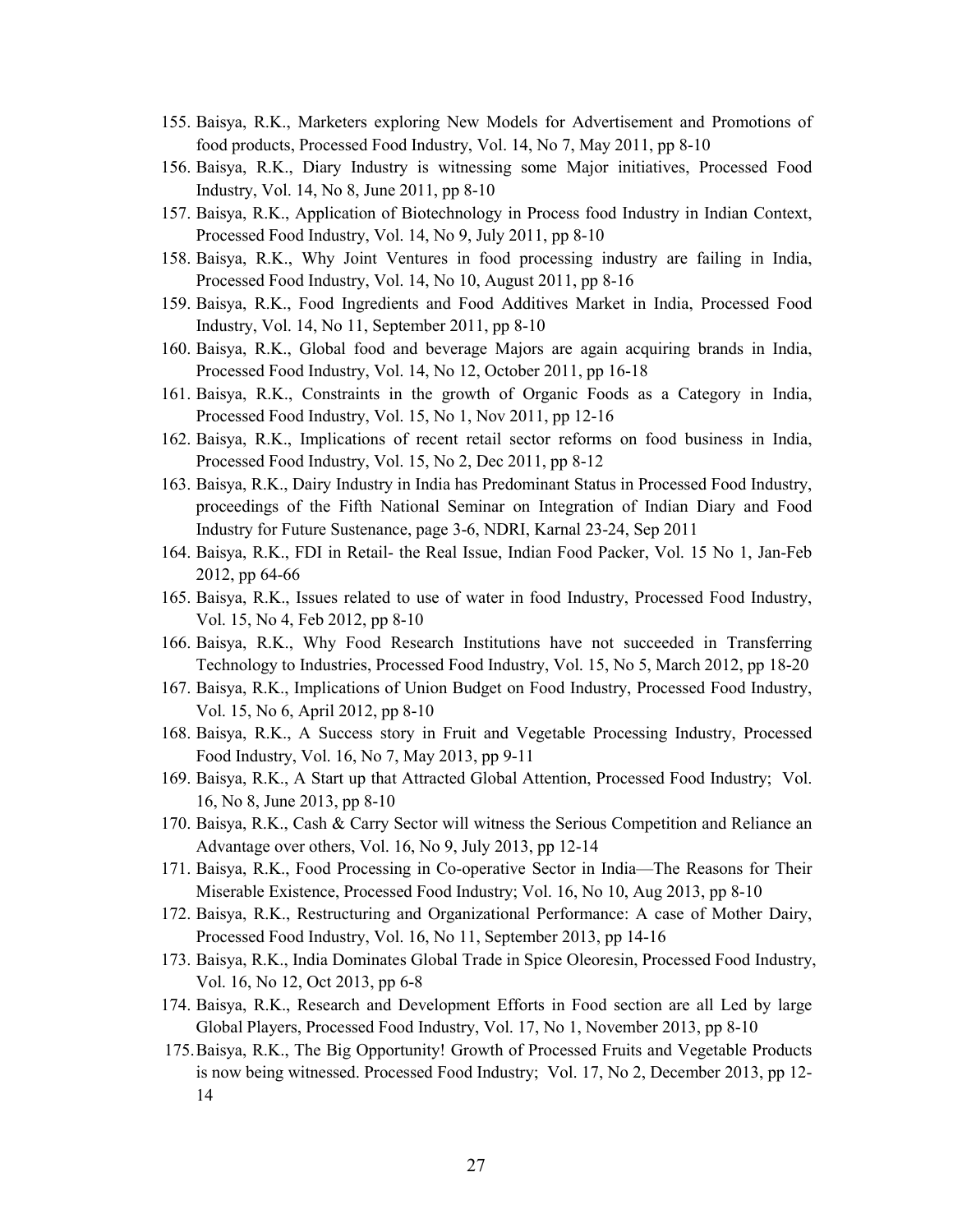155. Baisya, R.K., Marketers exploring New Models for Advertisement and Promotions of food products, Processed Food Industry, Vol. 14, No 7, May 2011, pp 8-10
156. Baisya, R.K., Diary Industry is witnessing some Major initiatives, Processed Food Industry, Vol. 14, No 8, June 2011, pp 8-10
157. Baisya, R.K., Application of Biotechnology in Process food Industry in Indian Context, Processed Food Industry, Vol. 14, No 9, July 2011, pp 8-10
158. Baisya, R.K., Why Joint Ventures in food processing industry are failing in India, Processed Food Industry, Vol. 14, No 10, August 2011, pp 8-16
159. Baisya, R.K., Food Ingredients and Food Additives Market in India, Processed Food Industry, Vol. 14, No 11, September 2011, pp 8-10
160. Baisya, R.K., Global food and beverage Majors are again acquiring brands in India, Processed Food Industry, Vol. 14, No 12, October 2011, pp 16-18
161. Baisya, R.K., Constraints in the growth of Organic Foods as a Category in India, Processed Food Industry, Vol. 15, No 1, Nov 2011, pp 12-16
162. Baisya, R.K., Implications of recent retail sector reforms on food business in India, Processed Food Industry, Vol. 15, No 2, Dec 2011, pp 8-12
163. Baisya, R.K., Dairy Industry in India has Predominant Status in Processed Food Industry, proceedings of the Fifth National Seminar on Integration of Indian Diary and Food Industry for Future Sustenance, page 3-6, NDRI, Karnal 23-24, Sep 2011
164. Baisya, R.K., FDI in Retail- the Real Issue, Indian Food Packer, Vol. 15 No 1, Jan-Feb 2012, pp 64-66
165. Baisya, R.K., Issues related to use of water in food Industry, Processed Food Industry, Vol. 15, No 4, Feb 2012, pp 8-10
166. Baisya, R.K., Why Food Research Institutions have not succeeded in Transferring Technology to Industries, Processed Food Industry, Vol. 15, No 5, March 2012, pp 18-20
167. Baisya, R.K., Implications of Union Budget on Food Industry, Processed Food Industry, Vol. 15, No 6, April 2012, pp 8-10
168. Baisya, R.K., A Success story in Fruit and Vegetable Processing Industry, Processed Food Industry, Vol. 16, No 7, May 2013, pp 9-11
169. Baisya, R.K., A Start up that Attracted Global Attention, Processed Food Industry; Vol. 16, No 8, June 2013, pp 8-10
170. Baisya, R.K., Cash & Carry Sector will witness the Serious Competition and Reliance an Advantage over others, Vol. 16, No 9, July 2013, pp 12-14
171. Baisya, R.K., Food Processing in Co-operative Sector in India—The Reasons for Their Miserable Existence, Processed Food Industry; Vol. 16, No 10, Aug 2013, pp 8-10
172. Baisya, R.K., Restructuring and Organizational Performance: A case of Mother Dairy, Processed Food Industry, Vol. 16, No 11, September 2013, pp 14-16
173. Baisya, R.K., India Dominates Global Trade in Spice Oleoresin, Processed Food Industry, Vol. 16, No 12, Oct 2013, pp 6-8
174. Baisya, R.K., Research and Development Efforts in Food section are all Led by large Global Players, Processed Food Industry, Vol. 17, No 1, November 2013, pp 8-10
175. Baisya, R.K., The Big Opportunity! Growth of Processed Fruits and Vegetable Products is now being witnessed. Processed Food Industry; Vol. 17, No 2, December 2013, pp 12-14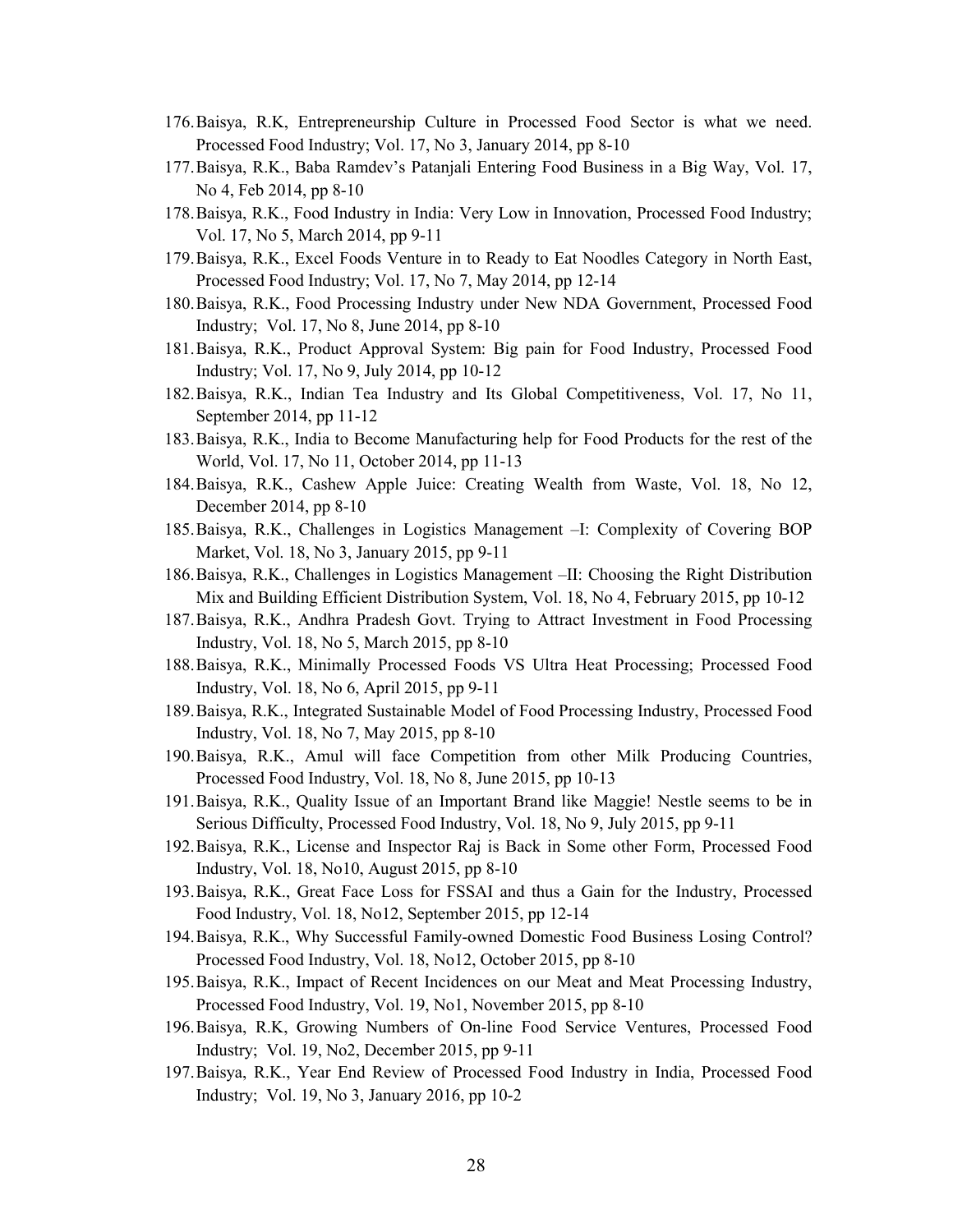176. Baisya, R.K, Entrepreneurship Culture in Processed Food Sector is what we need. Processed Food Industry; Vol. 17, No 3, January 2014, pp 8-10
177. Baisya, R.K., Baba Ramdev's Patanjali Entering Food Business in a Big Way, Vol. 17, No 4, Feb 2014, pp 8-10
178. Baisya, R.K., Food Industry in India: Very Low in Innovation, Processed Food Industry; Vol. 17, No 5, March 2014, pp 9-11
179. Baisya, R.K., Excel Foods Venture in to Ready to Eat Noodles Category in North East, Processed Food Industry; Vol. 17, No 7, May 2014, pp 12-14
180. Baisya, R.K., Food Processing Industry under New NDA Government, Processed Food Industry; Vol. 17, No 8, June 2014, pp 8-10
181. Baisya, R.K., Product Approval System: Big pain for Food Industry, Processed Food Industry; Vol. 17, No 9, July 2014, pp 10-12
182. Baisya, R.K., Indian Tea Industry and Its Global Competitiveness, Vol. 17, No 11, September 2014, pp 11-12
183. Baisya, R.K., India to Become Manufacturing help for Food Products for the rest of the World, Vol. 17, No 11, October 2014, pp 11-13
184. Baisya, R.K., Cashew Apple Juice: Creating Wealth from Waste, Vol. 18, No 12, December 2014, pp 8-10
185. Baisya, R.K., Challenges in Logistics Management –I: Complexity of Covering BOP Market, Vol. 18, No 3, January 2015, pp 9-11
186. Baisya, R.K., Challenges in Logistics Management –II: Choosing the Right Distribution Mix and Building Efficient Distribution System, Vol. 18, No 4, February 2015, pp 10-12
187. Baisya, R.K., Andhra Pradesh Govt. Trying to Attract Investment in Food Processing Industry, Vol. 18, No 5, March 2015, pp 8-10
188. Baisya, R.K., Minimally Processed Foods VS Ultra Heat Processing; Processed Food Industry, Vol. 18, No 6, April 2015, pp 9-11
189. Baisya, R.K., Integrated Sustainable Model of Food Processing Industry, Processed Food Industry, Vol. 18, No 7, May 2015, pp 8-10
190. Baisya, R.K., Amul will face Competition from other Milk Producing Countries, Processed Food Industry, Vol. 18, No 8, June 2015, pp 10-13
191. Baisya, R.K., Quality Issue of an Important Brand like Maggie! Nestle seems to be in Serious Difficulty, Processed Food Industry, Vol. 18, No 9, July 2015, pp 9-11
192. Baisya, R.K., License and Inspector Raj is Back in Some other Form, Processed Food Industry, Vol. 18, No10, August 2015, pp 8-10
193. Baisya, R.K., Great Face Loss for FSSAI and thus a Gain for the Industry, Processed Food Industry, Vol. 18, No12, September 2015, pp 12-14
194. Baisya, R.K., Why Successful Family-owned Domestic Food Business Losing Control? Processed Food Industry, Vol. 18, No12, October 2015, pp 8-10
195. Baisya, R.K., Impact of Recent Incidences on our Meat and Meat Processing Industry, Processed Food Industry, Vol. 19, No1, November 2015, pp 8-10
196. Baisya, R.K, Growing Numbers of On-line Food Service Ventures, Processed Food Industry; Vol. 19, No2, December 2015, pp 9-11
197. Baisya, R.K., Year End Review of Processed Food Industry in India, Processed Food Industry; Vol. 19, No 3, January 2016, pp 10-2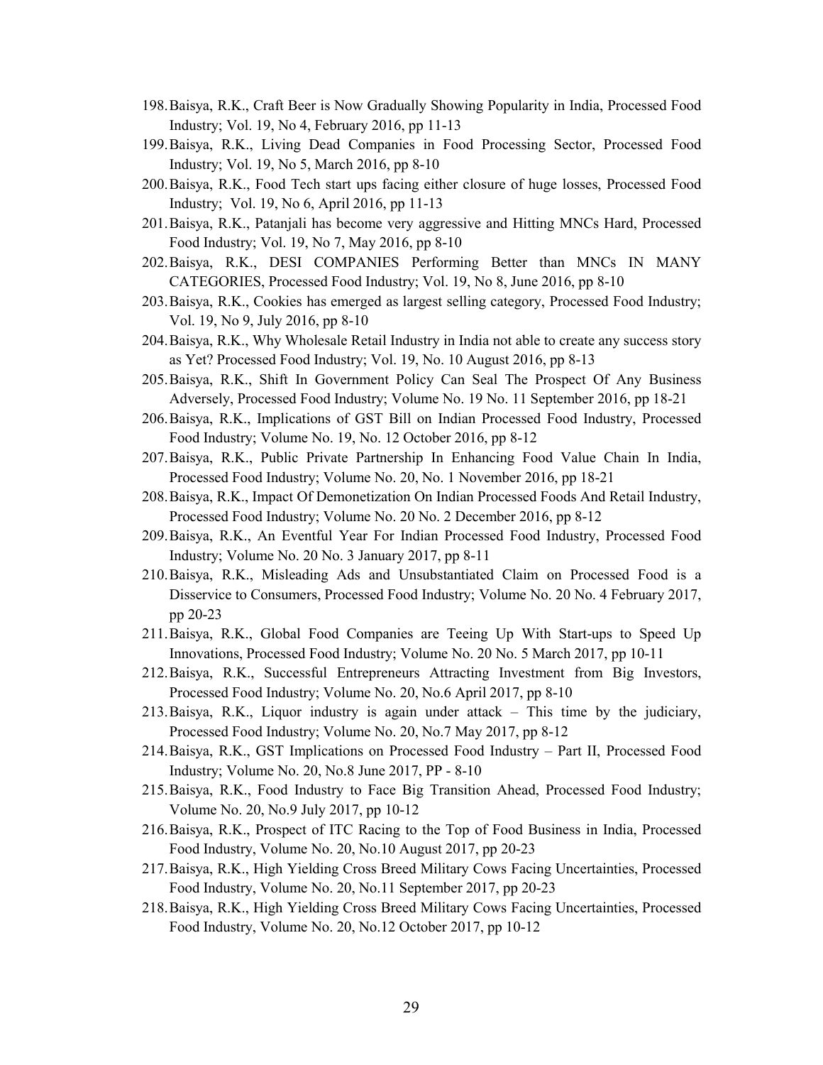198. Baisya, R.K., Craft Beer is Now Gradually Showing Popularity in India, Processed Food Industry; Vol. 19, No 4, February 2016, pp 11-13
199. Baisya, R.K., Living Dead Companies in Food Processing Sector, Processed Food Industry; Vol. 19, No 5, March 2016, pp 8-10
200. Baisya, R.K., Food Tech start ups facing either closure of huge losses, Processed Food Industry; Vol. 19, No 6, April 2016, pp 11-13
201. Baisya, R.K., Patanjali has become very aggressive and Hitting MNCs Hard, Processed Food Industry; Vol. 19, No 7, May 2016, pp 8-10
202. Baisya, R.K., DESI COMPANIES Performing Better than MNCs IN MANY CATEGORIES, Processed Food Industry; Vol. 19, No 8, June 2016, pp 8-10
203. Baisya, R.K., Cookies has emerged as largest selling category, Processed Food Industry; Vol. 19, No 9, July 2016, pp 8-10
204. Baisya, R.K., Why Wholesale Retail Industry in India not able to create any success story as Yet? Processed Food Industry; Vol. 19, No. 10 August 2016, pp 8-13
205. Baisya, R.K., Shift In Government Policy Can Seal The Prospect Of Any Business Adversely, Processed Food Industry; Volume No. 19 No. 11 September 2016, pp 18-21
206. Baisya, R.K., Implications of GST Bill on Indian Processed Food Industry, Processed Food Industry; Volume No. 19, No. 12 October 2016, pp 8-12
207. Baisya, R.K., Public Private Partnership In Enhancing Food Value Chain In India, Processed Food Industry; Volume No. 20, No. 1 November 2016, pp 18-21
208. Baisya, R.K., Impact Of Demonetization On Indian Processed Foods And Retail Industry, Processed Food Industry; Volume No. 20 No. 2 December 2016, pp 8-12
209. Baisya, R.K., An Eventful Year For Indian Processed Food Industry, Processed Food Industry; Volume No. 20 No. 3 January 2017, pp 8-11
210. Baisya, R.K., Misleading Ads and Unsubstantiated Claim on Processed Food is a Disservice to Consumers, Processed Food Industry; Volume No. 20 No. 4 February 2017, pp 20-23
211. Baisya, R.K., Global Food Companies are Teeing Up With Start-ups to Speed Up Innovations, Processed Food Industry; Volume No. 20 No. 5 March 2017, pp 10-11
212. Baisya, R.K., Successful Entrepreneurs Attracting Investment from Big Investors, Processed Food Industry; Volume No. 20, No.6 April 2017, pp 8-10
213. Baisya, R.K., Liquor industry is again under attack – This time by the judiciary, Processed Food Industry; Volume No. 20, No.7 May 2017, pp 8-12
214. Baisya, R.K., GST Implications on Processed Food Industry – Part II, Processed Food Industry; Volume No. 20, No.8 June 2017, PP - 8-10
215. Baisya, R.K., Food Industry to Face Big Transition Ahead, Processed Food Industry; Volume No. 20, No.9 July 2017, pp 10-12
216. Baisya, R.K., Prospect of ITC Racing to the Top of Food Business in India, Processed Food Industry, Volume No. 20, No.10 August 2017, pp 20-23
217. Baisya, R.K., High Yielding Cross Breed Military Cows Facing Uncertainties, Processed Food Industry, Volume No. 20, No.11 September 2017, pp 20-23
218. Baisya, R.K., High Yielding Cross Breed Military Cows Facing Uncertainties, Processed Food Industry, Volume No. 20, No.12 October 2017, pp 10-12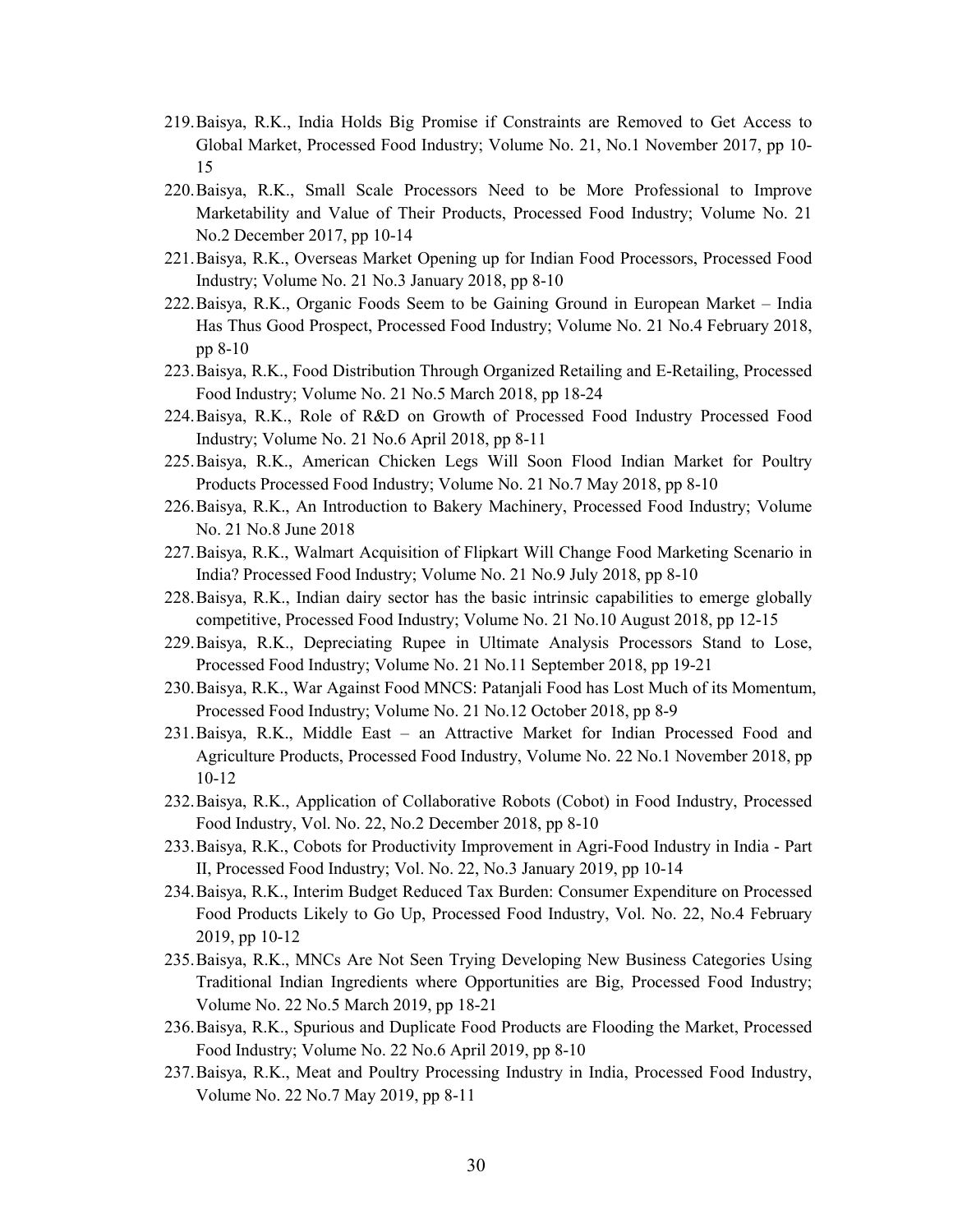219. Baisya, R.K., India Holds Big Promise if Constraints are Removed to Get Access to Global Market, Processed Food Industry; Volume No. 21, No.1 November 2017, pp 10-15
220. Baisya, R.K., Small Scale Processors Need to be More Professional to Improve Marketability and Value of Their Products, Processed Food Industry; Volume No. 21 No.2 December 2017, pp 10-14
221. Baisya, R.K., Overseas Market Opening up for Indian Food Processors, Processed Food Industry; Volume No. 21 No.3 January 2018, pp 8-10
222. Baisya, R.K., Organic Foods Seem to be Gaining Ground in European Market – India Has Thus Good Prospect, Processed Food Industry; Volume No. 21 No.4 February 2018, pp 8-10
223. Baisya, R.K., Food Distribution Through Organized Retailing and E-Retailing, Processed Food Industry; Volume No. 21 No.5 March 2018, pp 18-24
224. Baisya, R.K., Role of R&D on Growth of Processed Food Industry Processed Food Industry; Volume No. 21 No.6 April 2018, pp 8-11
225. Baisya, R.K., American Chicken Legs Will Soon Flood Indian Market for Poultry Products Processed Food Industry; Volume No. 21 No.7 May 2018, pp 8-10
226. Baisya, R.K., An Introduction to Bakery Machinery, Processed Food Industry; Volume No. 21 No.8 June 2018
227. Baisya, R.K., Walmart Acquisition of Flipkart Will Change Food Marketing Scenario in India? Processed Food Industry; Volume No. 21 No.9 July 2018, pp 8-10
228. Baisya, R.K., Indian dairy sector has the basic intrinsic capabilities to emerge globally competitive, Processed Food Industry; Volume No. 21 No.10 August 2018, pp 12-15
229. Baisya, R.K., Depreciating Rupee in Ultimate Analysis Processors Stand to Lose, Processed Food Industry; Volume No. 21 No.11 September 2018, pp 19-21
230. Baisya, R.K., War Against Food MNCS: Patanjali Food has Lost Much of its Momentum, Processed Food Industry; Volume No. 21 No.12 October 2018, pp 8-9
231. Baisya, R.K., Middle East – an Attractive Market for Indian Processed Food and Agriculture Products, Processed Food Industry, Volume No. 22 No.1 November 2018, pp 10-12
232. Baisya, R.K., Application of Collaborative Robots (Cobot) in Food Industry, Processed Food Industry, Vol. No. 22, No.2 December 2018, pp 8-10
233. Baisya, R.K., Cobots for Productivity Improvement in Agri-Food Industry in India - Part II, Processed Food Industry; Vol. No. 22, No.3 January 2019, pp 10-14
234. Baisya, R.K., Interim Budget Reduced Tax Burden: Consumer Expenditure on Processed Food Products Likely to Go Up, Processed Food Industry, Vol. No. 22, No.4 February 2019, pp 10-12
235. Baisya, R.K., MNCs Are Not Seen Trying Developing New Business Categories Using Traditional Indian Ingredients where Opportunities are Big, Processed Food Industry; Volume No. 22 No.5 March 2019, pp 18-21
236. Baisya, R.K., Spurious and Duplicate Food Products are Flooding the Market, Processed Food Industry; Volume No. 22 No.6 April 2019, pp 8-10
237. Baisya, R.K., Meat and Poultry Processing Industry in India, Processed Food Industry, Volume No. 22 No.7 May 2019, pp 8-11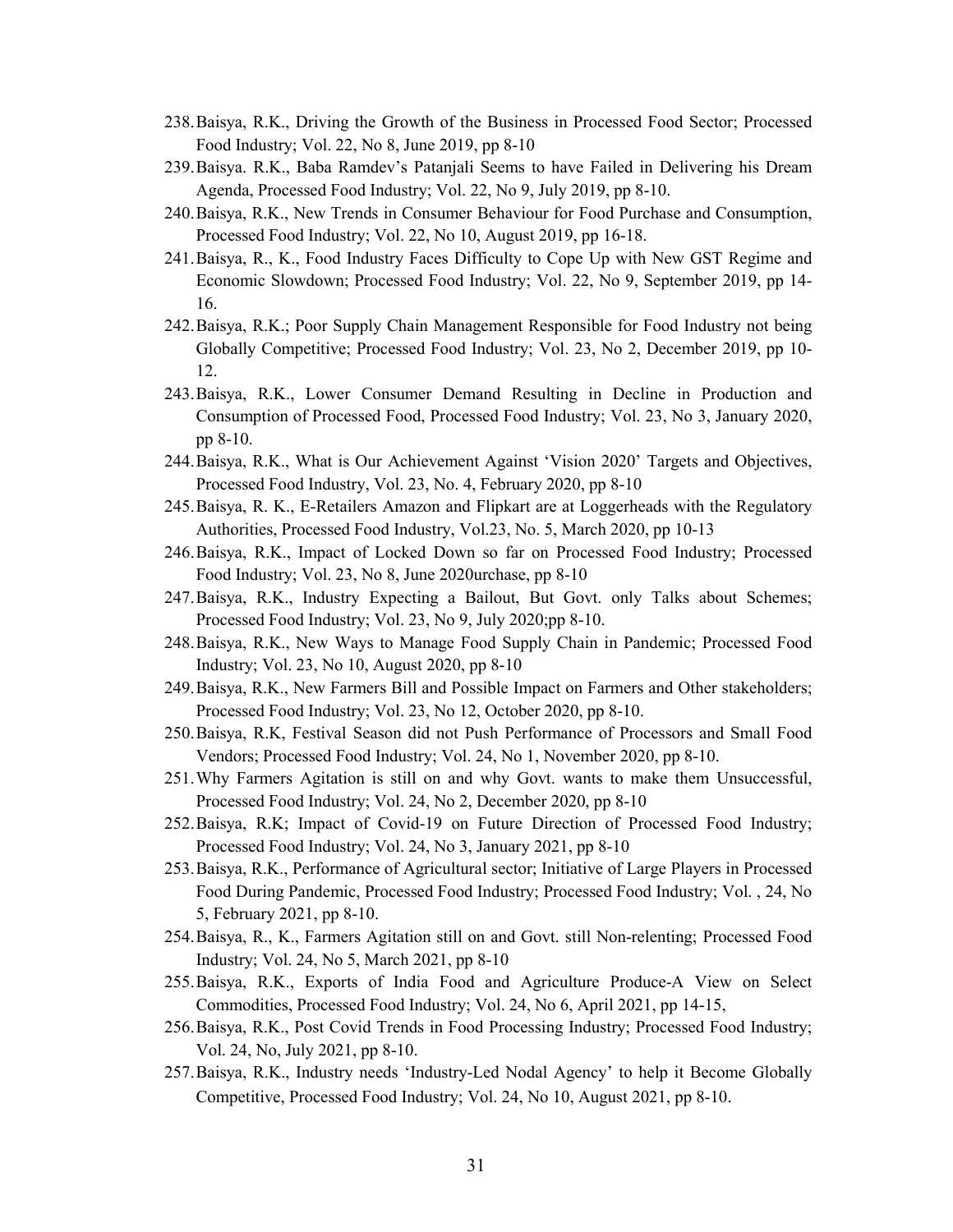238. Baisya, R.K., Driving the Growth of the Business in Processed Food Sector; Processed Food Industry; Vol. 22, No 8, June 2019, pp 8-10
239. Baisya. R.K., Baba Ramdev's Patanjali Seems to have Failed in Delivering his Dream Agenda, Processed Food Industry; Vol. 22, No 9, July 2019, pp 8-10.
240. Baisya, R.K., New Trends in Consumer Behaviour for Food Purchase and Consumption, Processed Food Industry; Vol. 22, No 10, August 2019, pp 16-18.
241. Baisya, R., K., Food Industry Faces Difficulty to Cope Up with New GST Regime and Economic Slowdown; Processed Food Industry; Vol. 22, No 9, September 2019, pp 14-16.
242. Baisya, R.K.; Poor Supply Chain Management Responsible for Food Industry not being Globally Competitive; Processed Food Industry; Vol. 23, No 2, December 2019, pp 10-12.
243. Baisya, R.K., Lower Consumer Demand Resulting in Decline in Production and Consumption of Processed Food, Processed Food Industry; Vol. 23, No 3, January 2020, pp 8-10.
244. Baisya, R.K., What is Our Achievement Against 'Vision 2020' Targets and Objectives, Processed Food Industry, Vol. 23, No. 4, February 2020, pp 8-10
245. Baisya, R. K., E-Retailers Amazon and Flipkart are at Loggerheads with the Regulatory Authorities, Processed Food Industry, Vol.23, No. 5, March 2020, pp 10-13
246. Baisya, R.K., Impact of Locked Down so far on Processed Food Industry; Processed Food Industry; Vol. 23, No 8, June 2020urchase, pp 8-10
247. Baisya, R.K., Industry Expecting a Bailout, But Govt. only Talks about Schemes; Processed Food Industry; Vol. 23, No 9, July 2020;pp 8-10.
248. Baisya, R.K., New Ways to Manage Food Supply Chain in Pandemic; Processed Food Industry; Vol. 23, No 10, August 2020, pp 8-10
249. Baisya, R.K., New Farmers Bill and Possible Impact on Farmers and Other stakeholders; Processed Food Industry; Vol. 23, No 12, October 2020, pp 8-10.
250. Baisya, R.K, Festival Season did not Push Performance of Processors and Small Food Vendors; Processed Food Industry; Vol. 24, No 1, November 2020, pp 8-10.
251. Why Farmers Agitation is still on and why Govt. wants to make them Unsuccessful, Processed Food Industry; Vol. 24, No 2, December 2020, pp 8-10
252. Baisya, R.K; Impact of Covid-19 on Future Direction of Processed Food Industry; Processed Food Industry; Vol. 24, No 3, January 2021, pp 8-10
253. Baisya, R.K., Performance of Agricultural sector; Initiative of Large Players in Processed Food During Pandemic, Processed Food Industry; Processed Food Industry; Vol. , 24, No 5, February 2021, pp 8-10.
254. Baisya, R., K., Farmers Agitation still on and Govt. still Non-relenting; Processed Food Industry; Vol. 24, No 5, March 2021, pp 8-10
255. Baisya, R.K., Exports of India Food and Agriculture Produce-A View on Select Commodities, Processed Food Industry; Vol. 24, No 6, April 2021, pp 14-15,
256. Baisya, R.K., Post Covid Trends in Food Processing Industry; Processed Food Industry; Vol. 24, No, July 2021, pp 8-10.
257. Baisya, R.K., Industry needs 'Industry-Led Nodal Agency' to help it Become Globally Competitive, Processed Food Industry; Vol. 24, No 10, August 2021, pp 8-10.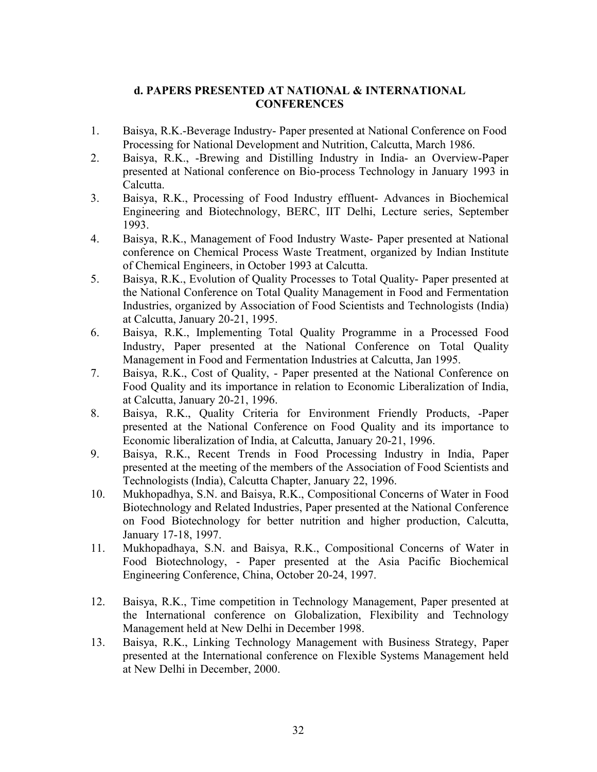## d. PAPERS PRESENTED AT NATIONAL & INTERNATIONAL CONFERENCES

1. Baisya, R.K.-Beverage Industry- Paper presented at National Conference on Food Processing for National Development and Nutrition, Calcutta, March 1986.
2. Baisya, R.K., -Brewing and Distilling Industry in India- an Overview-Paper presented at National conference on Bio-process Technology in January 1993 in Calcutta.
3. Baisya, R.K., Processing of Food Industry effluent- Advances in Biochemical Engineering and Biotechnology, BERC, IIT Delhi, Lecture series, September 1993.
4. Baisya, R.K., Management of Food Industry Waste- Paper presented at National conference on Chemical Process Waste Treatment, organized by Indian Institute of Chemical Engineers, in October 1993 at Calcutta.
5. Baisya, R.K., Evolution of Quality Processes to Total Quality- Paper presented at the National Conference on Total Quality Management in Food and Fermentation Industries, organized by Association of Food Scientists and Technologists (India) at Calcutta, January 20-21, 1995.
6. Baisya, R.K., Implementing Total Quality Programme in a Processed Food Industry, Paper presented at the National Conference on Total Quality Management in Food and Fermentation Industries at Calcutta, Jan 1995.
7. Baisya, R.K., Cost of Quality, - Paper presented at the National Conference on Food Quality and its importance in relation to Economic Liberalization of India, at Calcutta, January 20-21, 1996.
8. Baisya, R.K., Quality Criteria for Environment Friendly Products, -Paper presented at the National Conference on Food Quality and its importance to Economic liberalization of India, at Calcutta, January 20-21, 1996.
9. Baisya, R.K., Recent Trends in Food Processing Industry in India, Paper presented at the meeting of the members of the Association of Food Scientists and Technologists (India), Calcutta Chapter, January 22, 1996.
10. Mukhopadhya, S.N. and Baisya, R.K., Compositional Concerns of Water in Food Biotechnology and Related Industries, Paper presented at the National Conference on Food Biotechnology for better nutrition and higher production, Calcutta, January 17-18, 1997.
11. Mukhopadhaya, S.N. and Baisya, R.K., Compositional Concerns of Water in Food Biotechnology, - Paper presented at the Asia Pacific Biochemical Engineering Conference, China, October 20-24, 1997.
12. Baisya, R.K., Time competition in Technology Management, Paper presented at the International conference on Globalization, Flexibility and Technology Management held at New Delhi in December 1998.
13. Baisya, R.K., Linking Technology Management with Business Strategy, Paper presented at the International conference on Flexible Systems Management held at New Delhi in December, 2000.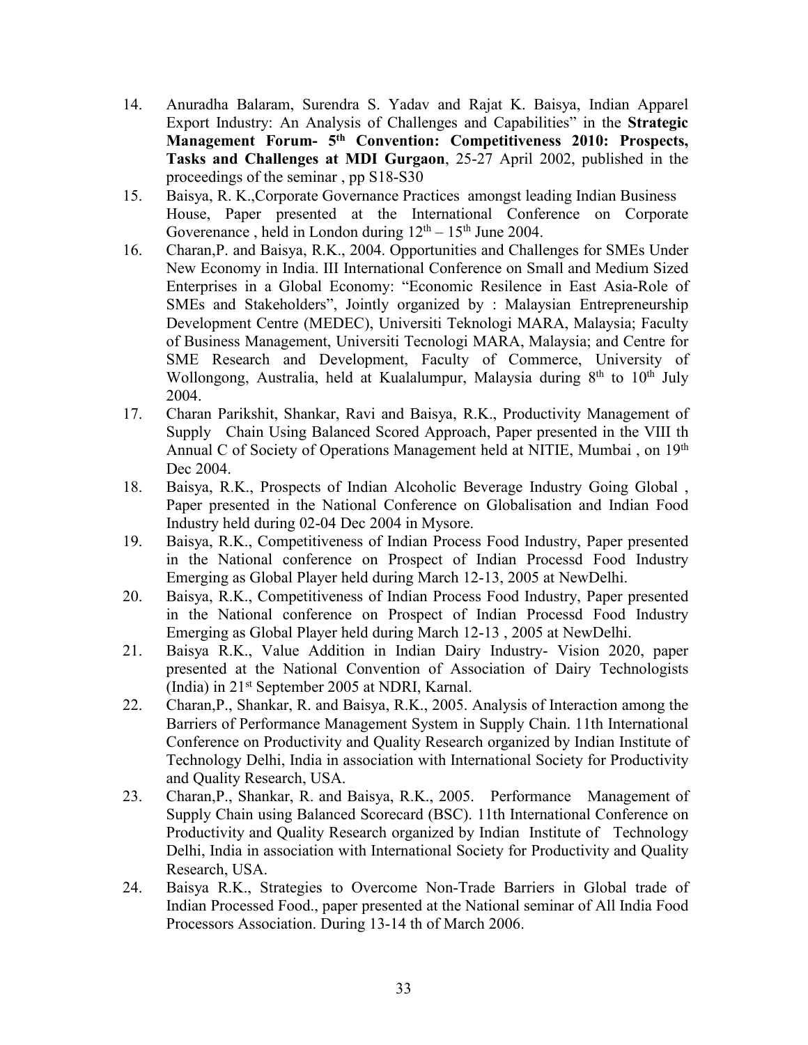14. Anuradha Balaram, Surendra S. Yadav and Rajat K. Baisya, Indian Apparel Export Industry: An Analysis of Challenges and Capabilities" in the **Strategic Management Forum- 5th Convention: Competitiveness 2010: Prospects, Tasks and Challenges at MDI Gurgaon**, 25-27 April 2002, published in the proceedings of the seminar , pp S18-S30
15. Baisya, R. K.,Corporate Governance Practices amongst leading Indian Business House, Paper presented at the International Conference on Corporate Goverenance , held in London during 12th – 15th June 2004.
16. Charan,P. and Baisya, R.K., 2004. Opportunities and Challenges for SMEs Under New Economy in India. III International Conference on Small and Medium Sized Enterprises in a Global Economy: "Economic Resilence in East Asia-Role of SMEs and Stakeholders", Jointly organized by : Malaysian Entrepreneurship Development Centre (MEDEC), Universiti Teknologi MARA, Malaysia; Faculty of Business Management, Universiti Tecnologi MARA, Malaysia; and Centre for SME Research and Development, Faculty of Commerce, University of Wollongong, Australia, held at Kualalumpur, Malaysia during 8th to 10th July 2004.
17. Charan Parikshit, Shankar, Ravi and Baisya, R.K., Productivity Management of Supply Chain Using Balanced Scored Approach, Paper presented in the VIII th Annual C of Society of Operations Management held at NITIE, Mumbai , on 19th Dec 2004.
18. Baisya, R.K., Prospects of Indian Alcoholic Beverage Industry Going Global , Paper presented in the National Conference on Globalisation and Indian Food Industry held during 02-04 Dec 2004 in Mysore.
19. Baisya, R.K., Competitiveness of Indian Process Food Industry, Paper presented in the National conference on Prospect of Indian Processd Food Industry Emerging as Global Player held during March 12-13, 2005 at NewDelhi.
20. Baisya, R.K., Competitiveness of Indian Process Food Industry, Paper presented in the National conference on Prospect of Indian Processd Food Industry Emerging as Global Player held during March 12-13 , 2005 at NewDelhi.
21. Baisya R.K., Value Addition in Indian Dairy Industry- Vision 2020, paper presented at the National Convention of Association of Dairy Technologists (India) in 21st September 2005 at NDRI, Karnal.
22. Charan,P., Shankar, R. and Baisya, R.K., 2005. Analysis of Interaction among the Barriers of Performance Management System in Supply Chain. 11th International Conference on Productivity and Quality Research organized by Indian Institute of Technology Delhi, India in association with International Society for Productivity and Quality Research, USA.
23. Charan,P., Shankar, R. and Baisya, R.K., 2005. Performance Management of Supply Chain using Balanced Scorecard (BSC). 11th International Conference on Productivity and Quality Research organized by Indian Institute of Technology Delhi, India in association with International Society for Productivity and Quality Research, USA.
24. Baisya R.K., Strategies to Overcome Non-Trade Barriers in Global trade of Indian Processed Food., paper presented at the National seminar of All India Food Processors Association. During 13-14 th of March 2006.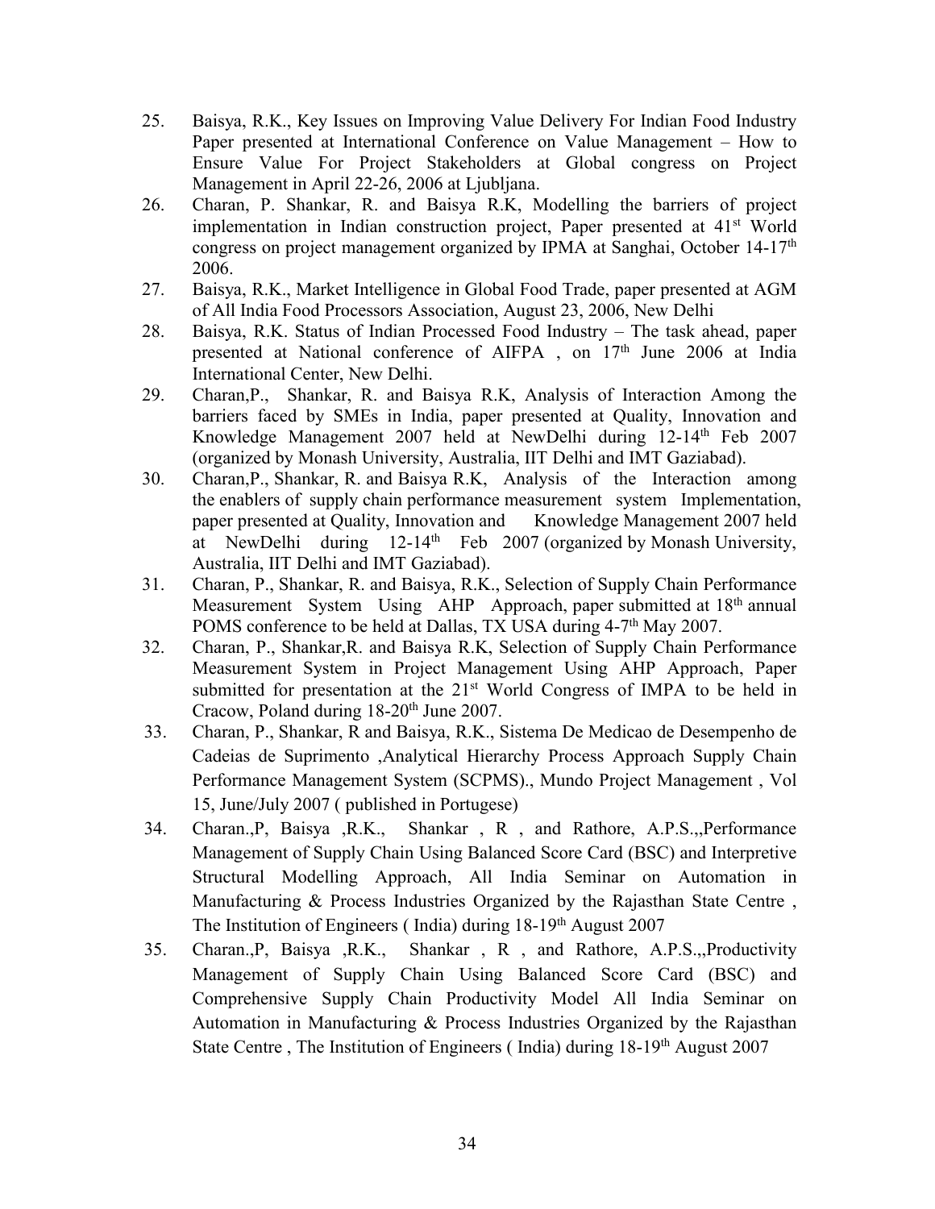25. Baisya, R.K., Key Issues on Improving Value Delivery For Indian Food Industry Paper presented at International Conference on Value Management – How to Ensure Value For Project Stakeholders at Global congress on Project Management in April 22-26, 2006 at Ljubljana.
26. Charan, P. Shankar, R. and Baisya R.K, Modelling the barriers of project implementation in Indian construction project, Paper presented at 41st World congress on project management organized by IPMA at Sanghai, October 14-17th 2006.
27. Baisya, R.K., Market Intelligence in Global Food Trade, paper presented at AGM of All India Food Processors Association, August 23, 2006, New Delhi
28. Baisya, R.K. Status of Indian Processed Food Industry – The task ahead, paper presented at National conference of AIFPA , on 17th June 2006 at India International Center, New Delhi.
29. Charan,P., Shankar, R. and Baisya R.K, Analysis of Interaction Among the barriers faced by SMEs in India, paper presented at Quality, Innovation and Knowledge Management 2007 held at NewDelhi during 12-14th Feb 2007 (organized by Monash University, Australia, IIT Delhi and IMT Gaziabad).
30. Charan,P., Shankar, R. and Baisya R.K, Analysis of the Interaction among the enablers of supply chain performance measurement system Implementation, paper presented at Quality, Innovation and Knowledge Management 2007 held at NewDelhi during 12-14th Feb 2007 (organized by Monash University, Australia, IIT Delhi and IMT Gaziabad).
31. Charan, P., Shankar, R. and Baisya, R.K., Selection of Supply Chain Performance Measurement System Using AHP Approach, paper submitted at 18th annual POMS conference to be held at Dallas, TX USA during 4-7th May 2007.
32. Charan, P., Shankar,R. and Baisya R.K, Selection of Supply Chain Performance Measurement System in Project Management Using AHP Approach, Paper submitted for presentation at the 21st World Congress of IMPA to be held in Cracow, Poland during 18-20th June 2007.
33. Charan, P., Shankar, R and Baisya, R.K., Sistema De Medicao de Desempenho de Cadeias de Suprimento ,Analytical Hierarchy Process Approach Supply Chain Performance Management System (SCPMS)., Mundo Project Management , Vol 15, June/July 2007 ( published in Portugese)
34. Charan.,P, Baisya ,R.K., Shankar , R , and Rathore, A.P.S.,,Performance Management of Supply Chain Using Balanced Score Card (BSC) and Interpretive Structural Modelling Approach, All India Seminar on Automation in Manufacturing & Process Industries Organized by the Rajasthan State Centre , The Institution of Engineers ( India) during 18-19th August 2007
35. Charan.,P, Baisya ,R.K., Shankar , R , and Rathore, A.P.S.,,Productivity Management of Supply Chain Using Balanced Score Card (BSC) and Comprehensive Supply Chain Productivity Model All India Seminar on Automation in Manufacturing & Process Industries Organized by the Rajasthan State Centre , The Institution of Engineers ( India) during 18-19th August 2007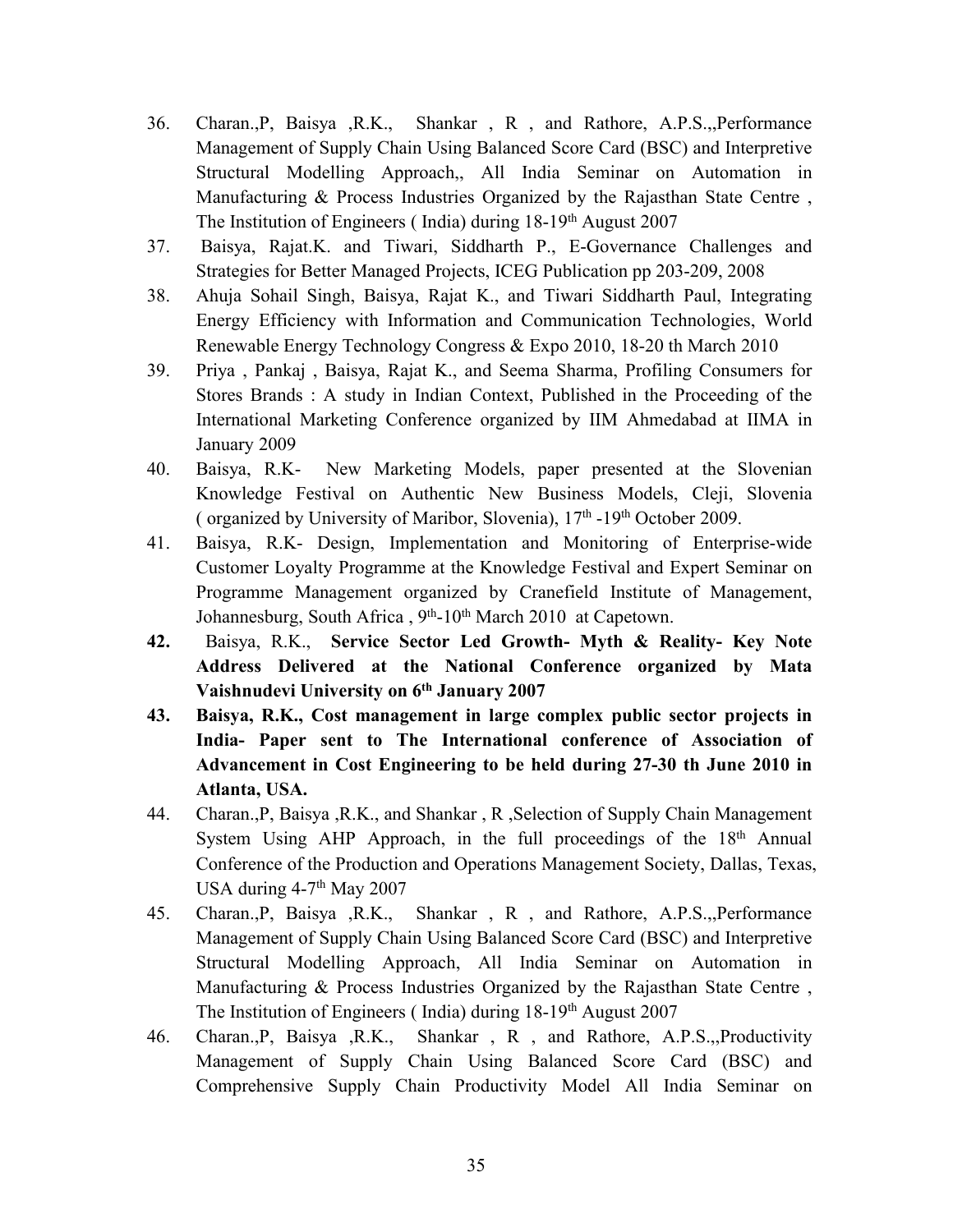36. Charan.,P, Baisya ,R.K., Shankar , R , and Rathore, A.P.S.,,Performance Management of Supply Chain Using Balanced Score Card (BSC) and Interpretive Structural Modelling Approach,, All India Seminar on Automation in Manufacturing & Process Industries Organized by the Rajasthan State Centre , The Institution of Engineers ( India) during 18-19th August 2007
37. Baisya, Rajat.K. and Tiwari, Siddharth P., E-Governance Challenges and Strategies for Better Managed Projects, ICEG Publication pp 203-209, 2008
38. Ahuja Sohail Singh, Baisya, Rajat K., and Tiwari Siddharth Paul, Integrating Energy Efficiency with Information and Communication Technologies, World Renewable Energy Technology Congress & Expo 2010, 18-20 th March 2010
39. Priya , Pankaj , Baisya, Rajat K., and Seema Sharma, Profiling Consumers for Stores Brands : A study in Indian Context, Published in the Proceeding of the International Marketing Conference organized by IIM Ahmedabad at IIMA in January 2009
40. Baisya, R.K- New Marketing Models, paper presented at the Slovenian Knowledge Festival on Authentic New Business Models, Cleji, Slovenia ( organized by University of Maribor, Slovenia), 17th -19th October 2009.
41. Baisya, R.K- Design, Implementation and Monitoring of Enterprise-wide Customer Loyalty Programme at the Knowledge Festival and Expert Seminar on Programme Management organized by Cranefield Institute of Management, Johannesburg, South Africa , 9th-10th March 2010 at Capetown.
42. Baisya, R.K., **Service Sector Led Growth- Myth & Reality- Key Note Address Delivered at the National Conference organized by Mata Vaishnudevi University on 6th January 2007**
43. **Baisya, R.K., Cost management in large complex public sector projects in India- Paper sent to The International conference of Association of Advancement in Cost Engineering to be held during 27-30 th June 2010 in Atlanta, USA.**
44. Charan.,P, Baisya ,R.K., and Shankar , R ,Selection of Supply Chain Management System Using AHP Approach, in the full proceedings of the 18th Annual Conference of the Production and Operations Management Society, Dallas, Texas, USA during 4-7th May 2007
45. Charan.,P, Baisya ,R.K., Shankar , R , and Rathore, A.P.S.,,Performance Management of Supply Chain Using Balanced Score Card (BSC) and Interpretive Structural Modelling Approach, All India Seminar on Automation in Manufacturing & Process Industries Organized by the Rajasthan State Centre , The Institution of Engineers ( India) during 18-19th August 2007
46. Charan.,P, Baisya ,R.K., Shankar , R , and Rathore, A.P.S.,,Productivity Management of Supply Chain Using Balanced Score Card (BSC) and Comprehensive Supply Chain Productivity Model All India Seminar on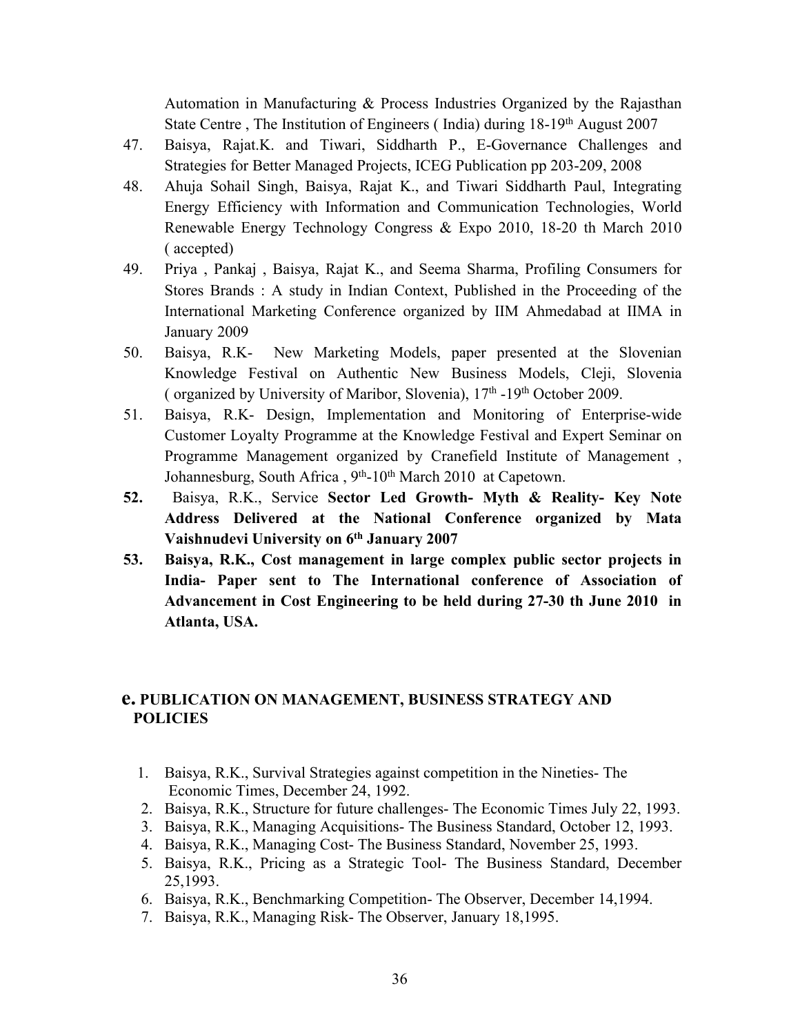Automation in Manufacturing & Process Industries Organized by the Rajasthan State Centre , The Institution of Engineers ( India) during 18-19th August 2007

47. Baisya, Rajat.K. and Tiwari, Siddharth P., E-Governance Challenges and Strategies for Better Managed Projects, ICEG Publication pp 203-209, 2008
48. Ahuja Sohail Singh, Baisya, Rajat K., and Tiwari Siddharth Paul, Integrating Energy Efficiency with Information and Communication Technologies, World Renewable Energy Technology Congress & Expo 2010, 18-20 th March 2010 ( accepted)
49. Priya , Pankaj , Baisya, Rajat K., and Seema Sharma, Profiling Consumers for Stores Brands : A study in Indian Context, Published in the Proceeding of the International Marketing Conference organized by IIM Ahmedabad at IIMA in January 2009
50. Baisya, R.K- New Marketing Models, paper presented at the Slovenian Knowledge Festival on Authentic New Business Models, Cleji, Slovenia ( organized by University of Maribor, Slovenia), 17th -19th October 2009.
51. Baisya, R.K- Design, Implementation and Monitoring of Enterprise-wide Customer Loyalty Programme at the Knowledge Festival and Expert Seminar on Programme Management organized by Cranefield Institute of Management , Johannesburg, South Africa , 9th-10th March 2010 at Capetown.
52. Baisya, R.K., Service **Sector Led Growth- Myth & Reality- Key Note Address Delivered at the National Conference organized by Mata Vaishnudevi University on 6th January 2007**
53. **Baisya, R.K., Cost management in large complex public sector projects in India- Paper sent to The International conference of Association of Advancement in Cost Engineering to be held during 27-30 th June 2010 in Atlanta, USA.**

## e. PUBLICATION ON MANAGEMENT, BUSINESS STRATEGY AND POLICIES

1. Baisya, R.K., Survival Strategies against competition in the Nineties- The Economic Times, December 24, 1992.
2. Baisya, R.K., Structure for future challenges- The Economic Times July 22, 1993.
3. Baisya, R.K., Managing Acquisitions- The Business Standard, October 12, 1993.
4. Baisya, R.K., Managing Cost- The Business Standard, November 25, 1993.
5. Baisya, R.K., Pricing as a Strategic Tool- The Business Standard, December 25,1993.
6. Baisya, R.K., Benchmarking Competition- The Observer, December 14,1994.
7. Baisya, R.K., Managing Risk- The Observer, January 18,1995.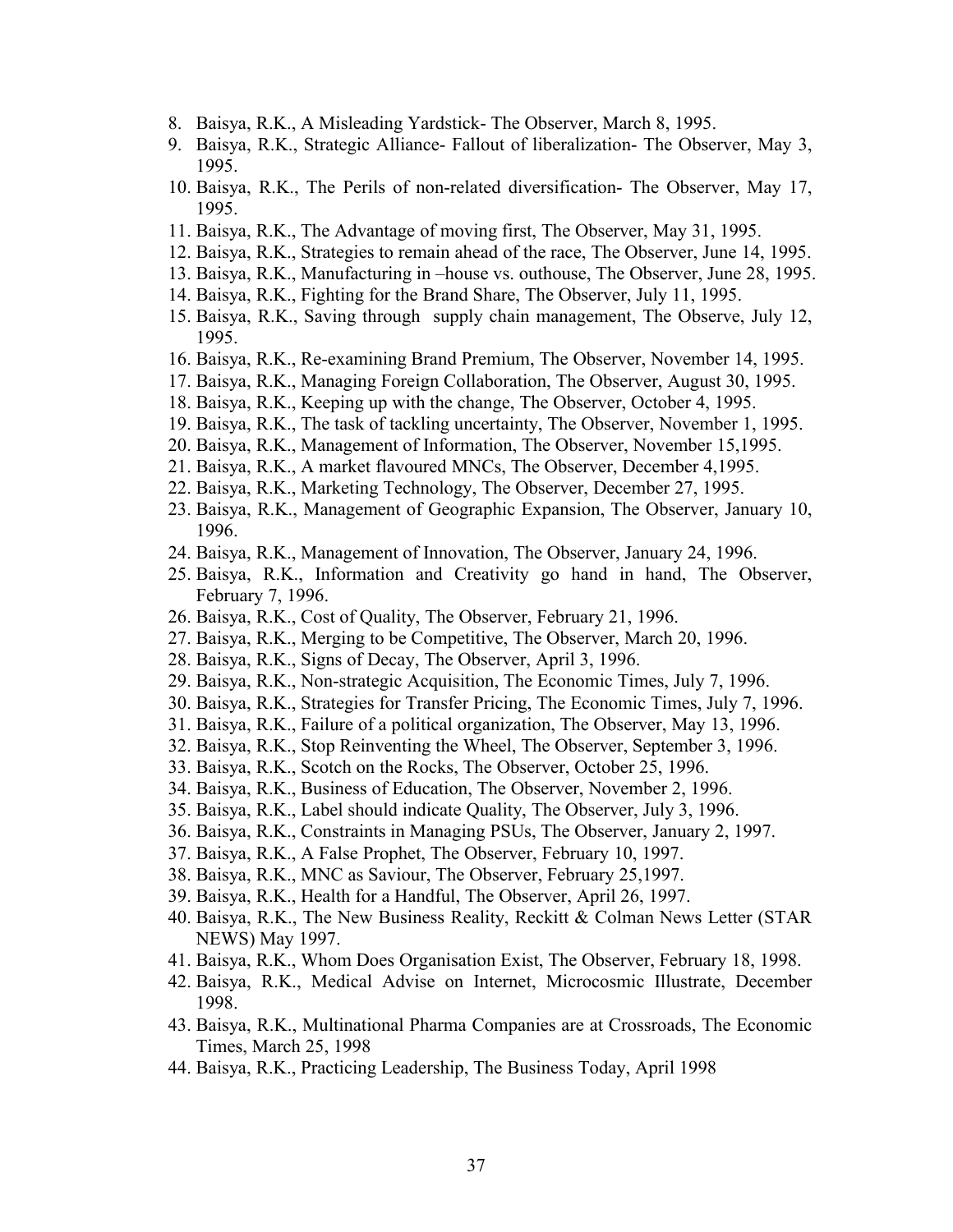8. Baisya, R.K., A Misleading Yardstick- The Observer, March 8, 1995.
9. Baisya, R.K., Strategic Alliance- Fallout of liberalization- The Observer, May 3, 1995.
10. Baisya, R.K., The Perils of non-related diversification- The Observer, May 17, 1995.
11. Baisya, R.K., The Advantage of moving first, The Observer, May 31, 1995.
12. Baisya, R.K., Strategies to remain ahead of the race, The Observer, June 14, 1995.
13. Baisya, R.K., Manufacturing in –house vs. outhouse, The Observer, June 28, 1995.
14. Baisya, R.K., Fighting for the Brand Share, The Observer, July 11, 1995.
15. Baisya, R.K., Saving through supply chain management, The Observe, July 12, 1995.
16. Baisya, R.K., Re-examining Brand Premium, The Observer, November 14, 1995.
17. Baisya, R.K., Managing Foreign Collaboration, The Observer, August 30, 1995.
18. Baisya, R.K., Keeping up with the change, The Observer, October 4, 1995.
19. Baisya, R.K., The task of tackling uncertainty, The Observer, November 1, 1995.
20. Baisya, R.K., Management of Information, The Observer, November 15,1995.
21. Baisya, R.K., A market flavoured MNCs, The Observer, December 4,1995.
22. Baisya, R.K., Marketing Technology, The Observer, December 27, 1995.
23. Baisya, R.K., Management of Geographic Expansion, The Observer, January 10, 1996.
24. Baisya, R.K., Management of Innovation, The Observer, January 24, 1996.
25. Baisya, R.K., Information and Creativity go hand in hand, The Observer, February 7, 1996.
26. Baisya, R.K., Cost of Quality, The Observer, February 21, 1996.
27. Baisya, R.K., Merging to be Competitive, The Observer, March 20, 1996.
28. Baisya, R.K., Signs of Decay, The Observer, April 3, 1996.
29. Baisya, R.K., Non-strategic Acquisition, The Economic Times, July 7, 1996.
30. Baisya, R.K., Strategies for Transfer Pricing, The Economic Times, July 7, 1996.
31. Baisya, R.K., Failure of a political organization, The Observer, May 13, 1996.
32. Baisya, R.K., Stop Reinventing the Wheel, The Observer, September 3, 1996.
33. Baisya, R.K., Scotch on the Rocks, The Observer, October 25, 1996.
34. Baisya, R.K., Business of Education, The Observer, November 2, 1996.
35. Baisya, R.K., Label should indicate Quality, The Observer, July 3, 1996.
36. Baisya, R.K., Constraints in Managing PSUs, The Observer, January 2, 1997.
37. Baisya, R.K., A False Prophet, The Observer, February 10, 1997.
38. Baisya, R.K., MNC as Saviour, The Observer, February 25,1997.
39. Baisya, R.K., Health for a Handful, The Observer, April 26, 1997.
40. Baisya, R.K., The New Business Reality, Reckitt & Colman News Letter (STAR NEWS) May 1997.
41. Baisya, R.K., Whom Does Organisation Exist, The Observer, February 18, 1998.
42. Baisya, R.K., Medical Advise on Internet, Microcosmic Illustrate, December 1998.
43. Baisya, R.K., Multinational Pharma Companies are at Crossroads, The Economic Times, March 25, 1998
44. Baisya, R.K., Practicing Leadership, The Business Today, April 1998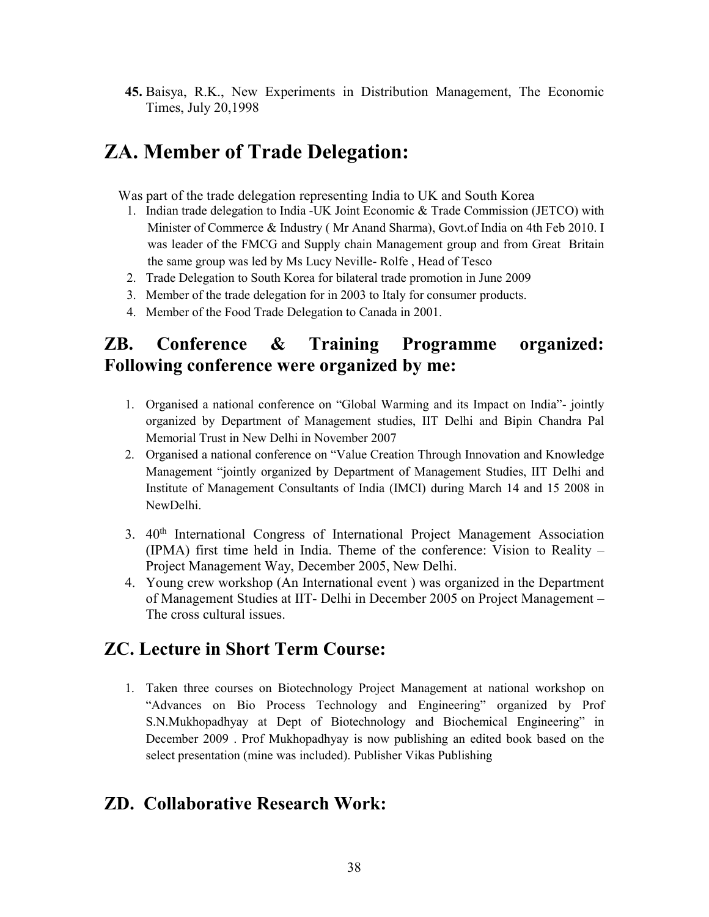45. Baisya, R.K., New Experiments in Distribution Management, The Economic Times, July 20,1998

# ZA. Member of Trade Delegation:

Was part of the trade delegation representing India to UK and South Korea

1. Indian trade delegation to India -UK Joint Economic & Trade Commission (JETCO) with Minister of Commerce & Industry ( Mr Anand Sharma), Govt.of India on 4th Feb 2010. I was leader of the FMCG and Supply chain Management group and from Great Britain the same group was led by Ms Lucy Neville- Rolfe , Head of Tesco
2. Trade Delegation to South Korea for bilateral trade promotion in June 2009
3. Member of the trade delegation for in 2003 to Italy for consumer products.
4. Member of the Food Trade Delegation to Canada in 2001.

## ZB. Conference & Training Programme organized: Following conference were organized by me:

1. Organised a national conference on "Global Warming and its Impact on India"- jointly organized by Department of Management studies, IIT Delhi and Bipin Chandra Pal Memorial Trust in New Delhi in November 2007
2. Organised a national conference on "Value Creation Through Innovation and Knowledge Management "jointly organized by Department of Management Studies, IIT Delhi and Institute of Management Consultants of India (IMCI) during March 14 and 15 2008 in NewDelhi.
3. 40th International Congress of International Project Management Association (IPMA) first time held in India. Theme of the conference: Vision to Reality – Project Management Way, December 2005, New Delhi.
4. Young crew workshop (An International event ) was organized in the Department of Management Studies at IIT- Delhi in December 2005 on Project Management – The cross cultural issues.

## ZC. Lecture in Short Term Course:

1. Taken three courses on Biotechnology Project Management at national workshop on "Advances on Bio Process Technology and Engineering" organized by Prof S.N.Mukhopadhyay at Dept of Biotechnology and Biochemical Engineering" in December 2009 . Prof Mukhopadhyay is now publishing an edited book based on the select presentation (mine was included). Publisher Vikas Publishing

## ZD. Collaborative Research Work: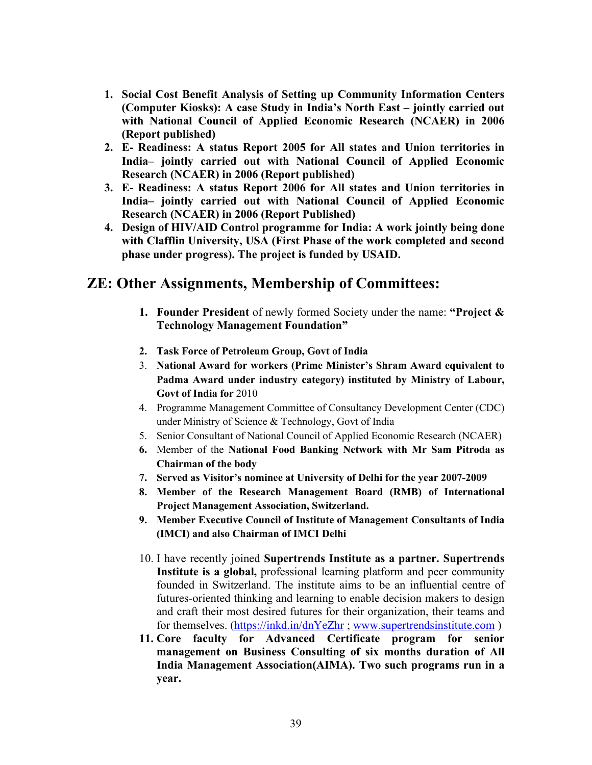1. **Social Cost Benefit Analysis of Setting up Community Information Centers (Computer Kiosks): A case Study in India's North East – jointly carried out with National Council of Applied Economic Research (NCAER) in 2006 (Report published)**
2. **E- Readiness: A status Report 2005 for All states and Union territories in India– jointly carried out with National Council of Applied Economic Research (NCAER) in 2006 (Report published)**
3. **E- Readiness: A status Report 2006 for All states and Union territories in India– jointly carried out with National Council of Applied Economic Research (NCAER) in 2006 (Report Published)**
4. **Design of HIV/AID Control programme for India: A work jointly being done with Clafflin University, USA (First Phase of the work completed and second phase under progress). The project is funded by USAID.**

## ZE: Other Assignments, Membership of Committees:

1. **Founder President** of newly formed Society under the name: **"Project & Technology Management Foundation"**
2. **Task Force of Petroleum Group, Govt of India**
3. **National Award for workers (Prime Minister's Shram Award equivalent to Padma Award under industry category) instituted by Ministry of Labour, Govt of India for** 2010
4. Programme Management Committee of Consultancy Development Center (CDC) under Ministry of Science & Technology, Govt of India
5. Senior Consultant of National Council of Applied Economic Research (NCAER)
6. Member of the **National Food Banking Network with Mr Sam Pitroda as Chairman of the body**
7. **Served as Visitor's nominee at University of Delhi for the year 2007-2009**
8. **Member of the Research Management Board (RMB) of International Project Management Association, Switzerland.**
9. **Member Executive Council of Institute of Management Consultants of India (IMCI) and also Chairman of IMCI Delhi**
10. I have recently joined **Supertrends Institute as a partner. Supertrends Institute is a global,** professional learning platform and peer community founded in Switzerland. The institute aims to be an influential centre of futures-oriented thinking and learning to enable decision makers to design and craft their most desired futures for their organization, their teams and for themselves. (https://inkd.in/dnYeZhr ; www.supertrendsinstitute.com )
11. **Core faculty for Advanced Certificate program for senior management on Business Consulting of six months duration of All India Management Association(AIMA). Two such programs run in a year.**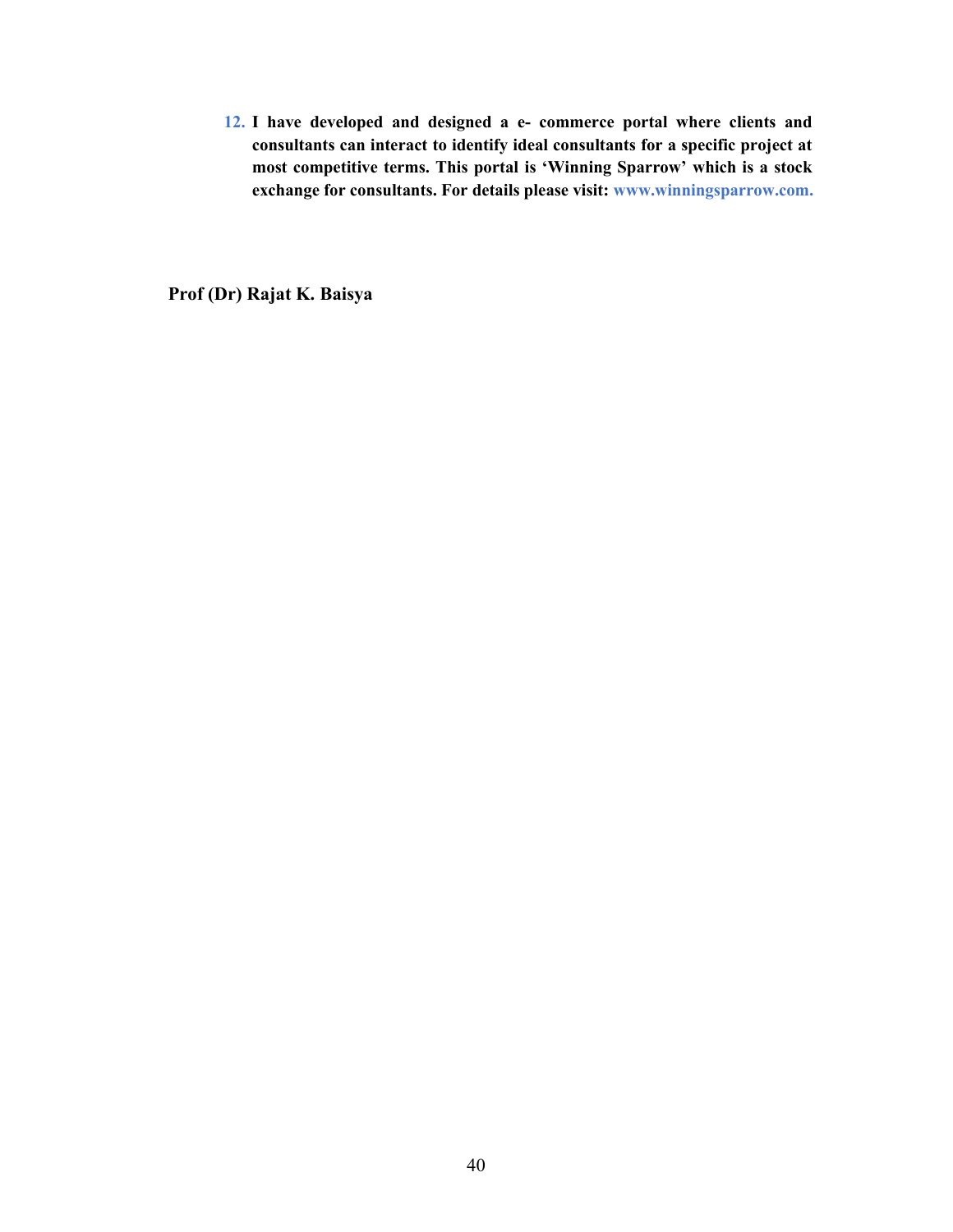12. **I have developed and designed a e- commerce portal where clients and consultants can interact to identify ideal consultants for a specific project at most competitive terms. This portal is 'Winning Sparrow' which is a stock exchange for consultants. For details please visit: www.winningsparrow.com.**

**Prof (Dr) Rajat K. Baisya**